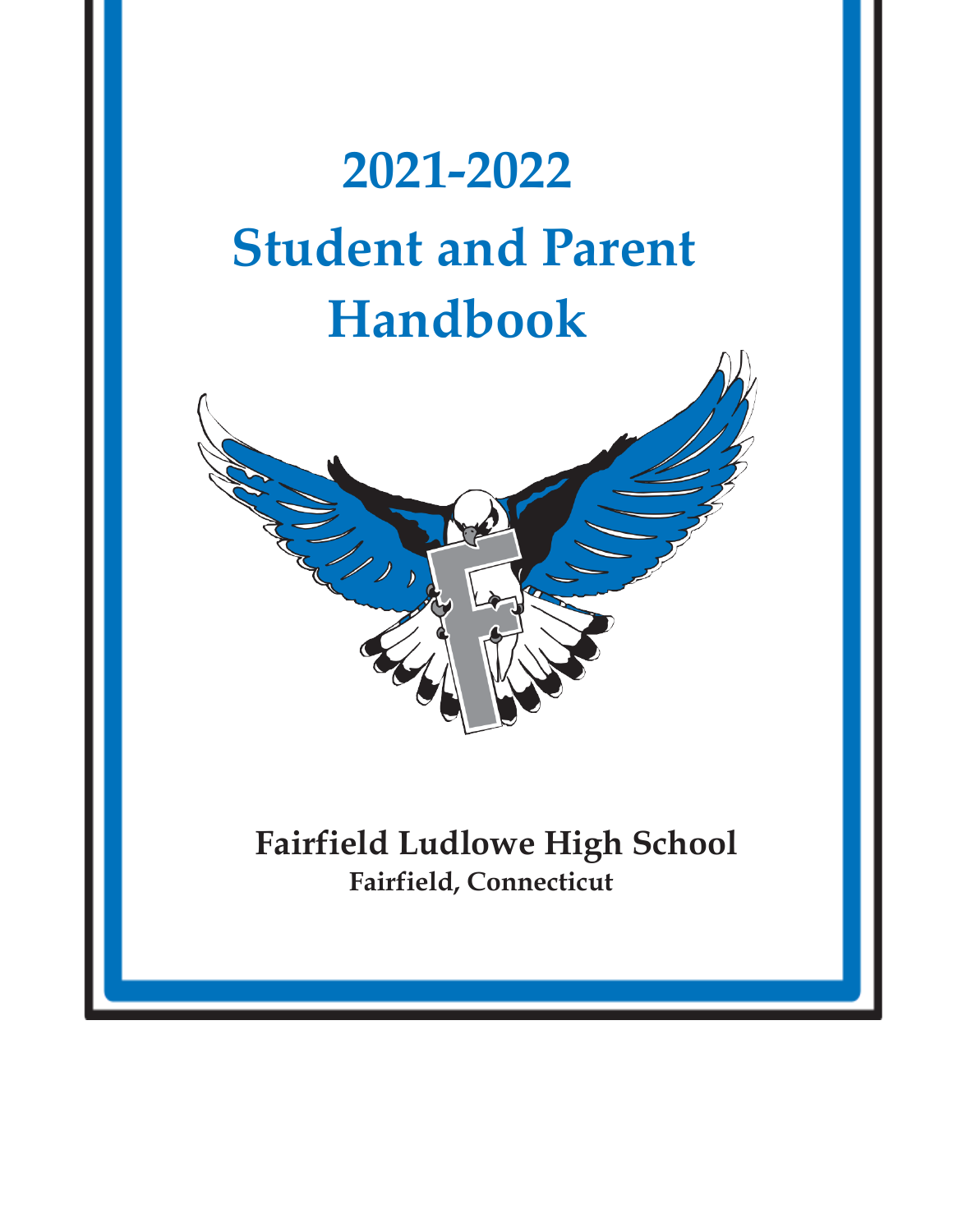# 2021-2022

# Student and Parent Handbook

**Fairfield Ludlowe High School**

**Fairfield, Connecticut**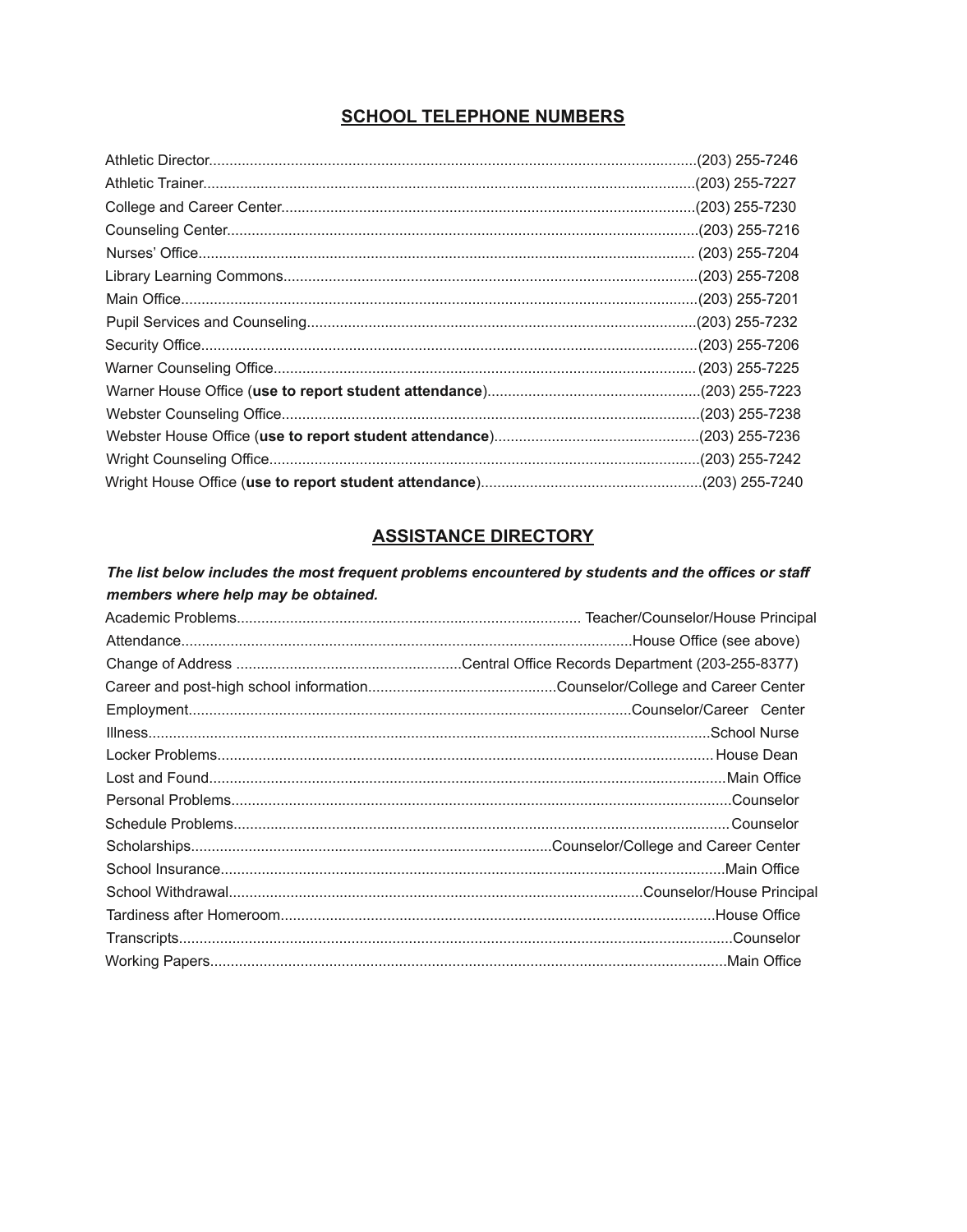## SCHOOL TELEPHONE NUMBERS

| | |
|---|---|
| Athletic Director | (203) 255-7246 |
| Athletic Trainer | (203) 255-7227 |
| College and Career Center | (203) 255-7230 |
| Counseling Center | (203) 255-7216 |
| Nurses' Office | (203) 255-7204 |
| Library Learning Commons | (203) 255-7208 |
| Main Office | (203) 255-7201 |
| Pupil Services and Counseling | (203) 255-7232 |
| Security Office | (203) 255-7206 |
| Warner Counseling Office | (203) 255-7225 |
| Warner House Office (**use to report student attendance**) | (203) 255-7223 |
| Webster Counseling Office | (203) 255-7238 |
| Webster House Office (**use to report student attendance**) | (203) 255-7236 |
| Wright Counseling Office | (203) 255-7242 |
| Wright House Office (**use to report student attendance**) | (203) 255-7240 |

## ASSISTANCE DIRECTORY

***The list below includes the most frequent problems encountered by students and the offices or staff members where help may be obtained.***

| | |
|---|---|
| Academic Problems | Teacher/Counselor/House Principal |
| Attendance | House Office (see above) |
| Change of Address | Central Office Records Department (203-255-8377) |
| Career and post-high school information | Counselor/College and Career Center |
| Employment | Counselor/Career Center |
| Illness | School Nurse |
| Locker Problems | House Dean |
| Lost and Found | Main Office |
| Personal Problems | Counselor |
| Schedule Problems | Counselor |
| Scholarships | Counselor/College and Career Center |
| School Insurance | Main Office |
| School Withdrawal | Counselor/House Principal |
| Tardiness after Homeroom | House Office |
| Transcripts | Counselor |
| Working Papers | Main Office |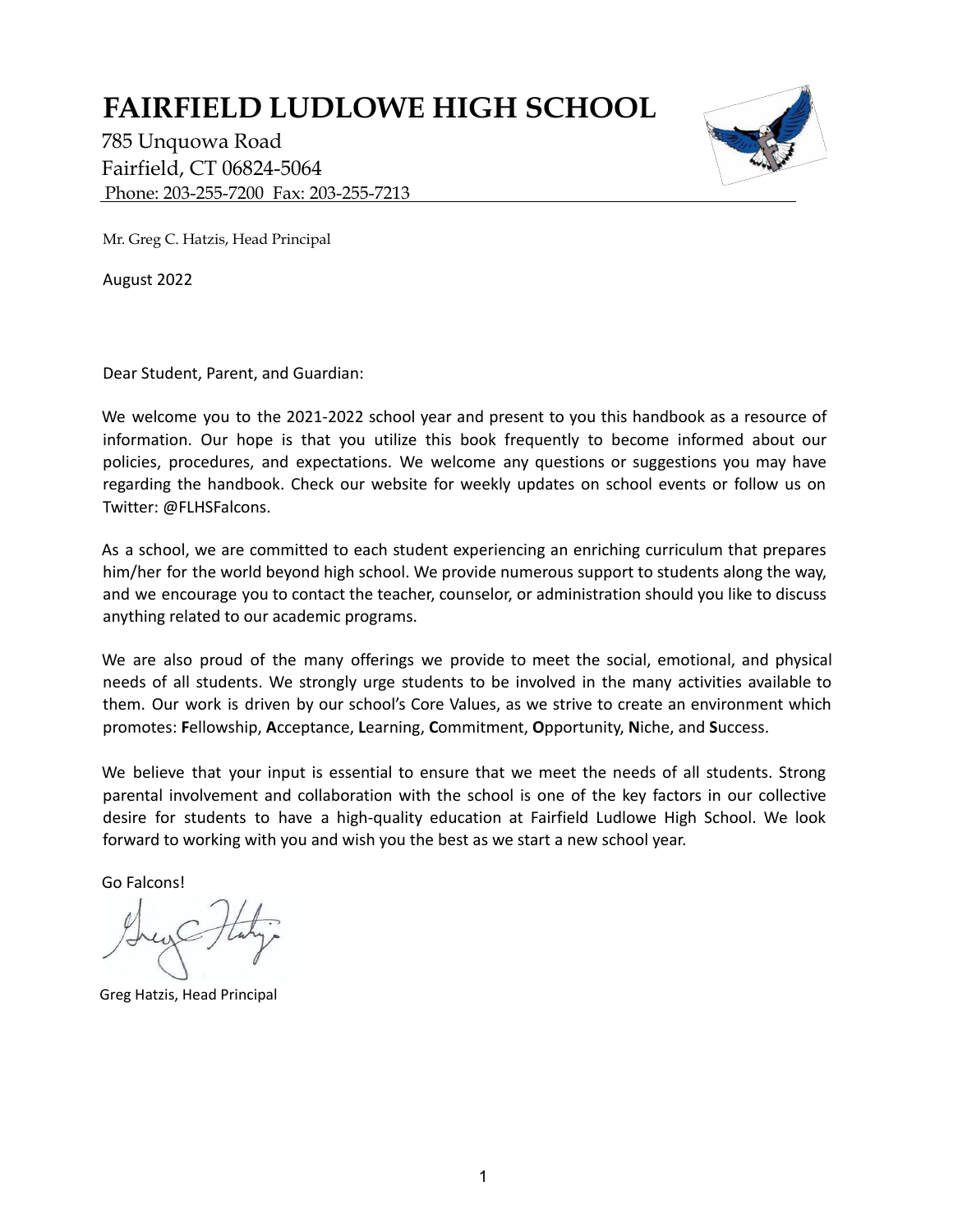# FAIRFIELD LUDLOWE HIGH SCHOOL

785 Unquowa Road
Fairfield, CT 06824-5064
Phone: 203-255-7200 Fax: 203-255-7213

Mr. Greg C. Hatzis, Head Principal

August 2022

Dear Student, Parent, and Guardian:

We welcome you to the 2021-2022 school year and present to you this handbook as a resource of information. Our hope is that you utilize this book frequently to become informed about our policies, procedures, and expectations. We welcome any questions or suggestions you may have regarding the handbook. Check our website for weekly updates on school events or follow us on Twitter: @FLHSFalcons.

As a school, we are committed to each student experiencing an enriching curriculum that prepares him/her for the world beyond high school. We provide numerous support to students along the way, and we encourage you to contact the teacher, counselor, or administration should you like to discuss anything related to our academic programs.

We are also proud of the many offerings we provide to meet the social, emotional, and physical needs of all students. We strongly urge students to be involved in the many activities available to them. Our work is driven by our school's Core Values, as we strive to create an environment which promotes: **F**ellowship, **A**cceptance, **L**earning, **C**ommitment, **O**pportunity, **N**iche, and **S**uccess.

We believe that your input is essential to ensure that we meet the needs of all students. Strong parental involvement and collaboration with the school is one of the key factors in our collective desire for students to have a high-quality education at Fairfield Ludlowe High School. We look forward to working with you and wish you the best as we start a new school year.

Go Falcons!

Greg Hatzis, Head Principal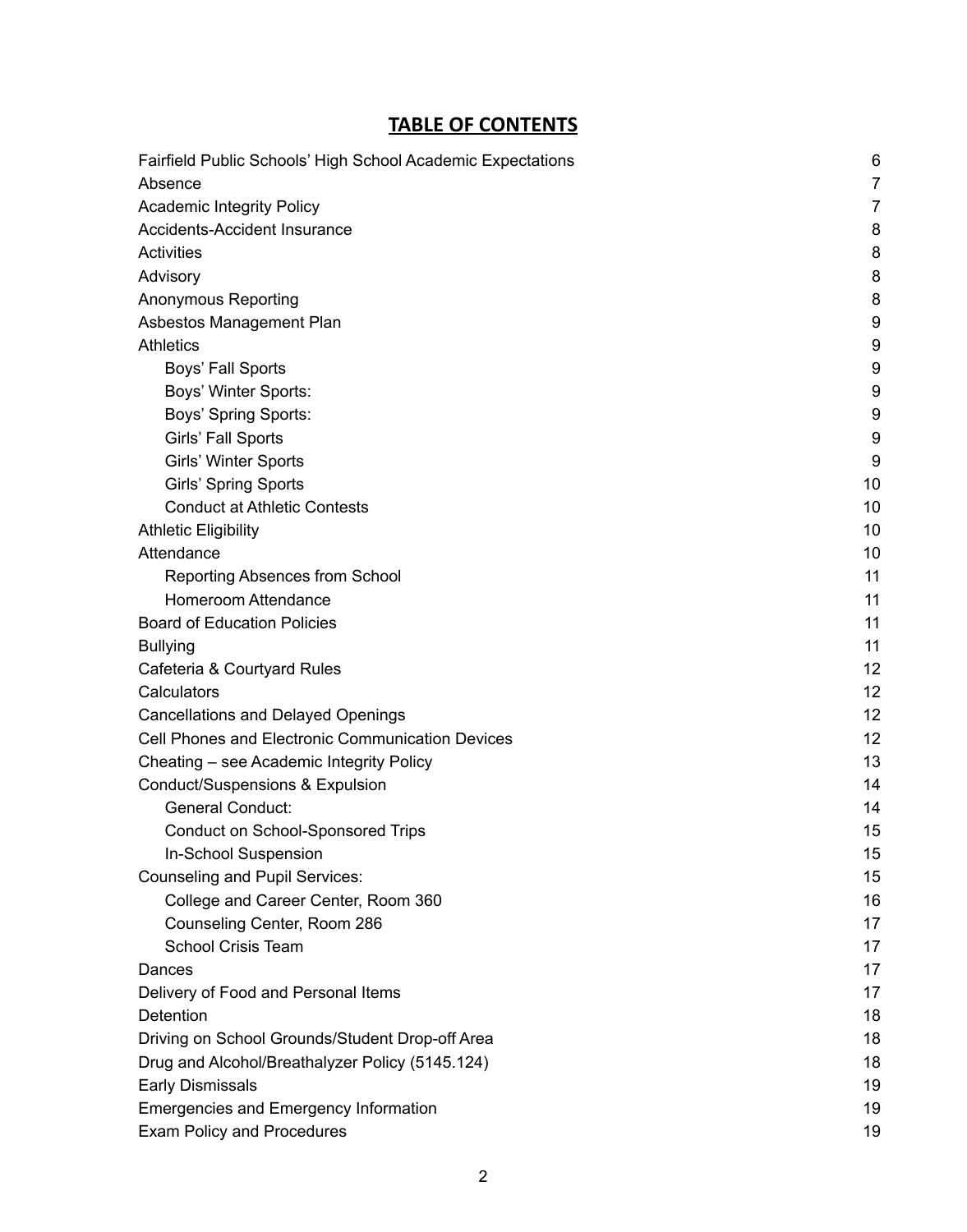## TABLE OF CONTENTS

| | |
|---|---|
| Fairfield Public Schools' High School Academic Expectations | 6 |
| Absence | 7 |
| Academic Integrity Policy | 7 |
| Accidents-Accident Insurance | 8 |
| Activities | 8 |
| Advisory | 8 |
| Anonymous Reporting | 8 |
| Asbestos Management Plan | 9 |
| Athletics | 9 |
| Boys' Fall Sports | 9 |
| Boys' Winter Sports: | 9 |
| Boys' Spring Sports: | 9 |
| Girls' Fall Sports | 9 |
| Girls' Winter Sports | 9 |
| Girls' Spring Sports | 10 |
| Conduct at Athletic Contests | 10 |
| Athletic Eligibility | 10 |
| Attendance | 10 |
| Reporting Absences from School | 11 |
| Homeroom Attendance | 11 |
| Board of Education Policies | 11 |
| Bullying | 11 |
| Cafeteria & Courtyard Rules | 12 |
| Calculators | 12 |
| Cancellations and Delayed Openings | 12 |
| Cell Phones and Electronic Communication Devices | 12 |
| Cheating – see Academic Integrity Policy | 13 |
| Conduct/Suspensions & Expulsion | 14 |
| General Conduct: | 14 |
| Conduct on School-Sponsored Trips | 15 |
| In-School Suspension | 15 |
| Counseling and Pupil Services: | 15 |
| College and Career Center, Room 360 | 16 |
| Counseling Center, Room 286 | 17 |
| School Crisis Team | 17 |
| Dances | 17 |
| Delivery of Food and Personal Items | 17 |
| Detention | 18 |
| Driving on School Grounds/Student Drop-off Area | 18 |
| Drug and Alcohol/Breathalyzer Policy (5145.124) | 18 |
| Early Dismissals | 19 |
| Emergencies and Emergency Information | 19 |
| Exam Policy and Procedures | 19 |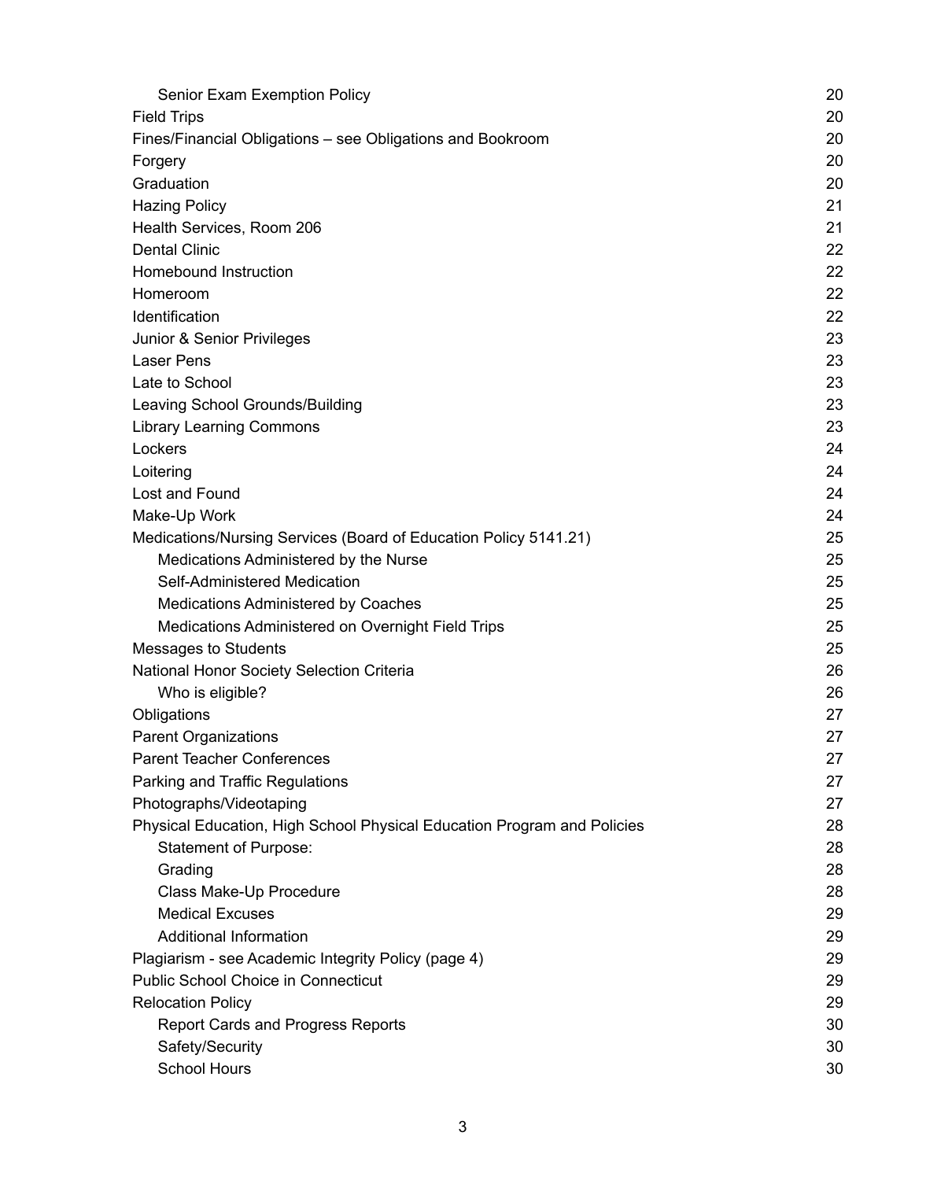| | |
|---|---|
| &nbsp;&nbsp;&nbsp;&nbsp;Senior Exam Exemption Policy | 20 |
| Field Trips | 20 |
| Fines/Financial Obligations – see Obligations and Bookroom | 20 |
| Forgery | 20 |
| Graduation | 20 |
| Hazing Policy | 21 |
| Health Services, Room 206 | 21 |
| Dental Clinic | 22 |
| Homebound Instruction | 22 |
| Homeroom | 22 |
| Identification | 22 |
| Junior & Senior Privileges | 23 |
| Laser Pens | 23 |
| Late to School | 23 |
| Leaving School Grounds/Building | 23 |
| Library Learning Commons | 23 |
| Lockers | 24 |
| Loitering | 24 |
| Lost and Found | 24 |
| Make-Up Work | 24 |
| Medications/Nursing Services (Board of Education Policy 5141.21) | 25 |
| &nbsp;&nbsp;&nbsp;&nbsp;Medications Administered by the Nurse | 25 |
| &nbsp;&nbsp;&nbsp;&nbsp;Self-Administered Medication | 25 |
| &nbsp;&nbsp;&nbsp;&nbsp;Medications Administered by Coaches | 25 |
| &nbsp;&nbsp;&nbsp;&nbsp;Medications Administered on Overnight Field Trips | 25 |
| Messages to Students | 25 |
| National Honor Society Selection Criteria | 26 |
| &nbsp;&nbsp;&nbsp;&nbsp;Who is eligible? | 26 |
| Obligations | 27 |
| Parent Organizations | 27 |
| Parent Teacher Conferences | 27 |
| Parking and Traffic Regulations | 27 |
| Photographs/Videotaping | 27 |
| Physical Education, High School Physical Education Program and Policies | 28 |
| &nbsp;&nbsp;&nbsp;&nbsp;Statement of Purpose: | 28 |
| &nbsp;&nbsp;&nbsp;&nbsp;Grading | 28 |
| &nbsp;&nbsp;&nbsp;&nbsp;Class Make-Up Procedure | 28 |
| &nbsp;&nbsp;&nbsp;&nbsp;Medical Excuses | 29 |
| &nbsp;&nbsp;&nbsp;&nbsp;Additional Information | 29 |
| Plagiarism - see Academic Integrity Policy (page 4) | 29 |
| Public School Choice in Connecticut | 29 |
| Relocation Policy | 29 |
| &nbsp;&nbsp;&nbsp;&nbsp;Report Cards and Progress Reports | 30 |
| &nbsp;&nbsp;&nbsp;&nbsp;Safety/Security | 30 |
| &nbsp;&nbsp;&nbsp;&nbsp;School Hours | 30 |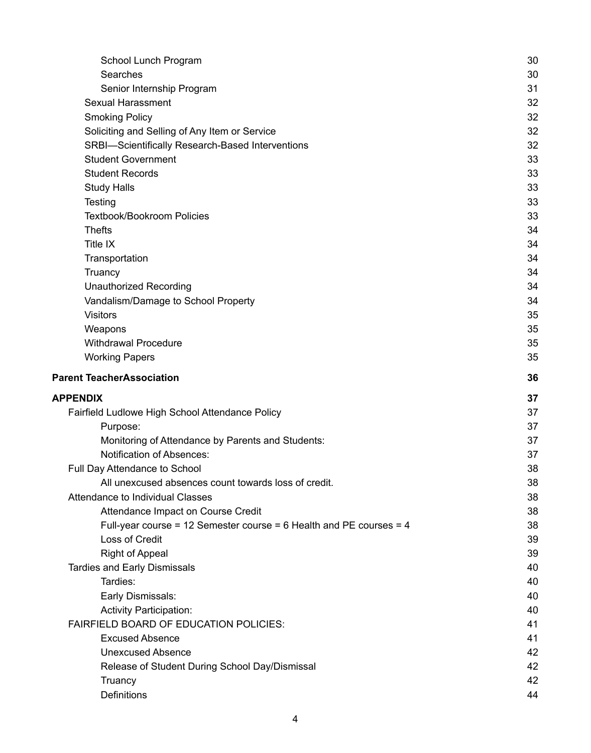School Lunch Program 30
Searches 30
Senior Internship Program 31
Sexual Harassment 32
Smoking Policy 32
Soliciting and Selling of Any Item or Service 32
SRBI—Scientifically Research-Based Interventions 32
Student Government 33
Student Records 33
Study Halls 33
Testing 33
Textbook/Bookroom Policies 33
Thefts 34
Title IX 34
Transportation 34
Truancy 34
Unauthorized Recording 34
Vandalism/Damage to School Property 34
Visitors 35
Weapons 35
Withdrawal Procedure 35
Working Papers 35

**Parent TeacherAssociation 36**

**APPENDIX 37**

Fairfield Ludlowe High School Attendance Policy 37
Purpose: 37
Monitoring of Attendance by Parents and Students: 37
Notification of Absences: 37
Full Day Attendance to School 38
All unexcused absences count towards loss of credit. 38
Attendance to Individual Classes 38
Attendance Impact on Course Credit 38
Full-year course = 12 Semester course = 6 Health and PE courses = 4 38
Loss of Credit 39
Right of Appeal 39
Tardies and Early Dismissals 40
Tardies: 40
Early Dismissals: 40
Activity Participation: 40
FAIRFIELD BOARD OF EDUCATION POLICIES: 41
Excused Absence 41
Unexcused Absence 42
Release of Student During School Day/Dismissal 42
Truancy 42
Definitions 44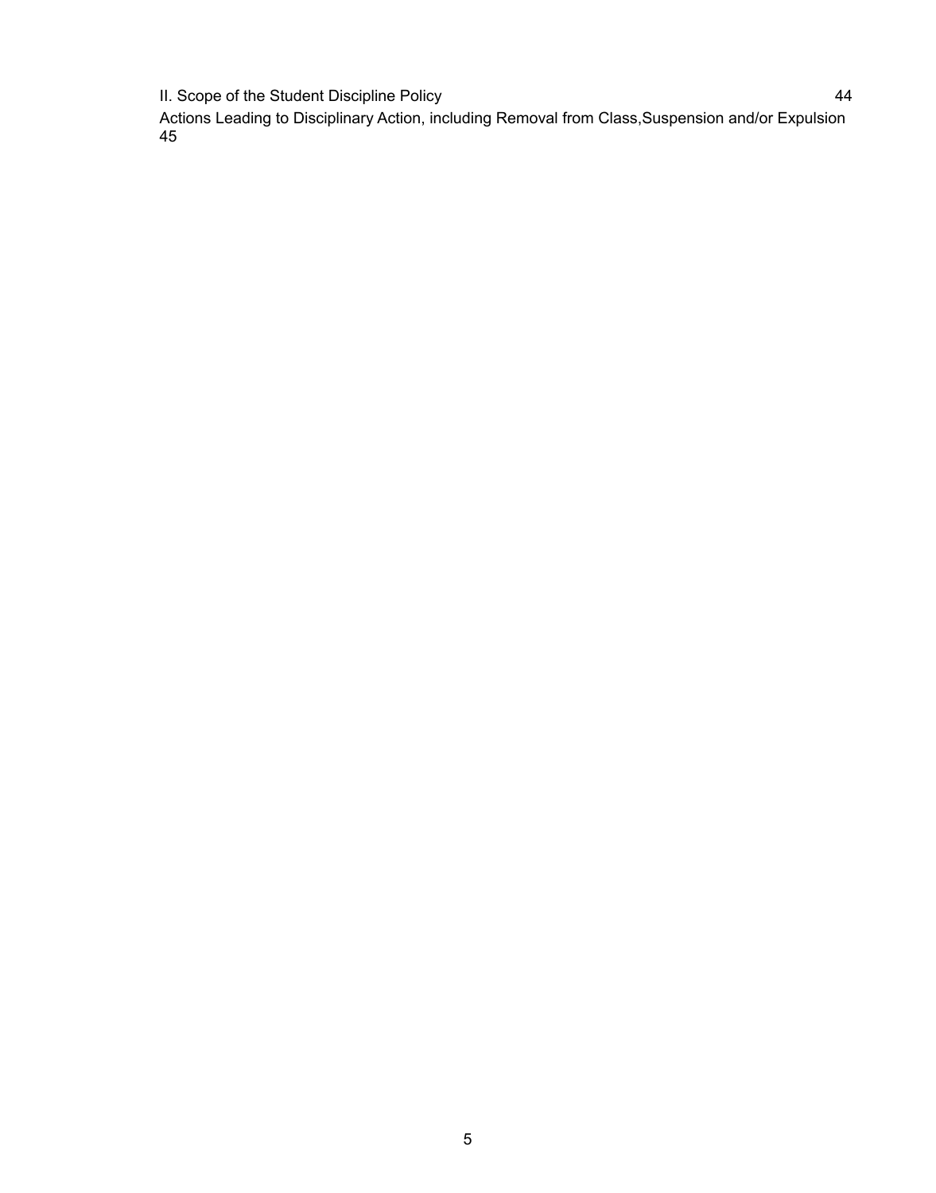II. Scope of the Student Discipline Policy 44

Actions Leading to Disciplinary Action, including Removal from Class,Suspension and/or Expulsion 45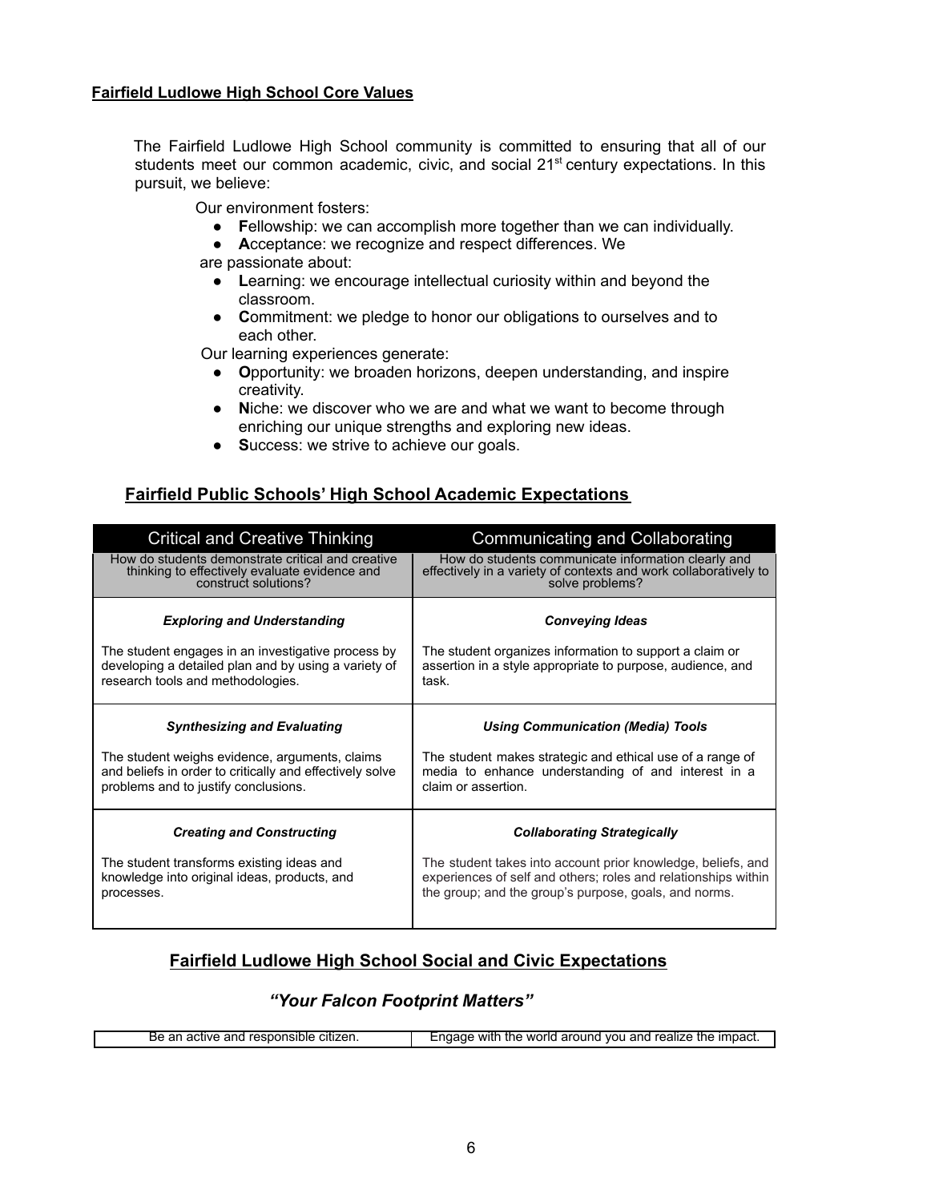**Fairfield Ludlowe High School Core Values**

The Fairfield Ludlowe High School community is committed to ensuring that all of our students meet our common academic, civic, and social 21st century expectations. In this pursuit, we believe:

Our environment fosters:

- **F**ellowship: we can accomplish more together than we can individually.
- **A**cceptance: we recognize and respect differences. We

are passionate about:

- **L**earning: we encourage intellectual curiosity within and beyond the classroom.
- **C**ommitment: we pledge to honor our obligations to ourselves and to each other.

Our learning experiences generate:

- **O**pportunity: we broaden horizons, deepen understanding, and inspire creativity.
- **N**iche: we discover who we are and what we want to become through enriching our unique strengths and exploring new ideas.
- **S**uccess: we strive to achieve our goals.

## Fairfield Public Schools' High School Academic Expectations

| Critical and Creative Thinking | Communicating and Collaborating |
|---|---|
| How do students demonstrate critical and creative thinking to effectively evaluate evidence and construct solutions? | How do students communicate information clearly and effectively in a variety of contexts and work collaboratively to solve problems? |
| ***Exploring and Understanding*** The student engages in an investigative process by developing a detailed plan and by using a variety of research tools and methodologies. | ***Conveying Ideas*** The student organizes information to support a claim or assertion in a style appropriate to purpose, audience, and task. |
| ***Synthesizing and Evaluating*** The student weighs evidence, arguments, claims and beliefs in order to critically and effectively solve problems and to justify conclusions. | ***Using Communication (Media) Tools*** The student makes strategic and ethical use of a range of media to enhance understanding of and interest in a claim or assertion. |
| ***Creating and Constructing*** The student transforms existing ideas and knowledge into original ideas, products, and processes. | ***Collaborating Strategically*** The student takes into account prior knowledge, beliefs, and experiences of self and others; roles and relationships within the group; and the group's purpose, goals, and norms. |

## Fairfield Ludlowe High School Social and Civic Expectations

***"Your Falcon Footprint Matters"***

| Be an active and responsible citizen. | Engage with the world around you and realize the impact. |
|---|---|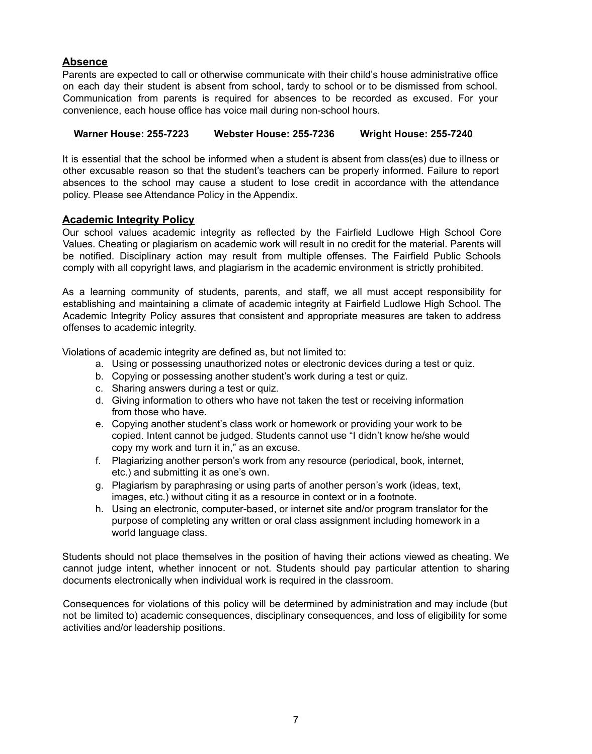## Absence

Parents are expected to call or otherwise communicate with their child's house administrative office on each day their student is absent from school, tardy to school or to be dismissed from school. Communication from parents is required for absences to be recorded as excused. For your convenience, each house office has voice mail during non-school hours.

**Warner House: 255-7223 Webster House: 255-7236 Wright House: 255-7240**

It is essential that the school be informed when a student is absent from class(es) due to illness or other excusable reason so that the student's teachers can be properly informed. Failure to report absences to the school may cause a student to lose credit in accordance with the attendance policy. Please see Attendance Policy in the Appendix.

## Academic Integrity Policy

Our school values academic integrity as reflected by the Fairfield Ludlowe High School Core Values. Cheating or plagiarism on academic work will result in no credit for the material. Parents will be notified. Disciplinary action may result from multiple offenses. The Fairfield Public Schools comply with all copyright laws, and plagiarism in the academic environment is strictly prohibited.

As a learning community of students, parents, and staff, we all must accept responsibility for establishing and maintaining a climate of academic integrity at Fairfield Ludlowe High School. The Academic Integrity Policy assures that consistent and appropriate measures are taken to address offenses to academic integrity.

Violations of academic integrity are defined as, but not limited to:

a. Using or possessing unauthorized notes or electronic devices during a test or quiz.
b. Copying or possessing another student's work during a test or quiz.
c. Sharing answers during a test or quiz.
d. Giving information to others who have not taken the test or receiving information from those who have.
e. Copying another student's class work or homework or providing your work to be copied. Intent cannot be judged. Students cannot use "I didn't know he/she would copy my work and turn it in," as an excuse.
f. Plagiarizing another person's work from any resource (periodical, book, internet, etc.) and submitting it as one's own.
g. Plagiarism by paraphrasing or using parts of another person's work (ideas, text, images, etc.) without citing it as a resource in context or in a footnote.
h. Using an electronic, computer-based, or internet site and/or program translator for the purpose of completing any written or oral class assignment including homework in a world language class.

Students should not place themselves in the position of having their actions viewed as cheating. We cannot judge intent, whether innocent or not. Students should pay particular attention to sharing documents electronically when individual work is required in the classroom.

Consequences for violations of this policy will be determined by administration and may include (but not be limited to) academic consequences, disciplinary consequences, and loss of eligibility for some activities and/or leadership positions.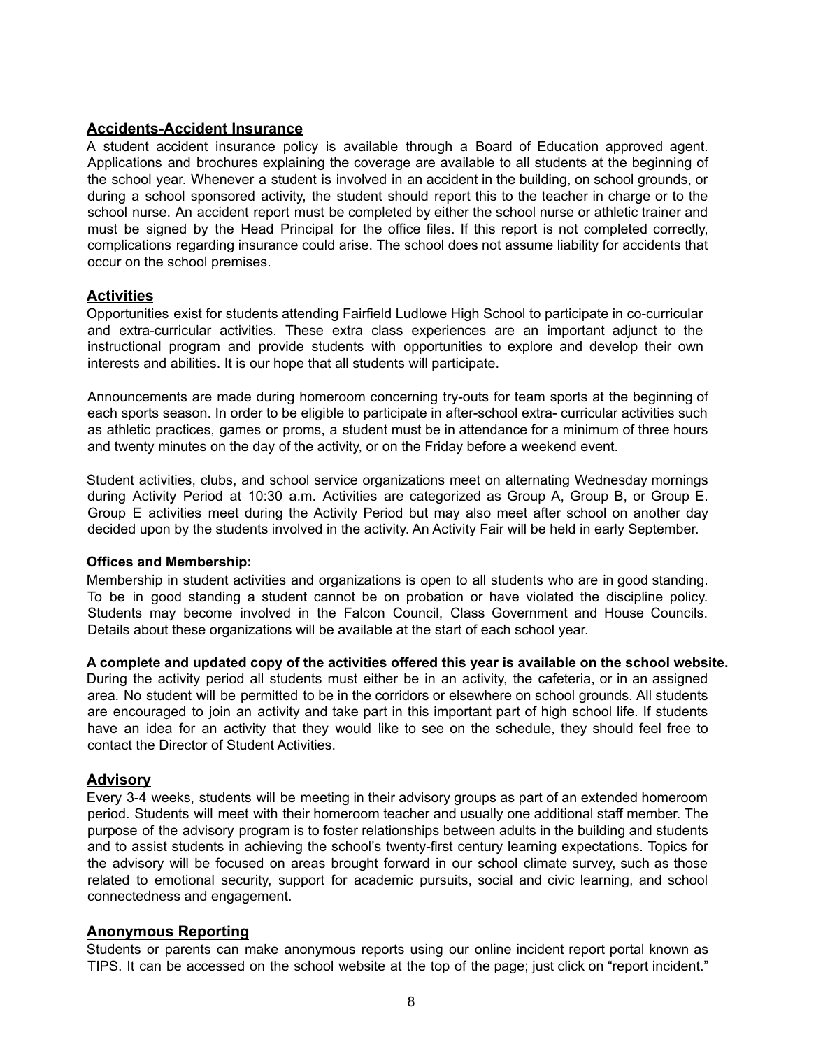## Accidents-Accident Insurance

A student accident insurance policy is available through a Board of Education approved agent. Applications and brochures explaining the coverage are available to all students at the beginning of the school year. Whenever a student is involved in an accident in the building, on school grounds, or during a school sponsored activity, the student should report this to the teacher in charge or to the school nurse. An accident report must be completed by either the school nurse or athletic trainer and must be signed by the Head Principal for the office files. If this report is not completed correctly, complications regarding insurance could arise. The school does not assume liability for accidents that occur on the school premises.

## Activities

Opportunities exist for students attending Fairfield Ludlowe High School to participate in co-curricular and extra-curricular activities. These extra class experiences are an important adjunct to the instructional program and provide students with opportunities to explore and develop their own interests and abilities. It is our hope that all students will participate.

Announcements are made during homeroom concerning try-outs for team sports at the beginning of each sports season. In order to be eligible to participate in after-school extra- curricular activities such as athletic practices, games or proms, a student must be in attendance for a minimum of three hours and twenty minutes on the day of the activity, or on the Friday before a weekend event.

Student activities, clubs, and school service organizations meet on alternating Wednesday mornings during Activity Period at 10:30 a.m. Activities are categorized as Group A, Group B, or Group E. Group E activities meet during the Activity Period but may also meet after school on another day decided upon by the students involved in the activity. An Activity Fair will be held in early September.

**Offices and Membership:**

Membership in student activities and organizations is open to all students who are in good standing. To be in good standing a student cannot be on probation or have violated the discipline policy. Students may become involved in the Falcon Council, Class Government and House Councils. Details about these organizations will be available at the start of each school year.

**A complete and updated copy of the activities offered this year is available on the school website.**

During the activity period all students must either be in an activity, the cafeteria, or in an assigned area. No student will be permitted to be in the corridors or elsewhere on school grounds. All students are encouraged to join an activity and take part in this important part of high school life. If students have an idea for an activity that they would like to see on the schedule, they should feel free to contact the Director of Student Activities.

## Advisory

Every 3-4 weeks, students will be meeting in their advisory groups as part of an extended homeroom period. Students will meet with their homeroom teacher and usually one additional staff member. The purpose of the advisory program is to foster relationships between adults in the building and students and to assist students in achieving the school's twenty-first century learning expectations. Topics for the advisory will be focused on areas brought forward in our school climate survey, such as those related to emotional security, support for academic pursuits, social and civic learning, and school connectedness and engagement.

## Anonymous Reporting

Students or parents can make anonymous reports using our online incident report portal known as TIPS. It can be accessed on the school website at the top of the page; just click on "report incident."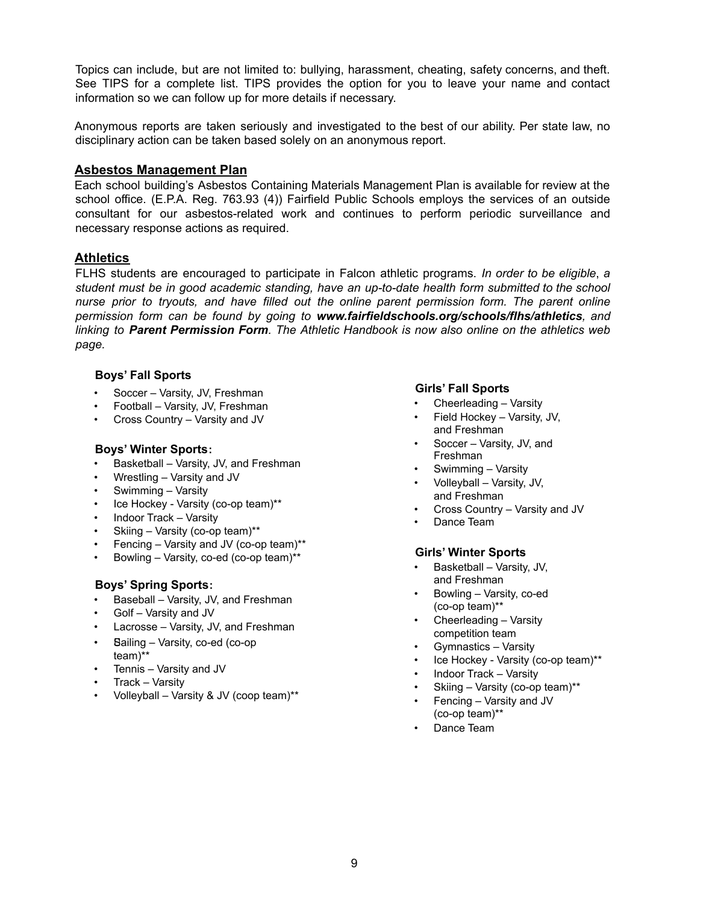Topics can include, but are not limited to: bullying, harassment, cheating, safety concerns, and theft. See TIPS for a complete list. TIPS provides the option for you to leave your name and contact information so we can follow up for more details if necessary.

Anonymous reports are taken seriously and investigated to the best of our ability. Per state law, no disciplinary action can be taken based solely on an anonymous report.

## Asbestos Management Plan

Each school building's Asbestos Containing Materials Management Plan is available for review at the school office. (E.P.A. Reg. 763.93 (4)) Fairfield Public Schools employs the services of an outside consultant for our asbestos-related work and continues to perform periodic surveillance and necessary response actions as required.

## Athletics

FLHS students are encouraged to participate in Falcon athletic programs. *In order to be eligible*, *a student must be in good academic standing, have an up-to-date health form submitted to the school nurse prior to tryouts, and have filled out the online parent permission form. The parent online permission form can be found by going to* ***www.fairfieldschools.org/schools/flhs/athletics****, and linking to* ***Parent Permission Form****. The Athletic Handbook is now also online on the athletics web page.*

**Boys' Fall Sports**

- Soccer – Varsity, JV, Freshman
- Football – Varsity, JV, Freshman
- Cross Country – Varsity and JV

**Boys' Winter Sports:**

- Basketball – Varsity, JV, and Freshman
- Wrestling – Varsity and JV
- Swimming – Varsity
- Ice Hockey - Varsity (co-op team)**
- Indoor Track – Varsity
- Skiing – Varsity (co-op team)**
- Fencing – Varsity and JV (co-op team)**
- Bowling – Varsity, co-ed (co-op team)**

**Boys' Spring Sports:**

- Baseball – Varsity, JV, and Freshman
- Golf – Varsity and JV
- Lacrosse – Varsity, JV, and Freshman
- Sailing – Varsity, co-ed (co-op team)**
- Tennis – Varsity and JV
- Track – Varsity
- Volleyball – Varsity & JV (coop team)**

**Girls' Fall Sports**

- Cheerleading – Varsity
- Field Hockey – Varsity, JV, and Freshman
- Soccer – Varsity, JV, and Freshman
- Swimming – Varsity
- Volleyball – Varsity, JV, and Freshman
- Cross Country – Varsity and JV
- Dance Team

**Girls' Winter Sports**

- Basketball – Varsity, JV, and Freshman
- Bowling – Varsity, co-ed (co-op team)**
- Cheerleading – Varsity competition team
- Gymnastics – Varsity
- Ice Hockey - Varsity (co-op team)**
- Indoor Track – Varsity
- Skiing – Varsity (co-op team)**
- Fencing – Varsity and JV (co-op team)**
- Dance Team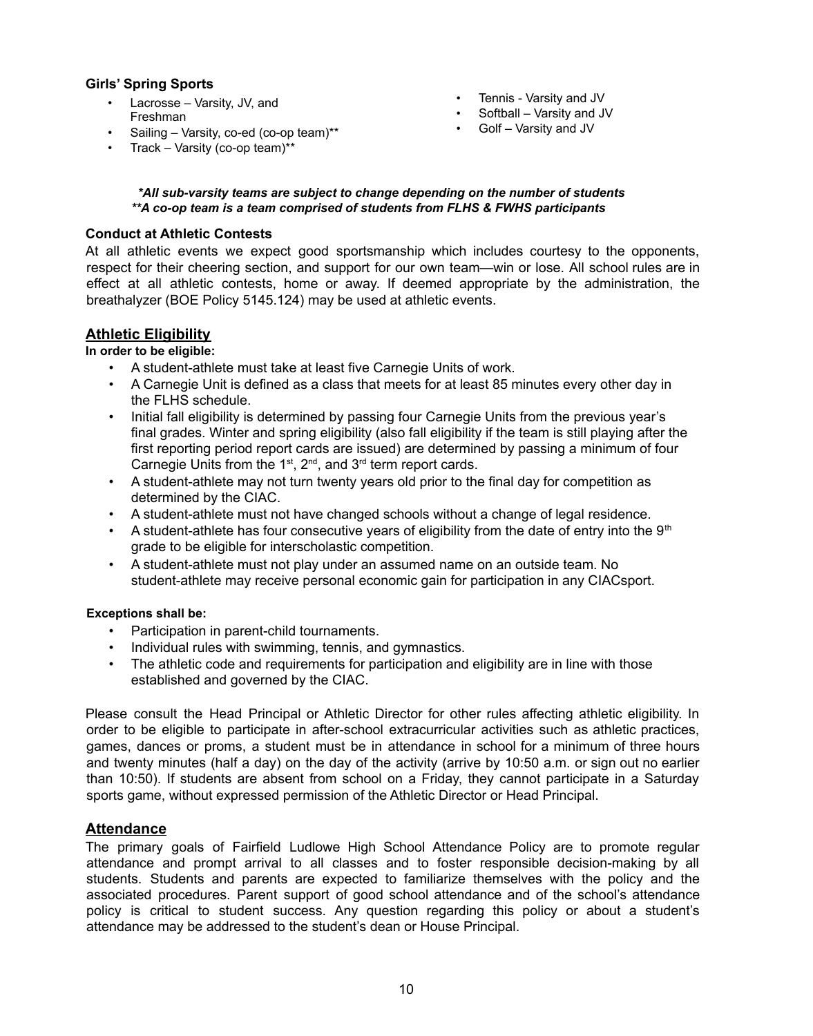**Girls' Spring Sports**

- Lacrosse – Varsity, JV, and Freshman
- Sailing – Varsity, co-ed (co-op team)**
- Track – Varsity (co-op team)**
- Tennis - Varsity and JV
- Softball – Varsity and JV
- Golf – Varsity and JV

***All sub-varsity teams are subject to change depending on the number of students***
*****A co-op team is a team comprised of students from FLHS & FWHS participants***

**Conduct at Athletic Contests**

At all athletic events we expect good sportsmanship which includes courtesy to the opponents, respect for their cheering section, and support for our own team—win or lose. All school rules are in effect at all athletic contests, home or away. If deemed appropriate by the administration, the breathalyzer (BOE Policy 5145.124) may be used at athletic events.

## Athletic Eligibility

**In order to be eligible:**

- A student-athlete must take at least five Carnegie Units of work.
- A Carnegie Unit is defined as a class that meets for at least 85 minutes every other day in the FLHS schedule.
- Initial fall eligibility is determined by passing four Carnegie Units from the previous year's final grades. Winter and spring eligibility (also fall eligibility if the team is still playing after the first reporting period report cards are issued) are determined by passing a minimum of four Carnegie Units from the 1st, 2nd, and 3rd term report cards.
- A student-athlete may not turn twenty years old prior to the final day for competition as determined by the CIAC.
- A student-athlete must not have changed schools without a change of legal residence.
- A student-athlete has four consecutive years of eligibility from the date of entry into the 9th grade to be eligible for interscholastic competition.
- A student-athlete must not play under an assumed name on an outside team. No student-athlete may receive personal economic gain for participation in any CIACsport.

**Exceptions shall be:**

- Participation in parent-child tournaments.
- Individual rules with swimming, tennis, and gymnastics.
- The athletic code and requirements for participation and eligibility are in line with those established and governed by the CIAC.

Please consult the Head Principal or Athletic Director for other rules affecting athletic eligibility. In order to be eligible to participate in after-school extracurricular activities such as athletic practices, games, dances or proms, a student must be in attendance in school for a minimum of three hours and twenty minutes (half a day) on the day of the activity (arrive by 10:50 a.m. or sign out no earlier than 10:50). If students are absent from school on a Friday, they cannot participate in a Saturday sports game, without expressed permission of the Athletic Director or Head Principal.

## Attendance

The primary goals of Fairfield Ludlowe High School Attendance Policy are to promote regular attendance and prompt arrival to all classes and to foster responsible decision-making by all students. Students and parents are expected to familiarize themselves with the policy and the associated procedures. Parent support of good school attendance and of the school's attendance policy is critical to student success. Any question regarding this policy or about a student's attendance may be addressed to the student's dean or House Principal.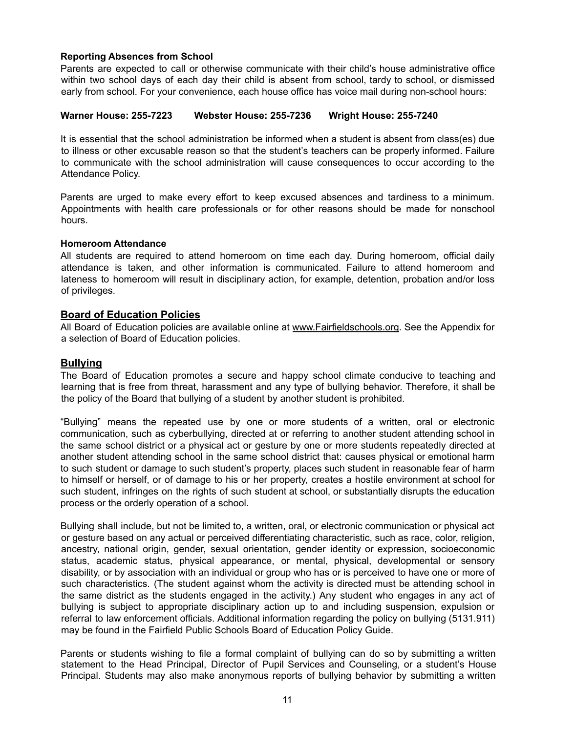**Reporting Absences from School**

Parents are expected to call or otherwise communicate with their child's house administrative office within two school days of each day their child is absent from school, tardy to school, or dismissed early from school. For your convenience, each house office has voice mail during non-school hours:

**Warner House: 255-7223 Webster House: 255-7236 Wright House: 255-7240**

It is essential that the school administration be informed when a student is absent from class(es) due to illness or other excusable reason so that the student's teachers can be properly informed. Failure to communicate with the school administration will cause consequences to occur according to the Attendance Policy.

Parents are urged to make every effort to keep excused absences and tardiness to a minimum. Appointments with health care professionals or for other reasons should be made for nonschool hours.

**Homeroom Attendance**

All students are required to attend homeroom on time each day. During homeroom, official daily attendance is taken, and other information is communicated. Failure to attend homeroom and lateness to homeroom will result in disciplinary action, for example, detention, probation and/or loss of privileges.

## Board of Education Policies

All Board of Education policies are available online at www.Fairfieldschools.org. See the Appendix for a selection of Board of Education policies.

## Bullying

The Board of Education promotes a secure and happy school climate conducive to teaching and learning that is free from threat, harassment and any type of bullying behavior. Therefore, it shall be the policy of the Board that bullying of a student by another student is prohibited.

"Bullying" means the repeated use by one or more students of a written, oral or electronic communication, such as cyberbullying, directed at or referring to another student attending school in the same school district or a physical act or gesture by one or more students repeatedly directed at another student attending school in the same school district that: causes physical or emotional harm to such student or damage to such student's property, places such student in reasonable fear of harm to himself or herself, or of damage to his or her property, creates a hostile environment at school for such student, infringes on the rights of such student at school, or substantially disrupts the education process or the orderly operation of a school.

Bullying shall include, but not be limited to, a written, oral, or electronic communication or physical act or gesture based on any actual or perceived differentiating characteristic, such as race, color, religion, ancestry, national origin, gender, sexual orientation, gender identity or expression, socioeconomic status, academic status, physical appearance, or mental, physical, developmental or sensory disability, or by association with an individual or group who has or is perceived to have one or more of such characteristics. (The student against whom the activity is directed must be attending school in the same district as the students engaged in the activity.) Any student who engages in any act of bullying is subject to appropriate disciplinary action up to and including suspension, expulsion or referral to law enforcement officials. Additional information regarding the policy on bullying (5131.911) may be found in the Fairfield Public Schools Board of Education Policy Guide.

Parents or students wishing to file a formal complaint of bullying can do so by submitting a written statement to the Head Principal, Director of Pupil Services and Counseling, or a student's House Principal. Students may also make anonymous reports of bullying behavior by submitting a written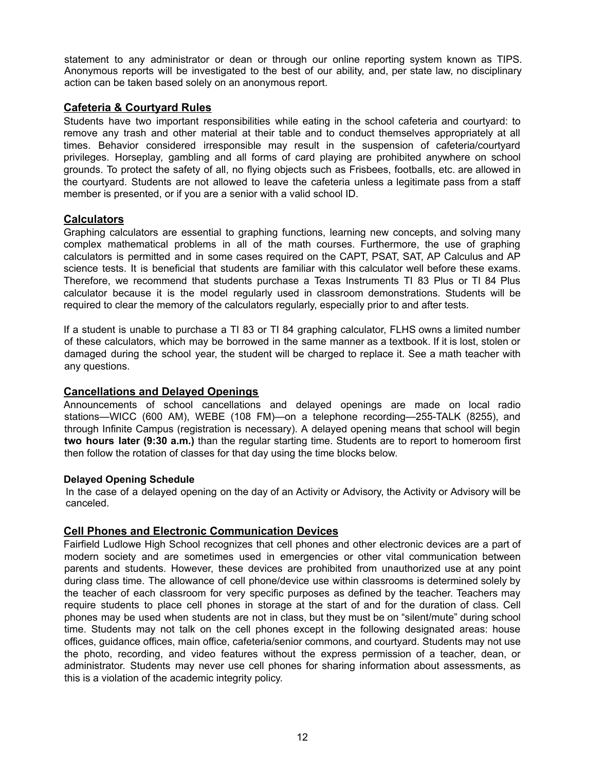statement to any administrator or dean or through our online reporting system known as TIPS. Anonymous reports will be investigated to the best of our ability, and, per state law, no disciplinary action can be taken based solely on an anonymous report.

## Cafeteria & Courtyard Rules

Students have two important responsibilities while eating in the school cafeteria and courtyard: to remove any trash and other material at their table and to conduct themselves appropriately at all times. Behavior considered irresponsible may result in the suspension of cafeteria/courtyard privileges. Horseplay*,* gambling and all forms of card playing are prohibited anywhere on school grounds. To protect the safety of all, no flying objects such as Frisbees, footballs, etc. are allowed in the courtyard. Students are not allowed to leave the cafeteria unless a legitimate pass from a staff member is presented, or if you are a senior with a valid school ID.

## Calculators

Graphing calculators are essential to graphing functions, learning new concepts, and solving many complex mathematical problems in all of the math courses. Furthermore, the use of graphing calculators is permitted and in some cases required on the CAPT, PSAT, SAT, AP Calculus and AP science tests. It is beneficial that students are familiar with this calculator well before these exams. Therefore, we recommend that students purchase a Texas Instruments TI 83 Plus or TI 84 Plus calculator because it is the model regularly used in classroom demonstrations. Students will be required to clear the memory of the calculators regularly, especially prior to and after tests.

If a student is unable to purchase a TI 83 or TI 84 graphing calculator, FLHS owns a limited number of these calculators, which may be borrowed in the same manner as a textbook. If it is lost, stolen or damaged during the school year, the student will be charged to replace it. See a math teacher with any questions.

## Cancellations and Delayed Openings

Announcements of school cancellations and delayed openings are made on local radio stations—WICC (600 AM), WEBE (108 FM)—on a telephone recording—255-TALK (8255), and through Infinite Campus (registration is necessary). A delayed opening means that school will begin **two hours later (9:30 a.m.)** than the regular starting time. Students are to report to homeroom first then follow the rotation of classes for that day using the time blocks below.

### Delayed Opening Schedule

In the case of a delayed opening on the day of an Activity or Advisory, the Activity or Advisory will be canceled.

## Cell Phones and Electronic Communication Devices

Fairfield Ludlowe High School recognizes that cell phones and other electronic devices are a part of modern society and are sometimes used in emergencies or other vital communication between parents and students. However, these devices are prohibited from unauthorized use at any point during class time. The allowance of cell phone/device use within classrooms is determined solely by the teacher of each classroom for very specific purposes as defined by the teacher. Teachers may require students to place cell phones in storage at the start of and for the duration of class. Cell phones may be used when students are not in class, but they must be on "silent/mute" during school time. Students may not talk on the cell phones except in the following designated areas: house offices, guidance offices, main office, cafeteria/senior commons, and courtyard. Students may not use the photo, recording, and video features without the express permission of a teacher, dean, or administrator. Students may never use cell phones for sharing information about assessments, as this is a violation of the academic integrity policy.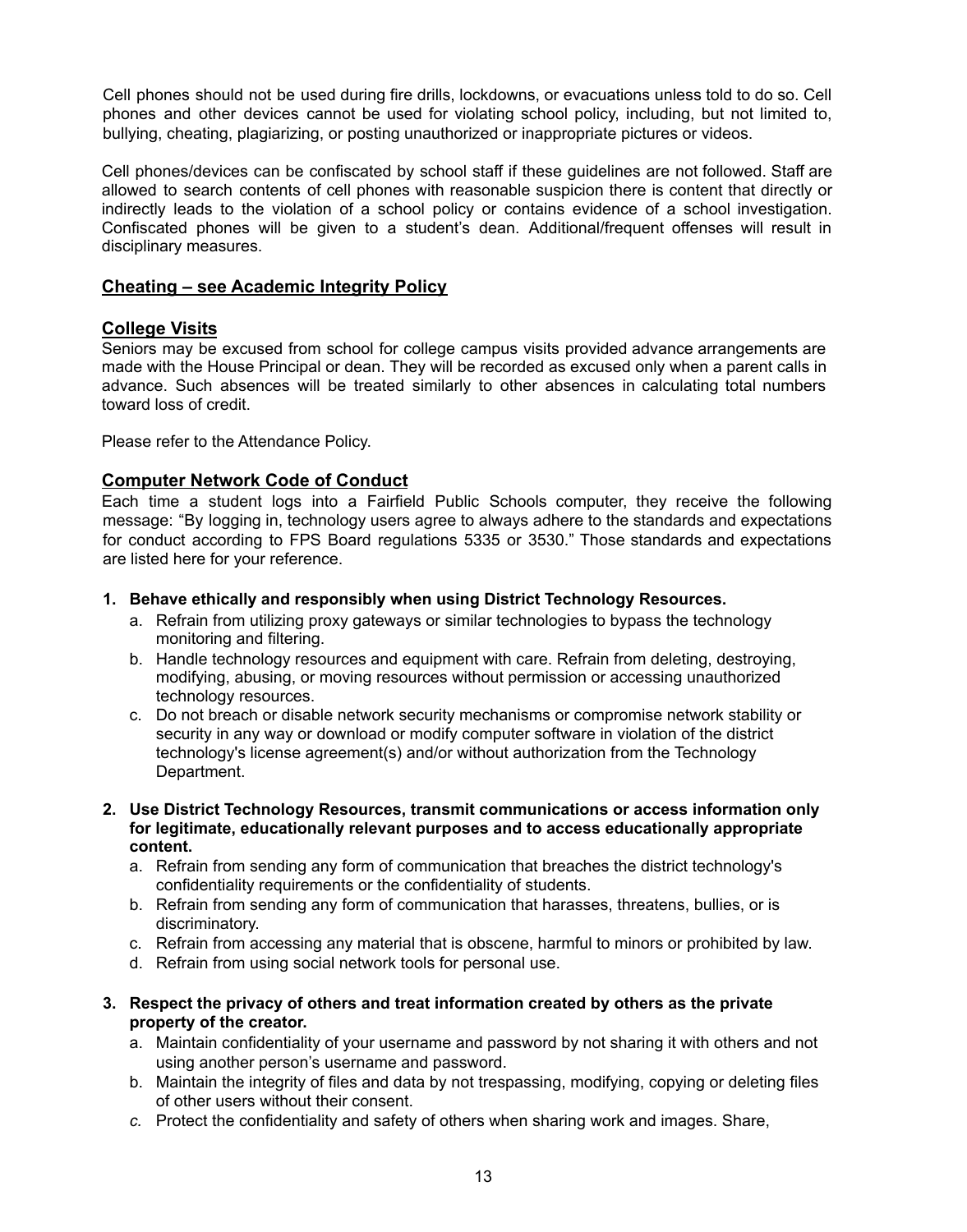Cell phones should not be used during fire drills, lockdowns, or evacuations unless told to do so. Cell phones and other devices cannot be used for violating school policy, including, but not limited to, bullying, cheating, plagiarizing, or posting unauthorized or inappropriate pictures or videos.

Cell phones/devices can be confiscated by school staff if these guidelines are not followed. Staff are allowed to search contents of cell phones with reasonable suspicion there is content that directly or indirectly leads to the violation of a school policy or contains evidence of a school investigation. Confiscated phones will be given to a student's dean. Additional/frequent offenses will result in disciplinary measures.

## Cheating – see Academic Integrity Policy

## College Visits

Seniors may be excused from school for college campus visits provided advance arrangements are made with the House Principal or dean. They will be recorded as excused only when a parent calls in advance. Such absences will be treated similarly to other absences in calculating total numbers toward loss of credit.

Please refer to the Attendance Policy.

## Computer Network Code of Conduct

Each time a student logs into a Fairfield Public Schools computer, they receive the following message: "By logging in, technology users agree to always adhere to the standards and expectations for conduct according to FPS Board regulations 5335 or 3530." Those standards and expectations are listed here for your reference.

1. **Behave ethically and responsibly when using District Technology Resources.**
   a. Refrain from utilizing proxy gateways or similar technologies to bypass the technology monitoring and filtering.
   b. Handle technology resources and equipment with care. Refrain from deleting, destroying, modifying, abusing, or moving resources without permission or accessing unauthorized technology resources.
   c. Do not breach or disable network security mechanisms or compromise network stability or security in any way or download or modify computer software in violation of the district technology's license agreement(s) and/or without authorization from the Technology Department.

2. **Use District Technology Resources, transmit communications or access information only for legitimate, educationally relevant purposes and to access educationally appropriate content.**
   a. Refrain from sending any form of communication that breaches the district technology's confidentiality requirements or the confidentiality of students.
   b. Refrain from sending any form of communication that harasses, threatens, bullies, or is discriminatory.
   c. Refrain from accessing any material that is obscene, harmful to minors or prohibited by law.
   d. Refrain from using social network tools for personal use.

3. **Respect the privacy of others and treat information created by others as the private property of the creator.**
   a. Maintain confidentiality of your username and password by not sharing it with others and not using another person's username and password.
   b. Maintain the integrity of files and data by not trespassing, modifying, copying or deleting files of other users without their consent.
   *c.* Protect the confidentiality and safety of others when sharing work and images. Share,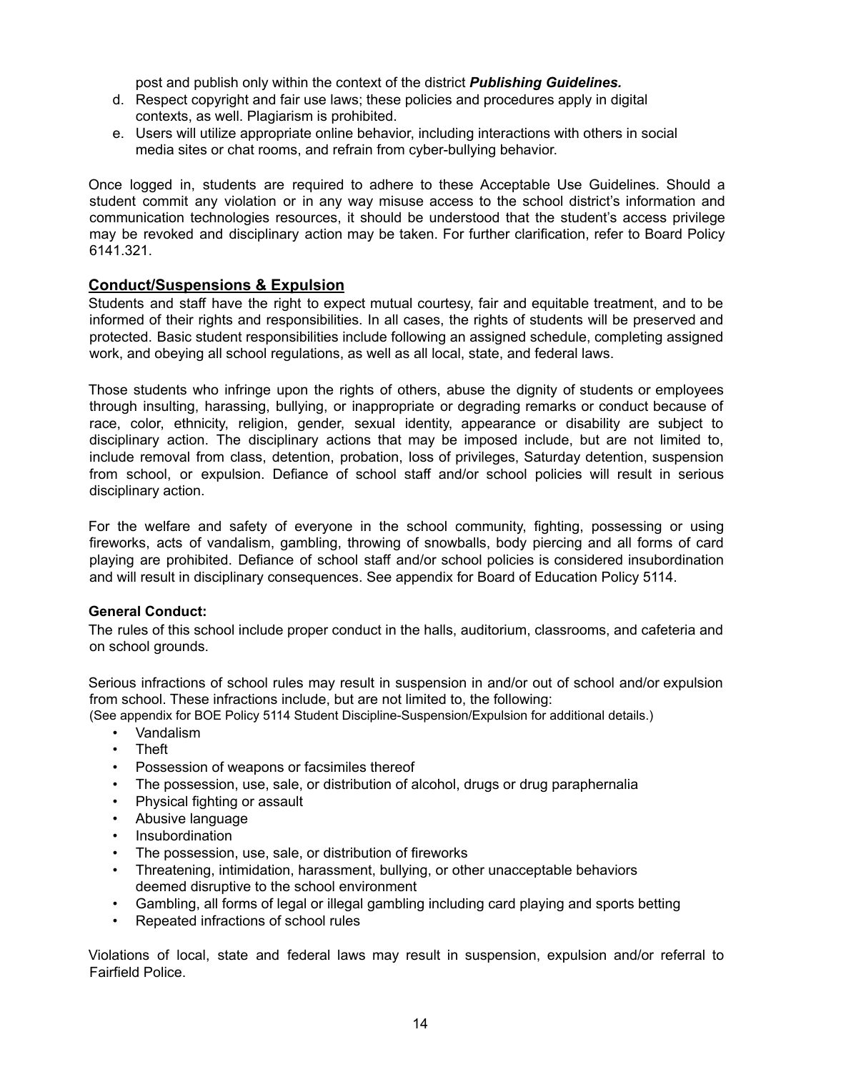post and publish only within the context of the district ***Publishing Guidelines.***

d. Respect copyright and fair use laws; these policies and procedures apply in digital contexts, as well. Plagiarism is prohibited.
e. Users will utilize appropriate online behavior, including interactions with others in social media sites or chat rooms, and refrain from cyber-bullying behavior.

Once logged in, students are required to adhere to these Acceptable Use Guidelines. Should a student commit any violation or in any way misuse access to the school district's information and communication technologies resources, it should be understood that the student's access privilege may be revoked and disciplinary action may be taken. For further clarification, refer to Board Policy 6141.321.

## Conduct/Suspensions & Expulsion

Students and staff have the right to expect mutual courtesy, fair and equitable treatment, and to be informed of their rights and responsibilities. In all cases, the rights of students will be preserved and protected. Basic student responsibilities include following an assigned schedule, completing assigned work, and obeying all school regulations, as well as all local, state, and federal laws.

Those students who infringe upon the rights of others, abuse the dignity of students or employees through insulting, harassing, bullying, or inappropriate or degrading remarks or conduct because of race, color, ethnicity, religion, gender, sexual identity, appearance or disability are subject to disciplinary action. The disciplinary actions that may be imposed include, but are not limited to, include removal from class, detention, probation, loss of privileges, Saturday detention, suspension from school, or expulsion. Defiance of school staff and/or school policies will result in serious disciplinary action.

For the welfare and safety of everyone in the school community, fighting, possessing or using fireworks, acts of vandalism, gambling, throwing of snowballs, body piercing and all forms of card playing are prohibited. Defiance of school staff and/or school policies is considered insubordination and will result in disciplinary consequences. See appendix for Board of Education Policy 5114.

### General Conduct:

The rules of this school include proper conduct in the halls, auditorium, classrooms, and cafeteria and on school grounds.

Serious infractions of school rules may result in suspension in and/or out of school and/or expulsion from school. These infractions include, but are not limited to, the following:
(See appendix for BOE Policy 5114 Student Discipline-Suspension/Expulsion for additional details.)

- Vandalism
- Theft
- Possession of weapons or facsimiles thereof
- The possession, use, sale, or distribution of alcohol, drugs or drug paraphernalia
- Physical fighting or assault
- Abusive language
- Insubordination
- The possession, use, sale, or distribution of fireworks
- Threatening, intimidation, harassment, bullying, or other unacceptable behaviors deemed disruptive to the school environment
- Gambling, all forms of legal or illegal gambling including card playing and sports betting
- Repeated infractions of school rules

Violations of local, state and federal laws may result in suspension, expulsion and/or referral to Fairfield Police.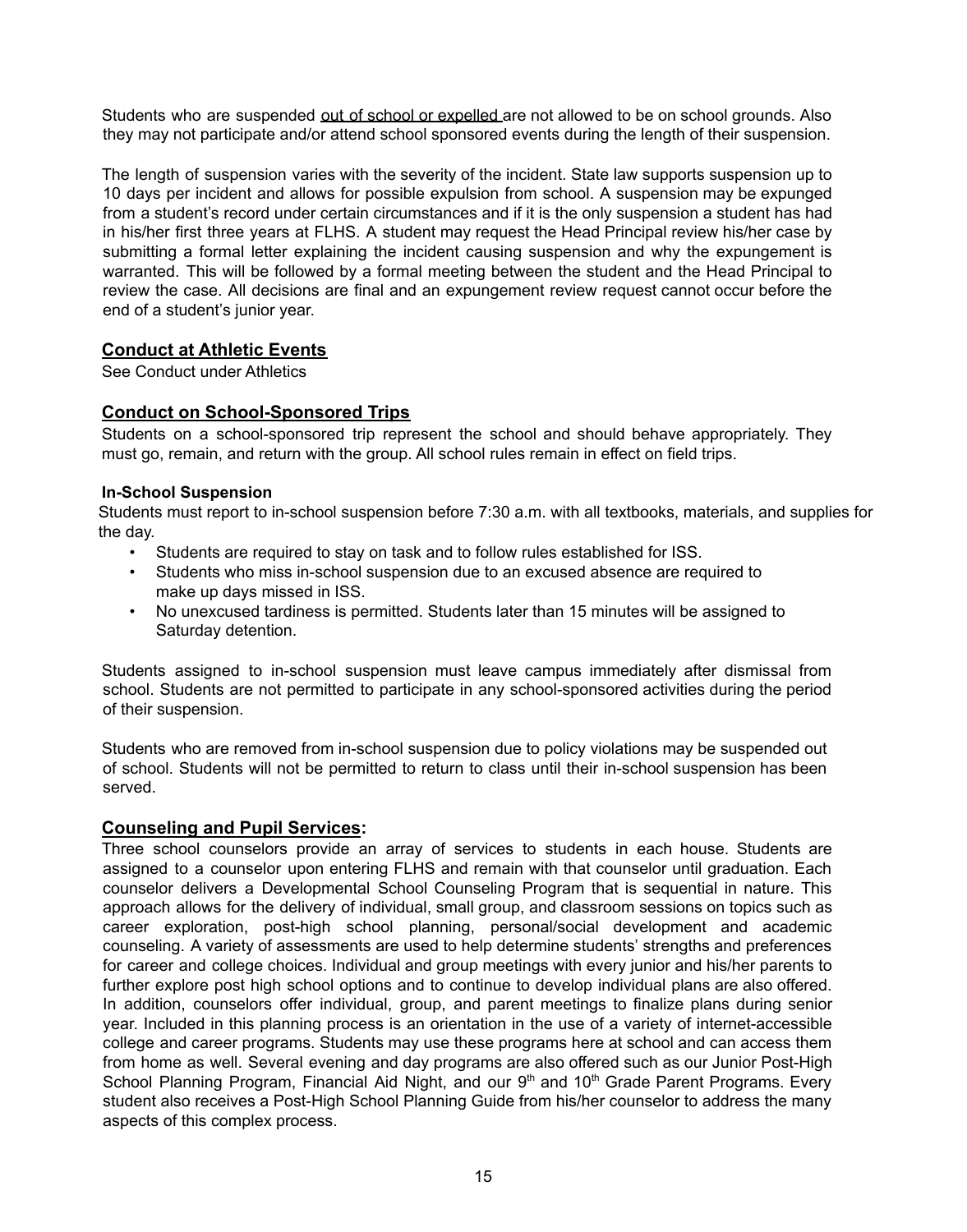Students who are suspended <u>out of school or expelled</u> are not allowed to be on school grounds. Also they may not participate and/or attend school sponsored events during the length of their suspension.

The length of suspension varies with the severity of the incident. State law supports suspension up to 10 days per incident and allows for possible expulsion from school. A suspension may be expunged from a student's record under certain circumstances and if it is the only suspension a student has had in his/her first three years at FLHS. A student may request the Head Principal review his/her case by submitting a formal letter explaining the incident causing suspension and why the expungement is warranted. This will be followed by a formal meeting between the student and the Head Principal to review the case. All decisions are final and an expungement review request cannot occur before the end of a student's junior year.

## Conduct at Athletic Events

See Conduct under Athletics

## Conduct on School-Sponsored Trips

Students on a school-sponsored trip represent the school and should behave appropriately. They must go, remain, and return with the group. All school rules remain in effect on field trips.

**In-School Suspension**

Students must report to in-school suspension before 7:30 a.m. with all textbooks, materials, and supplies for the day.

- Students are required to stay on task and to follow rules established for ISS.
- Students who miss in-school suspension due to an excused absence are required to make up days missed in ISS.
- No unexcused tardiness is permitted. Students later than 15 minutes will be assigned to Saturday detention.

Students assigned to in-school suspension must leave campus immediately after dismissal from school. Students are not permitted to participate in any school-sponsored activities during the period of their suspension.

Students who are removed from in-school suspension due to policy violations may be suspended out of school. Students will not be permitted to return to class until their in-school suspension has been served.

## Counseling and Pupil Services:

Three school counselors provide an array of services to students in each house. Students are assigned to a counselor upon entering FLHS and remain with that counselor until graduation. Each counselor delivers a Developmental School Counseling Program that is sequential in nature. This approach allows for the delivery of individual, small group, and classroom sessions on topics such as career exploration, post-high school planning, personal/social development and academic counseling. A variety of assessments are used to help determine students' strengths and preferences for career and college choices. Individual and group meetings with every junior and his/her parents to further explore post high school options and to continue to develop individual plans are also offered. In addition, counselors offer individual, group, and parent meetings to finalize plans during senior year. Included in this planning process is an orientation in the use of a variety of internet-accessible college and career programs. Students may use these programs here at school and can access them from home as well. Several evening and day programs are also offered such as our Junior Post-High School Planning Program, Financial Aid Night, and our 9th and 10th Grade Parent Programs. Every student also receives a Post-High School Planning Guide from his/her counselor to address the many aspects of this complex process.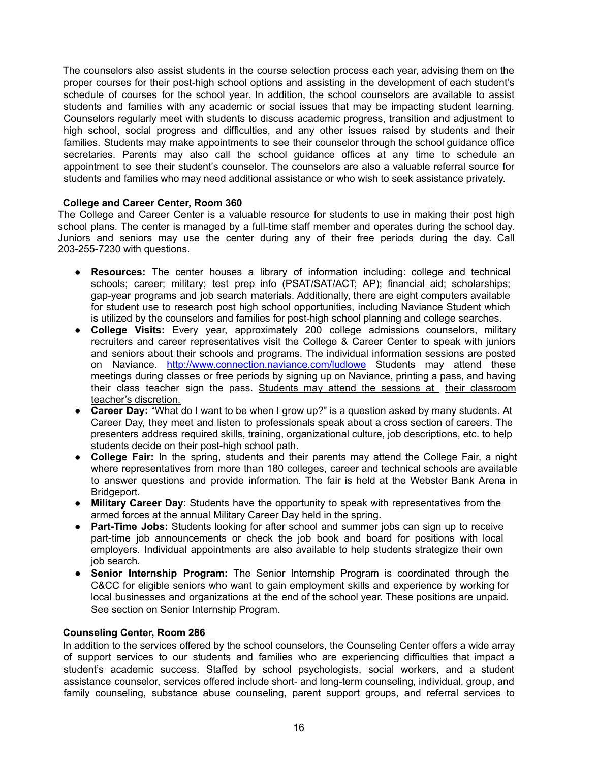The counselors also assist students in the course selection process each year, advising them on the proper courses for their post-high school options and assisting in the development of each student's schedule of courses for the school year. In addition, the school counselors are available to assist students and families with any academic or social issues that may be impacting student learning. Counselors regularly meet with students to discuss academic progress, transition and adjustment to high school, social progress and difficulties, and any other issues raised by students and their families. Students may make appointments to see their counselor through the school guidance office secretaries. Parents may also call the school guidance offices at any time to schedule an appointment to see their student's counselor. The counselors are also a valuable referral source for students and families who may need additional assistance or who wish to seek assistance privately.

**College and Career Center, Room 360**

The College and Career Center is a valuable resource for students to use in making their post high school plans. The center is managed by a full-time staff member and operates during the school day. Juniors and seniors may use the center during any of their free periods during the day. Call 203-255-7230 with questions.

- **Resources:** The center houses a library of information including: college and technical schools; career; military; test prep info (PSAT/SAT/ACT; AP); financial aid; scholarships; gap-year programs and job search materials. Additionally, there are eight computers available for student use to research post high school opportunities, including Naviance Student which is utilized by the counselors and families for post-high school planning and college searches.
- **College Visits:** Every year, approximately 200 college admissions counselors, military recruiters and career representatives visit the College & Career Center to speak with juniors and seniors about their schools and programs. The individual information sessions are posted on Naviance. [http://www.connection.naviance.com/ludlowe](http://www.connection.naviance.com/ludlowe) Students may attend these meetings during classes or free periods by signing up on Naviance, printing a pass, and having their class teacher sign the pass. <u>Students may attend the sessions at their classroom teacher's discretion.</u>
- **Career Day:** "What do I want to be when I grow up?" is a question asked by many students. At Career Day, they meet and listen to professionals speak about a cross section of careers. The presenters address required skills, training, organizational culture, job descriptions, etc. to help students decide on their post-high school path.
- **College Fair:** In the spring, students and their parents may attend the College Fair, a night where representatives from more than 180 colleges, career and technical schools are available to answer questions and provide information. The fair is held at the Webster Bank Arena in Bridgeport.
- **Military Career Day**: Students have the opportunity to speak with representatives from the armed forces at the annual Military Career Day held in the spring.
- **Part-Time Jobs:** Students looking for after school and summer jobs can sign up to receive part-time job announcements or check the job book and board for positions with local employers. Individual appointments are also available to help students strategize their own job search.
- **Senior Internship Program:** The Senior Internship Program is coordinated through the C&CC for eligible seniors who want to gain employment skills and experience by working for local businesses and organizations at the end of the school year. These positions are unpaid. See section on Senior Internship Program.

**Counseling Center, Room 286**

In addition to the services offered by the school counselors, the Counseling Center offers a wide array of support services to our students and families who are experiencing difficulties that impact a student's academic success. Staffed by school psychologists, social workers, and a student assistance counselor, services offered include short- and long-term counseling, individual, group, and family counseling, substance abuse counseling, parent support groups, and referral services to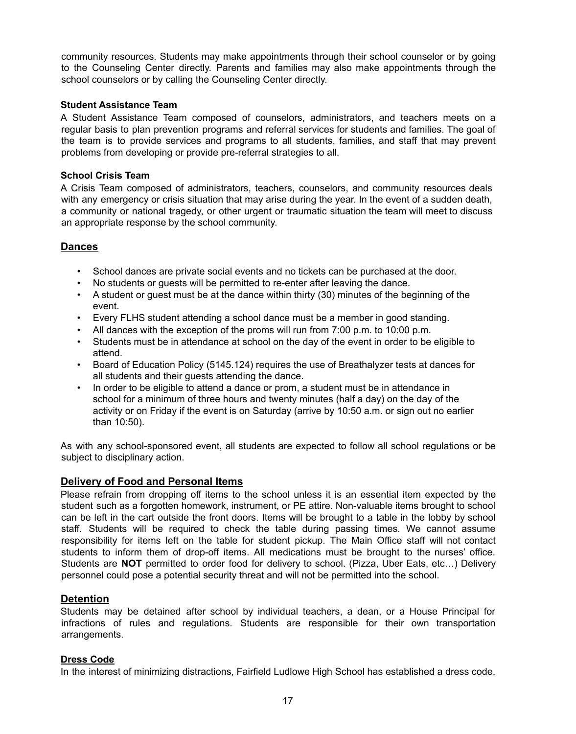community resources. Students may make appointments through their school counselor or by going to the Counseling Center directly. Parents and families may also make appointments through the school counselors or by calling the Counseling Center directly.

### Student Assistance Team

A Student Assistance Team composed of counselors, administrators, and teachers meets on a regular basis to plan prevention programs and referral services for students and families. The goal of the team is to provide services and programs to all students, families, and staff that may prevent problems from developing or provide pre-referral strategies to all.

### School Crisis Team

A Crisis Team composed of administrators, teachers, counselors, and community resources deals with any emergency or crisis situation that may arise during the year. In the event of a sudden death, a community or national tragedy, or other urgent or traumatic situation the team will meet to discuss an appropriate response by the school community.

## Dances

- School dances are private social events and no tickets can be purchased at the door.
- No students or guests will be permitted to re-enter after leaving the dance.
- A student or guest must be at the dance within thirty (30) minutes of the beginning of the event.
- Every FLHS student attending a school dance must be a member in good standing.
- All dances with the exception of the proms will run from 7:00 p.m. to 10:00 p.m.
- Students must be in attendance at school on the day of the event in order to be eligible to attend.
- Board of Education Policy (5145.124) requires the use of Breathalyzer tests at dances for all students and their guests attending the dance.
- In order to be eligible to attend a dance or prom, a student must be in attendance in school for a minimum of three hours and twenty minutes (half a day) on the day of the activity or on Friday if the event is on Saturday (arrive by 10:50 a.m. or sign out no earlier than 10:50).

As with any school-sponsored event, all students are expected to follow all school regulations or be subject to disciplinary action.

## Delivery of Food and Personal Items

Please refrain from dropping off items to the school unless it is an essential item expected by the student such as a forgotten homework, instrument, or PE attire. Non-valuable items brought to school can be left in the cart outside the front doors. Items will be brought to a table in the lobby by school staff. Students will be required to check the table during passing times. We cannot assume responsibility for items left on the table for student pickup. The Main Office staff will not contact students to inform them of drop-off items. All medications must be brought to the nurses' office. Students are **NOT** permitted to order food for delivery to school. (Pizza, Uber Eats, etc…) Delivery personnel could pose a potential security threat and will not be permitted into the school.

## Detention

Students may be detained after school by individual teachers, a dean, or a House Principal for infractions of rules and regulations. Students are responsible for their own transportation arrangements.

## Dress Code

In the interest of minimizing distractions, Fairfield Ludlowe High School has established a dress code.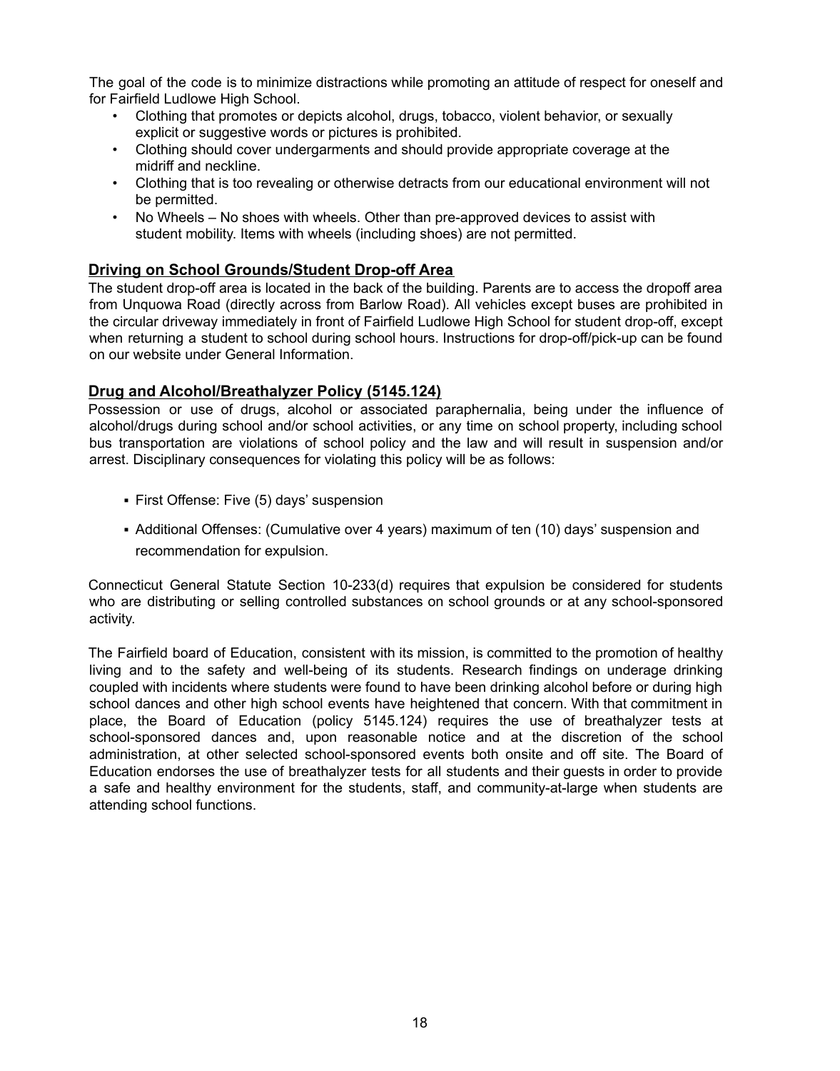The goal of the code is to minimize distractions while promoting an attitude of respect for oneself and for Fairfield Ludlowe High School.

- Clothing that promotes or depicts alcohol, drugs, tobacco, violent behavior, or sexually explicit or suggestive words or pictures is prohibited.
- Clothing should cover undergarments and should provide appropriate coverage at the midriff and neckline.
- Clothing that is too revealing or otherwise detracts from our educational environment will not be permitted.
- No Wheels – No shoes with wheels. Other than pre-approved devices to assist with student mobility. Items with wheels (including shoes) are not permitted.

## Driving on School Grounds/Student Drop-off Area

The student drop-off area is located in the back of the building. Parents are to access the dropoff area from Unquowa Road (directly across from Barlow Road). All vehicles except buses are prohibited in the circular driveway immediately in front of Fairfield Ludlowe High School for student drop-off, except when returning a student to school during school hours. Instructions for drop-off/pick-up can be found on our website under General Information.

## Drug and Alcohol/Breathalyzer Policy (5145.124)

Possession or use of drugs, alcohol or associated paraphernalia, being under the influence of alcohol/drugs during school and/or school activities, or any time on school property, including school bus transportation are violations of school policy and the law and will result in suspension and/or arrest. Disciplinary consequences for violating this policy will be as follows:

- First Offense: Five (5) days' suspension
- Additional Offenses: (Cumulative over 4 years) maximum of ten (10) days' suspension and recommendation for expulsion.

Connecticut General Statute Section 10-233(d) requires that expulsion be considered for students who are distributing or selling controlled substances on school grounds or at any school-sponsored activity.

The Fairfield board of Education, consistent with its mission, is committed to the promotion of healthy living and to the safety and well-being of its students. Research findings on underage drinking coupled with incidents where students were found to have been drinking alcohol before or during high school dances and other high school events have heightened that concern. With that commitment in place, the Board of Education (policy 5145.124) requires the use of breathalyzer tests at school-sponsored dances and, upon reasonable notice and at the discretion of the school administration, at other selected school-sponsored events both onsite and off site. The Board of Education endorses the use of breathalyzer tests for all students and their guests in order to provide a safe and healthy environment for the students, staff, and community-at-large when students are attending school functions.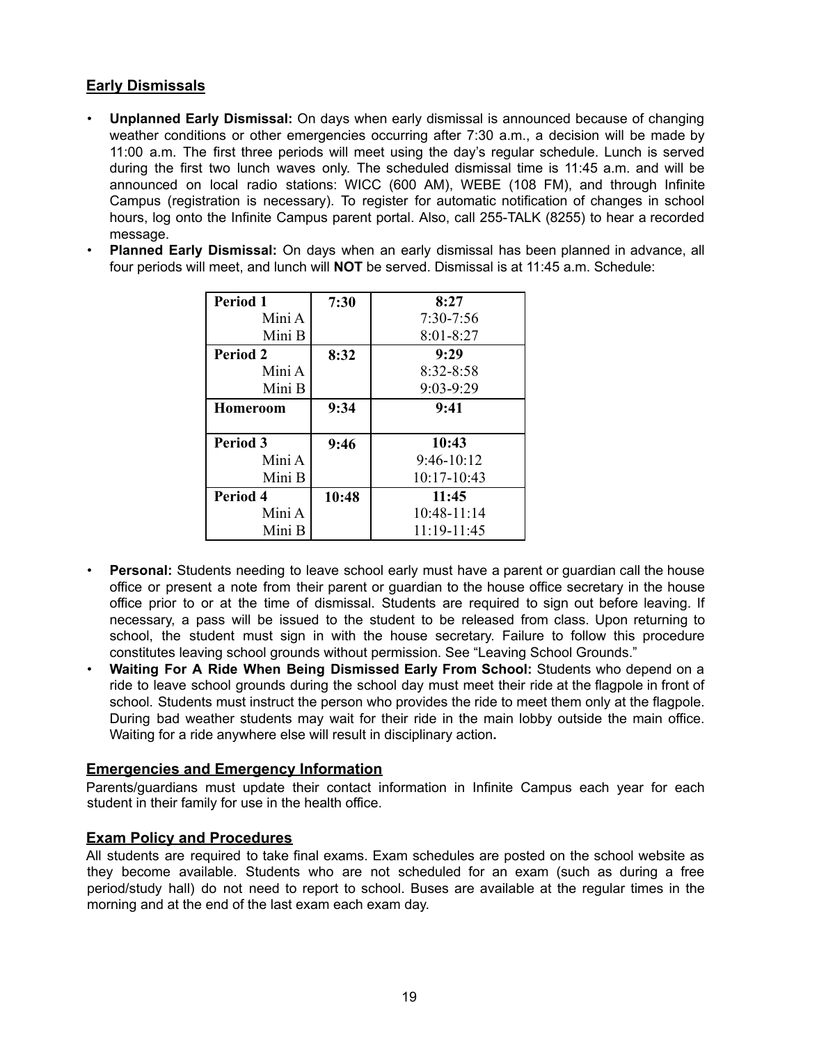## Early Dismissals

- **Unplanned Early Dismissal:** On days when early dismissal is announced because of changing weather conditions or other emergencies occurring after 7:30 a.m., a decision will be made by 11:00 a.m. The first three periods will meet using the day's regular schedule. Lunch is served during the first two lunch waves only. The scheduled dismissal time is 11:45 a.m. and will be announced on local radio stations: WICC (600 AM), WEBE (108 FM), and through Infinite Campus (registration is necessary). To register for automatic notification of changes in school hours, log onto the Infinite Campus parent portal. Also, call 255-TALK (8255) to hear a recorded message.
- **Planned Early Dismissal:** On days when an early dismissal has been planned in advance, all four periods will meet, and lunch will **NOT** be served. Dismissal is at 11:45 a.m. Schedule:

| | | |
|---|---|---|
| **Period 1** | **7:30** | **8:27** |
| Mini A | | 7:30-7:56 |
| Mini B | | 8:01-8:27 |
| **Period 2** | **8:32** | **9:29** |
| Mini A | | 8:32-8:58 |
| Mini B | | 9:03-9:29 |
| **Homeroom** | **9:34** | **9:41** |
| **Period 3** | **9:46** | **10:43** |
| Mini A | | 9:46-10:12 |
| Mini B | | 10:17-10:43 |
| **Period 4** | **10:48** | **11:45** |
| Mini A | | 10:48-11:14 |
| Mini B | | 11:19-11:45 |

- **Personal:** Students needing to leave school early must have a parent or guardian call the house office or present a note from their parent or guardian to the house office secretary in the house office prior to or at the time of dismissal. Students are required to sign out before leaving. If necessary, a pass will be issued to the student to be released from class. Upon returning to school, the student must sign in with the house secretary. Failure to follow this procedure constitutes leaving school grounds without permission. See "Leaving School Grounds."
- **Waiting For A Ride When Being Dismissed Early From School:** Students who depend on a ride to leave school grounds during the school day must meet their ride at the flagpole in front of school. Students must instruct the person who provides the ride to meet them only at the flagpole. During bad weather students may wait for their ride in the main lobby outside the main office. Waiting for a ride anywhere else will result in disciplinary action**.**

## Emergencies and Emergency Information

Parents/guardians must update their contact information in Infinite Campus each year for each student in their family for use in the health office.

## Exam Policy and Procedures

All students are required to take final exams. Exam schedules are posted on the school website as they become available. Students who are not scheduled for an exam (such as during a free period/study hall) do not need to report to school. Buses are available at the regular times in the morning and at the end of the last exam each exam day.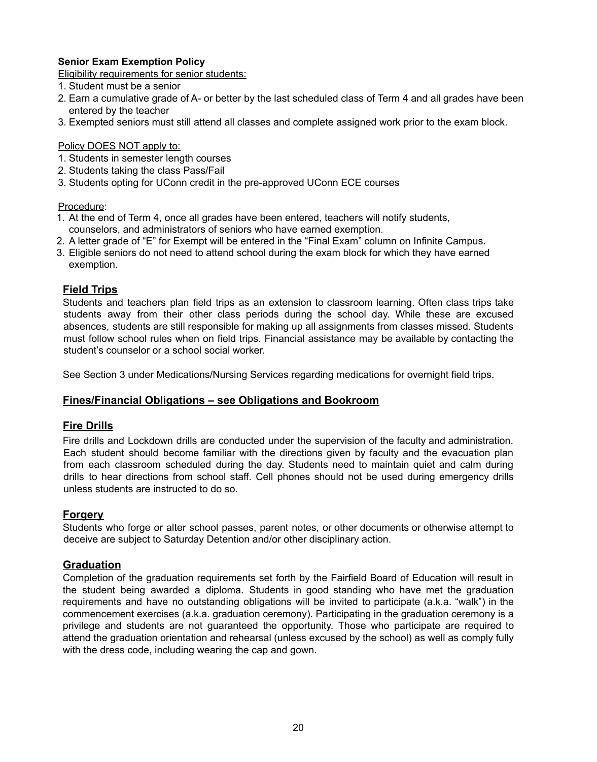**Senior Exam Exemption Policy**

Eligibility requirements for senior students:

1. Student must be a senior
2. Earn a cumulative grade of A- or better by the last scheduled class of Term 4 and all grades have been entered by the teacher
3. Exempted seniors must still attend all classes and complete assigned work prior to the exam block.

Policy DOES NOT apply to:

1. Students in semester length courses
2. Students taking the class Pass/Fail
3. Students opting for UConn credit in the pre-approved UConn ECE courses

Procedure:

1. At the end of Term 4, once all grades have been entered, teachers will notify students, counselors, and administrators of seniors who have earned exemption.
2. A letter grade of "E" for Exempt will be entered in the "Final Exam" column on Infinite Campus.
3. Eligible seniors do not need to attend school during the exam block for which they have earned exemption.

## Field Trips

Students and teachers plan field trips as an extension to classroom learning. Often class trips take students away from their other class periods during the school day. While these are excused absences, students are still responsible for making up all assignments from classes missed. Students must follow school rules when on field trips. Financial assistance may be available by contacting the student's counselor or a school social worker.

See Section 3 under Medications/Nursing Services regarding medications for overnight field trips.

## Fines/Financial Obligations – see Obligations and Bookroom

## Fire Drills

Fire drills and Lockdown drills are conducted under the supervision of the faculty and administration. Each student should become familiar with the directions given by faculty and the evacuation plan from each classroom scheduled during the day. Students need to maintain quiet and calm during drills to hear directions from school staff. Cell phones should not be used during emergency drills unless students are instructed to do so.

## Forgery

Students who forge or alter school passes, parent notes, or other documents or otherwise attempt to deceive are subject to Saturday Detention and/or other disciplinary action.

## Graduation

Completion of the graduation requirements set forth by the Fairfield Board of Education will result in the student being awarded a diploma. Students in good standing who have met the graduation requirements and have no outstanding obligations will be invited to participate (a.k.a. "walk") in the commencement exercises (a.k.a. graduation ceremony). Participating in the graduation ceremony is a privilege and students are not guaranteed the opportunity. Those who participate are required to attend the graduation orientation and rehearsal (unless excused by the school) as well as comply fully with the dress code, including wearing the cap and gown.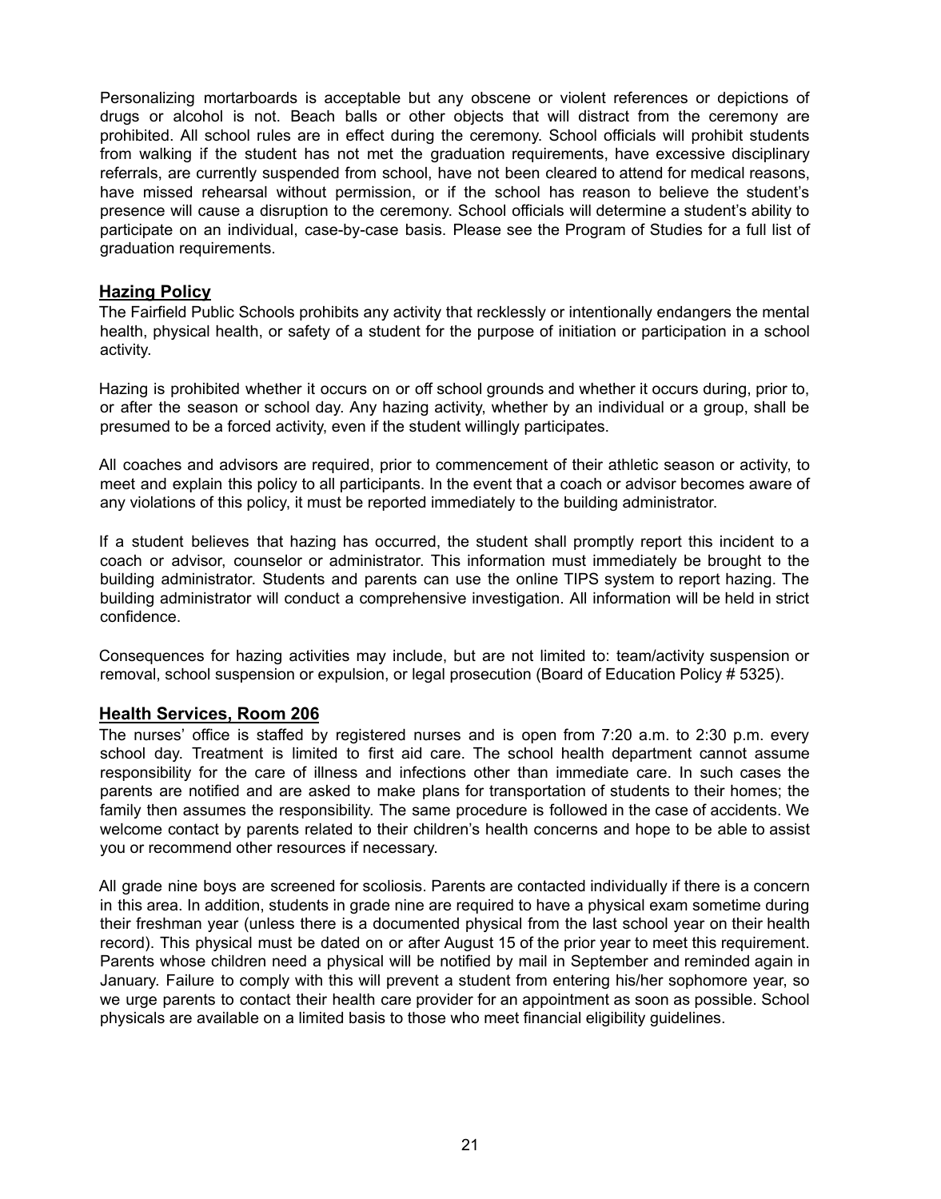Personalizing mortarboards is acceptable but any obscene or violent references or depictions of drugs or alcohol is not. Beach balls or other objects that will distract from the ceremony are prohibited. All school rules are in effect during the ceremony. School officials will prohibit students from walking if the student has not met the graduation requirements, have excessive disciplinary referrals, are currently suspended from school, have not been cleared to attend for medical reasons, have missed rehearsal without permission, or if the school has reason to believe the student's presence will cause a disruption to the ceremony. School officials will determine a student's ability to participate on an individual, case-by-case basis. Please see the Program of Studies for a full list of graduation requirements.

## Hazing Policy

The Fairfield Public Schools prohibits any activity that recklessly or intentionally endangers the mental health, physical health, or safety of a student for the purpose of initiation or participation in a school activity.

Hazing is prohibited whether it occurs on or off school grounds and whether it occurs during, prior to, or after the season or school day. Any hazing activity, whether by an individual or a group, shall be presumed to be a forced activity, even if the student willingly participates.

All coaches and advisors are required, prior to commencement of their athletic season or activity, to meet and explain this policy to all participants. In the event that a coach or advisor becomes aware of any violations of this policy, it must be reported immediately to the building administrator.

If a student believes that hazing has occurred, the student shall promptly report this incident to a coach or advisor, counselor or administrator. This information must immediately be brought to the building administrator. Students and parents can use the online TIPS system to report hazing. The building administrator will conduct a comprehensive investigation. All information will be held in strict confidence.

Consequences for hazing activities may include, but are not limited to: team/activity suspension or removal, school suspension or expulsion, or legal prosecution (Board of Education Policy # 5325).

## Health Services, Room 206

The nurses' office is staffed by registered nurses and is open from 7:20 a.m. to 2:30 p.m. every school day. Treatment is limited to first aid care. The school health department cannot assume responsibility for the care of illness and infections other than immediate care. In such cases the parents are notified and are asked to make plans for transportation of students to their homes; the family then assumes the responsibility. The same procedure is followed in the case of accidents. We welcome contact by parents related to their children's health concerns and hope to be able to assist you or recommend other resources if necessary.

All grade nine boys are screened for scoliosis. Parents are contacted individually if there is a concern in this area. In addition, students in grade nine are required to have a physical exam sometime during their freshman year (unless there is a documented physical from the last school year on their health record). This physical must be dated on or after August 15 of the prior year to meet this requirement. Parents whose children need a physical will be notified by mail in September and reminded again in January. Failure to comply with this will prevent a student from entering his/her sophomore year, so we urge parents to contact their health care provider for an appointment as soon as possible. School physicals are available on a limited basis to those who meet financial eligibility guidelines.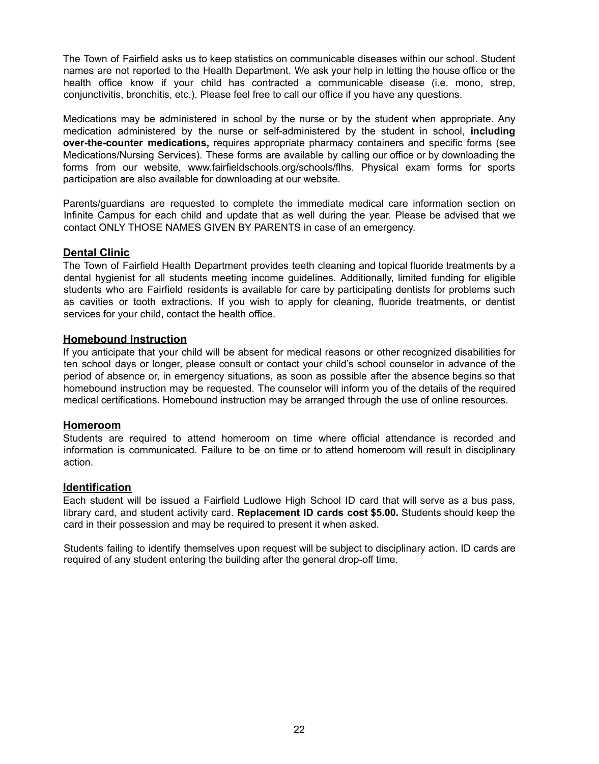The Town of Fairfield asks us to keep statistics on communicable diseases within our school. Student names are not reported to the Health Department. We ask your help in letting the house office or the health office know if your child has contracted a communicable disease (i.e. mono, strep, conjunctivitis, bronchitis, etc.). Please feel free to call our office if you have any questions.

Medications may be administered in school by the nurse or by the student when appropriate. Any medication administered by the nurse or self-administered by the student in school, **including over-the-counter medications,** requires appropriate pharmacy containers and specific forms (see Medications/Nursing Services). These forms are available by calling our office or by downloading the forms from our website, www.fairfieldschools.org/schools/flhs. Physical exam forms for sports participation are also available for downloading at our website.

Parents/guardians are requested to complete the immediate medical care information section on Infinite Campus for each child and update that as well during the year. Please be advised that we contact ONLY THOSE NAMES GIVEN BY PARENTS in case of an emergency.

## Dental Clinic

The Town of Fairfield Health Department provides teeth cleaning and topical fluoride treatments by a dental hygienist for all students meeting income guidelines. Additionally, limited funding for eligible students who are Fairfield residents is available for care by participating dentists for problems such as cavities or tooth extractions. If you wish to apply for cleaning, fluoride treatments, or dentist services for your child, contact the health office.

## Homebound Instruction

If you anticipate that your child will be absent for medical reasons or other recognized disabilities for ten school days or longer, please consult or contact your child's school counselor in advance of the period of absence or, in emergency situations, as soon as possible after the absence begins so that homebound instruction may be requested. The counselor will inform you of the details of the required medical certifications. Homebound instruction may be arranged through the use of online resources.

## Homeroom

Students are required to attend homeroom on time where official attendance is recorded and information is communicated. Failure to be on time or to attend homeroom will result in disciplinary action.

## Identification

Each student will be issued a Fairfield Ludlowe High School ID card that will serve as a bus pass, library card, and student activity card. **Replacement ID cards cost $5.00.** Students should keep the card in their possession and may be required to present it when asked.

Students failing to identify themselves upon request will be subject to disciplinary action. ID cards are required of any student entering the building after the general drop-off time.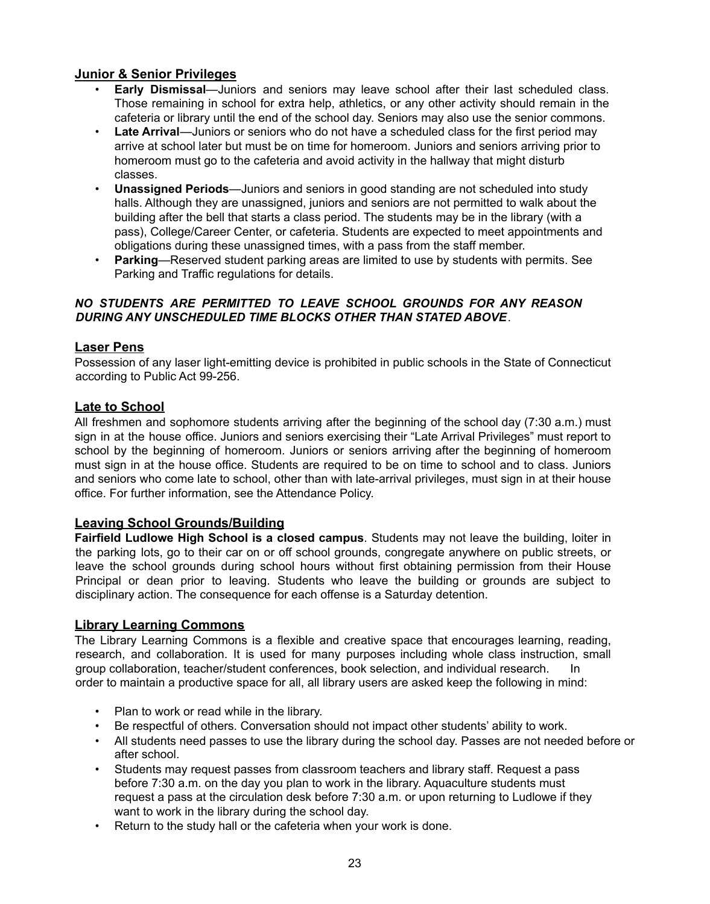## Junior & Senior Privileges

- **Early Dismissal**—Juniors and seniors may leave school after their last scheduled class. Those remaining in school for extra help, athletics, or any other activity should remain in the cafeteria or library until the end of the school day. Seniors may also use the senior commons.
- **Late Arrival**—Juniors or seniors who do not have a scheduled class for the first period may arrive at school later but must be on time for homeroom. Juniors and seniors arriving prior to homeroom must go to the cafeteria and avoid activity in the hallway that might disturb classes.
- **Unassigned Periods**—Juniors and seniors in good standing are not scheduled into study halls. Although they are unassigned, juniors and seniors are not permitted to walk about the building after the bell that starts a class period. The students may be in the library (with a pass), College/Career Center, or cafeteria. Students are expected to meet appointments and obligations during these unassigned times, with a pass from the staff member.
- **Parking**—Reserved student parking areas are limited to use by students with permits. See Parking and Traffic regulations for details.

***NO STUDENTS ARE PERMITTED TO LEAVE SCHOOL GROUNDS FOR ANY REASON DURING ANY UNSCHEDULED TIME BLOCKS OTHER THAN STATED ABOVE***.

## Laser Pens

Possession of any laser light-emitting device is prohibited in public schools in the State of Connecticut according to Public Act 99-256.

## Late to School

All freshmen and sophomore students arriving after the beginning of the school day (7:30 a.m.) must sign in at the house office. Juniors and seniors exercising their "Late Arrival Privileges" must report to school by the beginning of homeroom. Juniors or seniors arriving after the beginning of homeroom must sign in at the house office. Students are required to be on time to school and to class. Juniors and seniors who come late to school, other than with late-arrival privileges, must sign in at their house office. For further information, see the Attendance Policy.

## Leaving School Grounds/Building

**Fairfield Ludlowe High School is a closed campus**. Students may not leave the building, loiter in the parking lots, go to their car on or off school grounds, congregate anywhere on public streets, or leave the school grounds during school hours without first obtaining permission from their House Principal or dean prior to leaving. Students who leave the building or grounds are subject to disciplinary action. The consequence for each offense is a Saturday detention.

## Library Learning Commons

The Library Learning Commons is a flexible and creative space that encourages learning, reading, research, and collaboration. It is used for many purposes including whole class instruction, small group collaboration, teacher/student conferences, book selection, and individual research. In order to maintain a productive space for all, all library users are asked keep the following in mind:

- Plan to work or read while in the library.
- Be respectful of others. Conversation should not impact other students' ability to work.
- All students need passes to use the library during the school day. Passes are not needed before or after school.
- Students may request passes from classroom teachers and library staff. Request a pass before 7:30 a.m. on the day you plan to work in the library. Aquaculture students must request a pass at the circulation desk before 7:30 a.m. or upon returning to Ludlowe if they want to work in the library during the school day.
- Return to the study hall or the cafeteria when your work is done.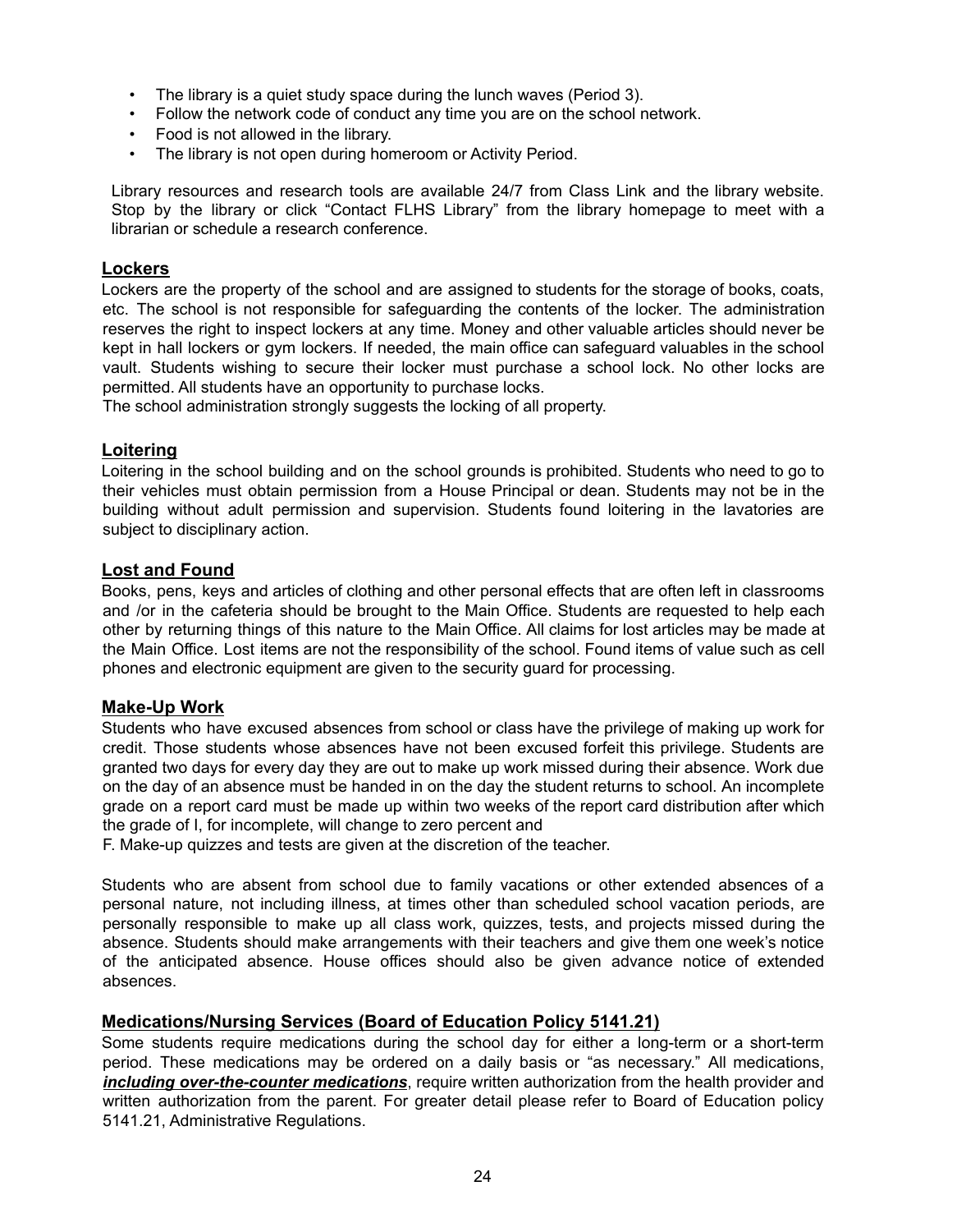- The library is a quiet study space during the lunch waves (Period 3).
- Follow the network code of conduct any time you are on the school network.
- Food is not allowed in the library.
- The library is not open during homeroom or Activity Period.

Library resources and research tools are available 24/7 from Class Link and the library website. Stop by the library or click "Contact FLHS Library" from the library homepage to meet with a librarian or schedule a research conference.

## Lockers

Lockers are the property of the school and are assigned to students for the storage of books, coats, etc. The school is not responsible for safeguarding the contents of the locker. The administration reserves the right to inspect lockers at any time. Money and other valuable articles should never be kept in hall lockers or gym lockers. If needed, the main office can safeguard valuables in the school vault. Students wishing to secure their locker must purchase a school lock. No other locks are permitted. All students have an opportunity to purchase locks.

The school administration strongly suggests the locking of all property.

## Loitering

Loitering in the school building and on the school grounds is prohibited. Students who need to go to their vehicles must obtain permission from a House Principal or dean. Students may not be in the building without adult permission and supervision. Students found loitering in the lavatories are subject to disciplinary action.

## Lost and Found

Books, pens, keys and articles of clothing and other personal effects that are often left in classrooms and /or in the cafeteria should be brought to the Main Office. Students are requested to help each other by returning things of this nature to the Main Office. All claims for lost articles may be made at the Main Office. Lost items are not the responsibility of the school. Found items of value such as cell phones and electronic equipment are given to the security guard for processing.

## Make-Up Work

Students who have excused absences from school or class have the privilege of making up work for credit. Those students whose absences have not been excused forfeit this privilege. Students are granted two days for every day they are out to make up work missed during their absence. Work due on the day of an absence must be handed in on the day the student returns to school. An incomplete grade on a report card must be made up within two weeks of the report card distribution after which the grade of I, for incomplete, will change to zero percent and

F. Make-up quizzes and tests are given at the discretion of the teacher.

Students who are absent from school due to family vacations or other extended absences of a personal nature, not including illness, at times other than scheduled school vacation periods, are personally responsible to make up all class work, quizzes, tests, and projects missed during the absence. Students should make arrangements with their teachers and give them one week's notice of the anticipated absence. House offices should also be given advance notice of extended absences.

## Medications/Nursing Services (Board of Education Policy 5141.21)

Some students require medications during the school day for either a long-term or a short-term period. These medications may be ordered on a daily basis or "as necessary." All medications, ***including over-the-counter medications***, require written authorization from the health provider and written authorization from the parent. For greater detail please refer to Board of Education policy 5141.21, Administrative Regulations.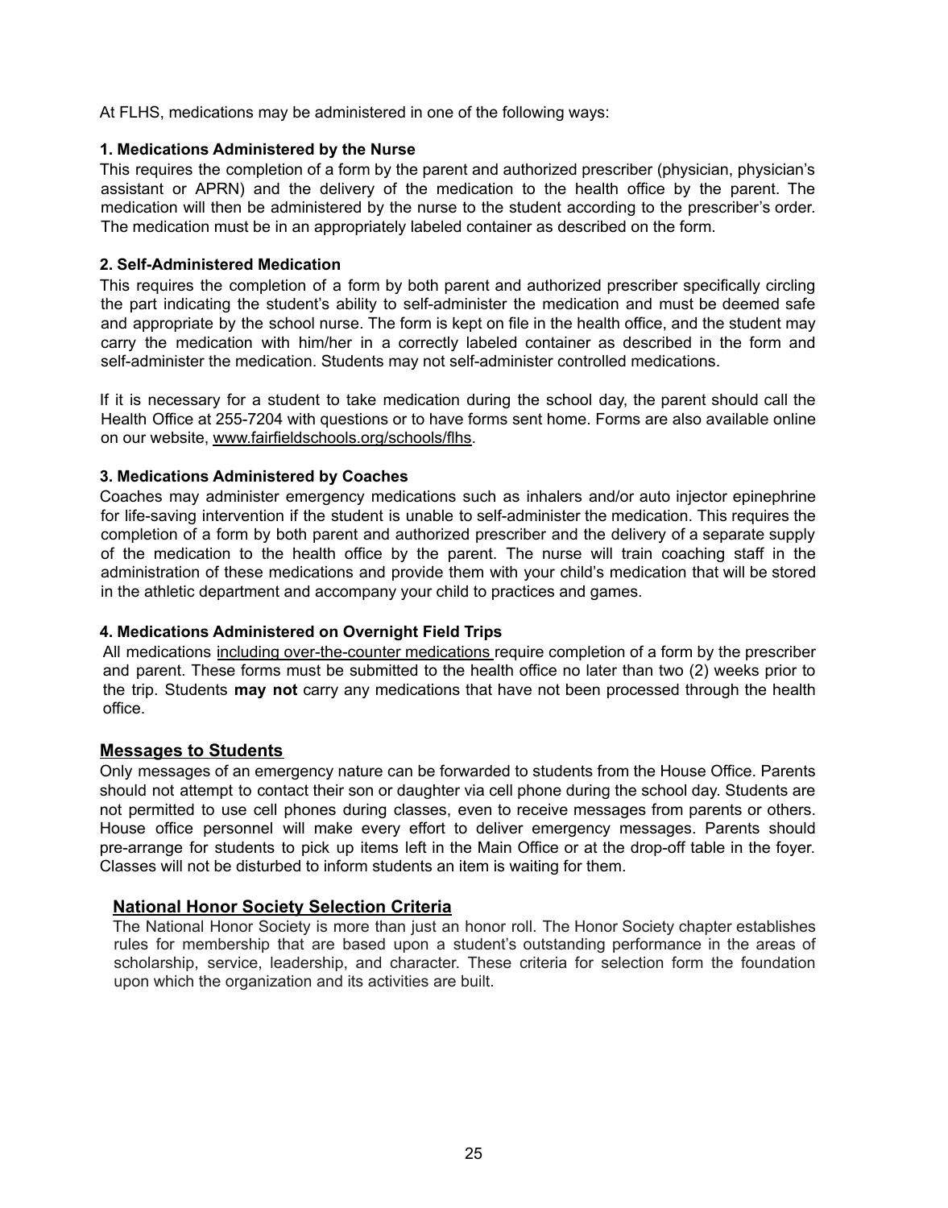At FLHS, medications may be administered in one of the following ways:

**1. Medications Administered by the Nurse**

This requires the completion of a form by the parent and authorized prescriber (physician, physician's assistant or APRN) and the delivery of the medication to the health office by the parent. The medication will then be administered by the nurse to the student according to the prescriber's order. The medication must be in an appropriately labeled container as described on the form.

**2. Self-Administered Medication**

This requires the completion of a form by both parent and authorized prescriber specifically circling the part indicating the student's ability to self-administer the medication and must be deemed safe and appropriate by the school nurse. The form is kept on file in the health office, and the student may carry the medication with him/her in a correctly labeled container as described in the form and self-administer the medication. Students may not self-administer controlled medications.

If it is necessary for a student to take medication during the school day, the parent should call the Health Office at 255-7204 with questions or to have forms sent home. Forms are also available online on our website, www.fairfieldschools.org/schools/flhs.

**3. Medications Administered by Coaches**

Coaches may administer emergency medications such as inhalers and/or auto injector epinephrine for life-saving intervention if the student is unable to self-administer the medication. This requires the completion of a form by both parent and authorized prescriber and the delivery of a separate supply of the medication to the health office by the parent. The nurse will train coaching staff in the administration of these medications and provide them with your child's medication that will be stored in the athletic department and accompany your child to practices and games.

**4. Medications Administered on Overnight Field Trips**

All medications including over-the-counter medications require completion of a form by the prescriber and parent. These forms must be submitted to the health office no later than two (2) weeks prior to the trip. Students **may not** carry any medications that have not been processed through the health office.

## Messages to Students

Only messages of an emergency nature can be forwarded to students from the House Office. Parents should not attempt to contact their son or daughter via cell phone during the school day. Students are not permitted to use cell phones during classes, even to receive messages from parents or others. House office personnel will make every effort to deliver emergency messages. Parents should pre-arrange for students to pick up items left in the Main Office or at the drop-off table in the foyer. Classes will not be disturbed to inform students an item is waiting for them.

## National Honor Society Selection Criteria

The National Honor Society is more than just an honor roll. The Honor Society chapter establishes rules for membership that are based upon a student's outstanding performance in the areas of scholarship, service, leadership, and character. These criteria for selection form the foundation upon which the organization and its activities are built.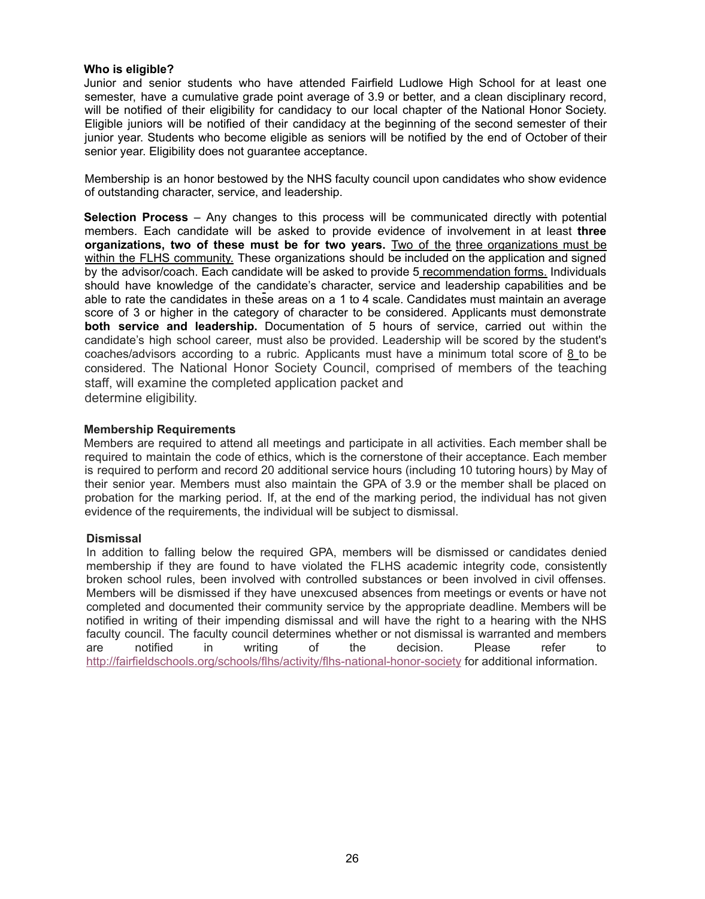**Who is eligible?**

Junior and senior students who have attended Fairfield Ludlowe High School for at least one semester, have a cumulative grade point average of 3.9 or better, and a clean disciplinary record, will be notified of their eligibility for candidacy to our local chapter of the National Honor Society. Eligible juniors will be notified of their candidacy at the beginning of the second semester of their junior year. Students who become eligible as seniors will be notified by the end of October of their senior year. Eligibility does not guarantee acceptance.

Membership is an honor bestowed by the NHS faculty council upon candidates who show evidence of outstanding character, service, and leadership.

**Selection Process** – Any changes to this process will be communicated directly with potential members. Each candidate will be asked to provide evidence of involvement in at least **three organizations, two of these must be for two years.** <u>Two of the three organizations must be within the FLHS community.</u> These organizations should be included on the application and signed by the advisor/coach. Each candidate will be asked to provide 5 <u>recommendation forms.</u> Individuals should have knowledge of the candidate's character, service and leadership capabilities and be able to rate the candidates in these areas on a 1 to 4 scale. Candidates must maintain an average score of 3 or higher in the category of character to be considered. Applicants must demonstrate **both service and leadership.** Documentation of 5 hours of service, carried out within the candidate's high school career, must also be provided. Leadership will be scored by the student's coaches/advisors according to a rubric. Applicants must have a minimum total score of <u>8</u> to be considered. The National Honor Society Council, comprised of members of the teaching staff, will examine the completed application packet and determine eligibility.

**Membership Requirements**

Members are required to attend all meetings and participate in all activities. Each member shall be required to maintain the code of ethics, which is the cornerstone of their acceptance. Each member is required to perform and record 20 additional service hours (including 10 tutoring hours) by May of their senior year. Members must also maintain the GPA of 3.9 or the member shall be placed on probation for the marking period. If, at the end of the marking period, the individual has not given evidence of the requirements, the individual will be subject to dismissal.

**Dismissal**

In addition to falling below the required GPA, members will be dismissed or candidates denied membership if they are found to have violated the FLHS academic integrity code, consistently broken school rules, been involved with controlled substances or been involved in civil offenses. Members will be dismissed if they have unexcused absences from meetings or events or have not completed and documented their community service by the appropriate deadline. Members will be notified in writing of their impending dismissal and will have the right to a hearing with the NHS faculty council. The faculty council determines whether or not dismissal is warranted and members are notified in writing of the decision. Please refer to http://fairfieldschools.org/schools/flhs/activity/flhs-national-honor-society for additional information.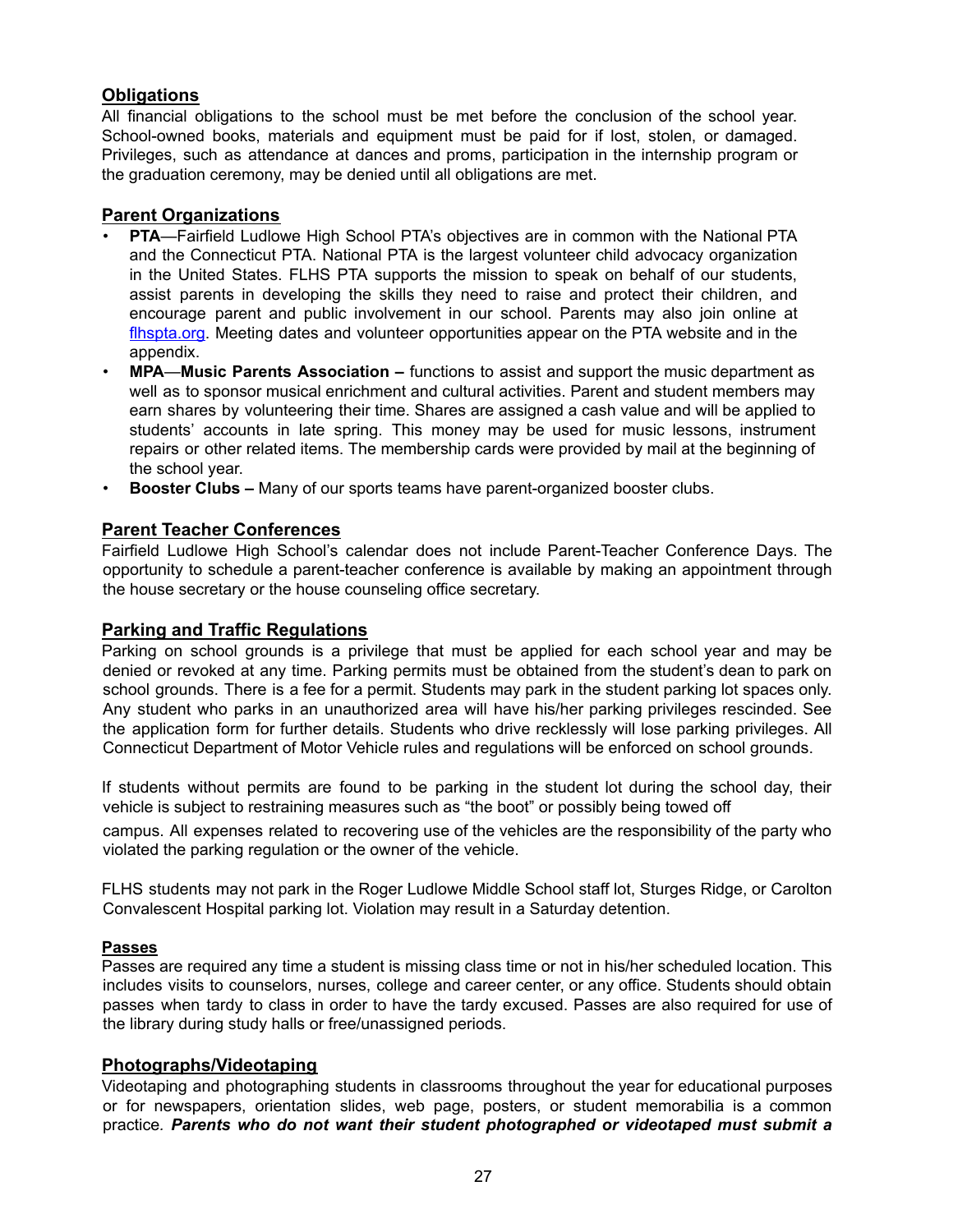## Obligations

All financial obligations to the school must be met before the conclusion of the school year. School-owned books, materials and equipment must be paid for if lost, stolen, or damaged. Privileges, such as attendance at dances and proms, participation in the internship program or the graduation ceremony, may be denied until all obligations are met.

## Parent Organizations

- **PTA**—Fairfield Ludlowe High School PTA's objectives are in common with the National PTA and the Connecticut PTA. National PTA is the largest volunteer child advocacy organization in the United States. FLHS PTA supports the mission to speak on behalf of our students, assist parents in developing the skills they need to raise and protect their children, and encourage parent and public involvement in our school. Parents may also join online at [flhspta.org](flhspta.org). Meeting dates and volunteer opportunities appear on the PTA website and in the appendix.
- **MPA**—**Music Parents Association –** functions to assist and support the music department as well as to sponsor musical enrichment and cultural activities. Parent and student members may earn shares by volunteering their time. Shares are assigned a cash value and will be applied to students' accounts in late spring. This money may be used for music lessons, instrument repairs or other related items. The membership cards were provided by mail at the beginning of the school year.
- **Booster Clubs –** Many of our sports teams have parent-organized booster clubs.

## Parent Teacher Conferences

Fairfield Ludlowe High School's calendar does not include Parent-Teacher Conference Days. The opportunity to schedule a parent-teacher conference is available by making an appointment through the house secretary or the house counseling office secretary.

## Parking and Traffic Regulations

Parking on school grounds is a privilege that must be applied for each school year and may be denied or revoked at any time. Parking permits must be obtained from the student's dean to park on school grounds. There is a fee for a permit. Students may park in the student parking lot spaces only. Any student who parks in an unauthorized area will have his/her parking privileges rescinded. See the application form for further details. Students who drive recklessly will lose parking privileges. All Connecticut Department of Motor Vehicle rules and regulations will be enforced on school grounds.

If students without permits are found to be parking in the student lot during the school day, their vehicle is subject to restraining measures such as "the boot" or possibly being towed off campus. All expenses related to recovering use of the vehicles are the responsibility of the party who violated the parking regulation or the owner of the vehicle.

FLHS students may not park in the Roger Ludlowe Middle School staff lot, Sturges Ridge, or Carolton Convalescent Hospital parking lot. Violation may result in a Saturday detention.

### Passes

Passes are required any time a student is missing class time or not in his/her scheduled location. This includes visits to counselors, nurses, college and career center, or any office. Students should obtain passes when tardy to class in order to have the tardy excused. Passes are also required for use of the library during study halls or free/unassigned periods.

## Photographs/Videotaping

Videotaping and photographing students in classrooms throughout the year for educational purposes or for newspapers, orientation slides, web page, posters, or student memorabilia is a common practice. ***Parents who do not want their student photographed or videotaped must submit a***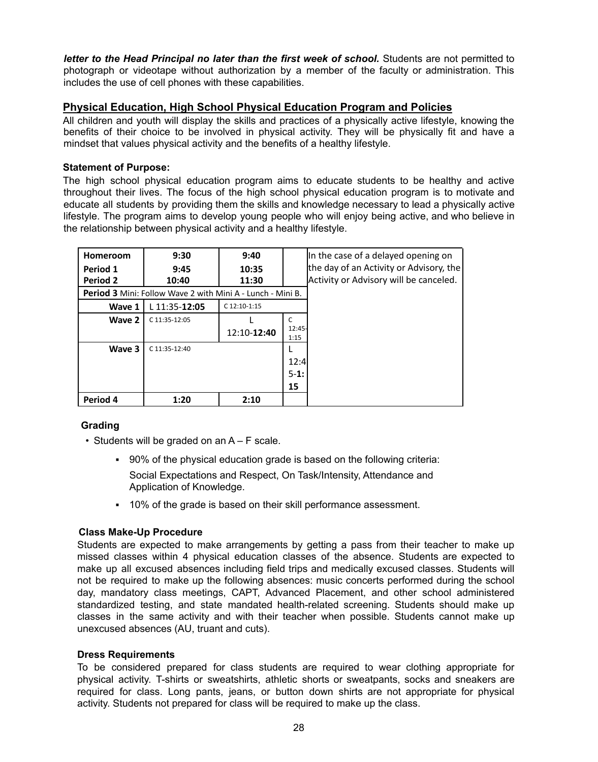***letter to the Head Principal no later than the first week of school.*** Students are not permitted to photograph or videotape without authorization by a member of the faculty or administration. This includes the use of cell phones with these capabilities.

## Physical Education, High School Physical Education Program and Policies

All children and youth will display the skills and practices of a physically active lifestyle, knowing the benefits of their choice to be involved in physical activity. They will be physically fit and have a mindset that values physical activity and the benefits of a healthy lifestyle.

**Statement of Purpose:**

The high school physical education program aims to educate students to be healthy and active throughout their lives. The focus of the high school physical education program is to motivate and educate all students by providing them the skills and knowledge necessary to lead a physically active lifestyle. The program aims to develop young people who will enjoy being active, and who believe in the relationship between physical activity and a healthy lifestyle.

| | | | | |
|---|---|---|---|---|
| **Homeroom** | **9:30** | **9:40** | | In the case of a delayed opening on the day of an Activity or Advisory, the Activity or Advisory will be canceled. |
| **Period 1** | **9:45** | **10:35** | | |
| **Period 2** | **10:40** | **11:30** | | |
| **Period 3** Mini: Follow Wave 2 with Mini A - Lunch - Mini B. | | | | |
| **Wave 1** | L 11:35-**12:05** | C 12:10-1:15 | | |
| **Wave 2** | C 11:35-12:05 | L 12:10-**12:40** | C 12:45-1:15 | |
| **Wave 3** | C 11:35-12:40 | | L 12:45-**1:15** | |
| **Period 4** | **1:20** | **2:10** | | |

### Grading

- Students will be graded on an A – F scale.
  - 90% of the physical education grade is based on the following criteria: Social Expectations and Respect, On Task/Intensity, Attendance and Application of Knowledge.
  - 10% of the grade is based on their skill performance assessment.

### Class Make-Up Procedure

Students are expected to make arrangements by getting a pass from their teacher to make up missed classes within 4 physical education classes of the absence. Students are expected to make up all excused absences including field trips and medically excused classes. Students will not be required to make up the following absences: music concerts performed during the school day, mandatory class meetings, CAPT, Advanced Placement, and other school administered standardized testing, and state mandated health-related screening. Students should make up classes in the same activity and with their teacher when possible. Students cannot make up unexcused absences (AU, truant and cuts).

### Dress Requirements

To be considered prepared for class students are required to wear clothing appropriate for physical activity. T-shirts or sweatshirts, athletic shorts or sweatpants, socks and sneakers are required for class. Long pants, jeans, or button down shirts are not appropriate for physical activity. Students not prepared for class will be required to make up the class.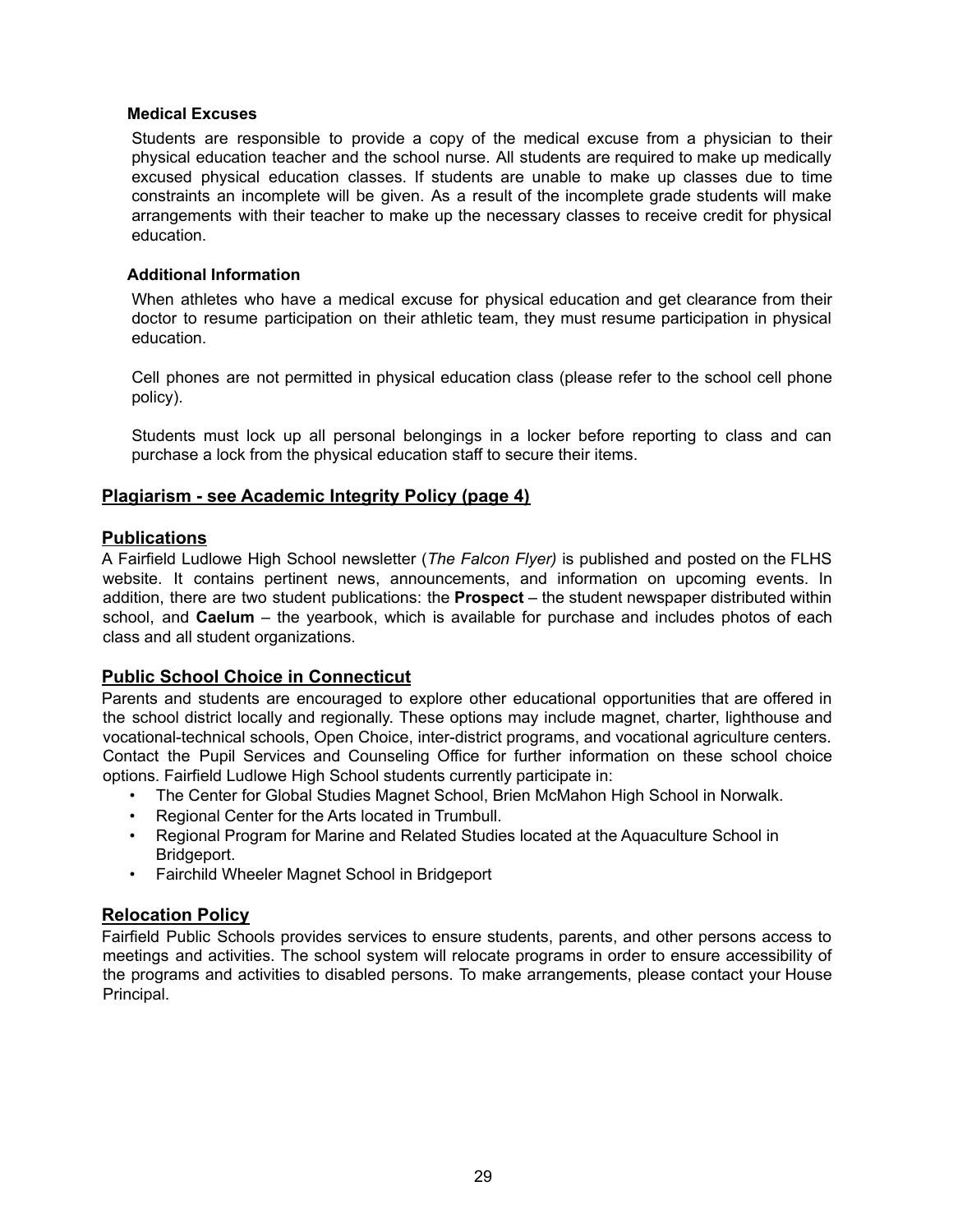### Medical Excuses

Students are responsible to provide a copy of the medical excuse from a physician to their physical education teacher and the school nurse. All students are required to make up medically excused physical education classes. If students are unable to make up classes due to time constraints an incomplete will be given. As a result of the incomplete grade students will make arrangements with their teacher to make up the necessary classes to receive credit for physical education.

### Additional Information

When athletes who have a medical excuse for physical education and get clearance from their doctor to resume participation on their athletic team, they must resume participation in physical education.

Cell phones are not permitted in physical education class (please refer to the school cell phone policy).

Students must lock up all personal belongings in a locker before reporting to class and can purchase a lock from the physical education staff to secure their items.

## Plagiarism - see Academic Integrity Policy (page 4)

## Publications

A Fairfield Ludlowe High School newsletter (*The Falcon Flyer)* is published and posted on the FLHS website. It contains pertinent news, announcements, and information on upcoming events. In addition, there are two student publications: the **Prospect** – the student newspaper distributed within school, and **Caelum** – the yearbook, which is available for purchase and includes photos of each class and all student organizations.

## Public School Choice in Connecticut

Parents and students are encouraged to explore other educational opportunities that are offered in the school district locally and regionally. These options may include magnet, charter, lighthouse and vocational-technical schools, Open Choice, inter-district programs, and vocational agriculture centers. Contact the Pupil Services and Counseling Office for further information on these school choice options. Fairfield Ludlowe High School students currently participate in:

- The Center for Global Studies Magnet School, Brien McMahon High School in Norwalk.
- Regional Center for the Arts located in Trumbull.
- Regional Program for Marine and Related Studies located at the Aquaculture School in Bridgeport.
- Fairchild Wheeler Magnet School in Bridgeport

## Relocation Policy

Fairfield Public Schools provides services to ensure students, parents, and other persons access to meetings and activities. The school system will relocate programs in order to ensure accessibility of the programs and activities to disabled persons. To make arrangements, please contact your House Principal.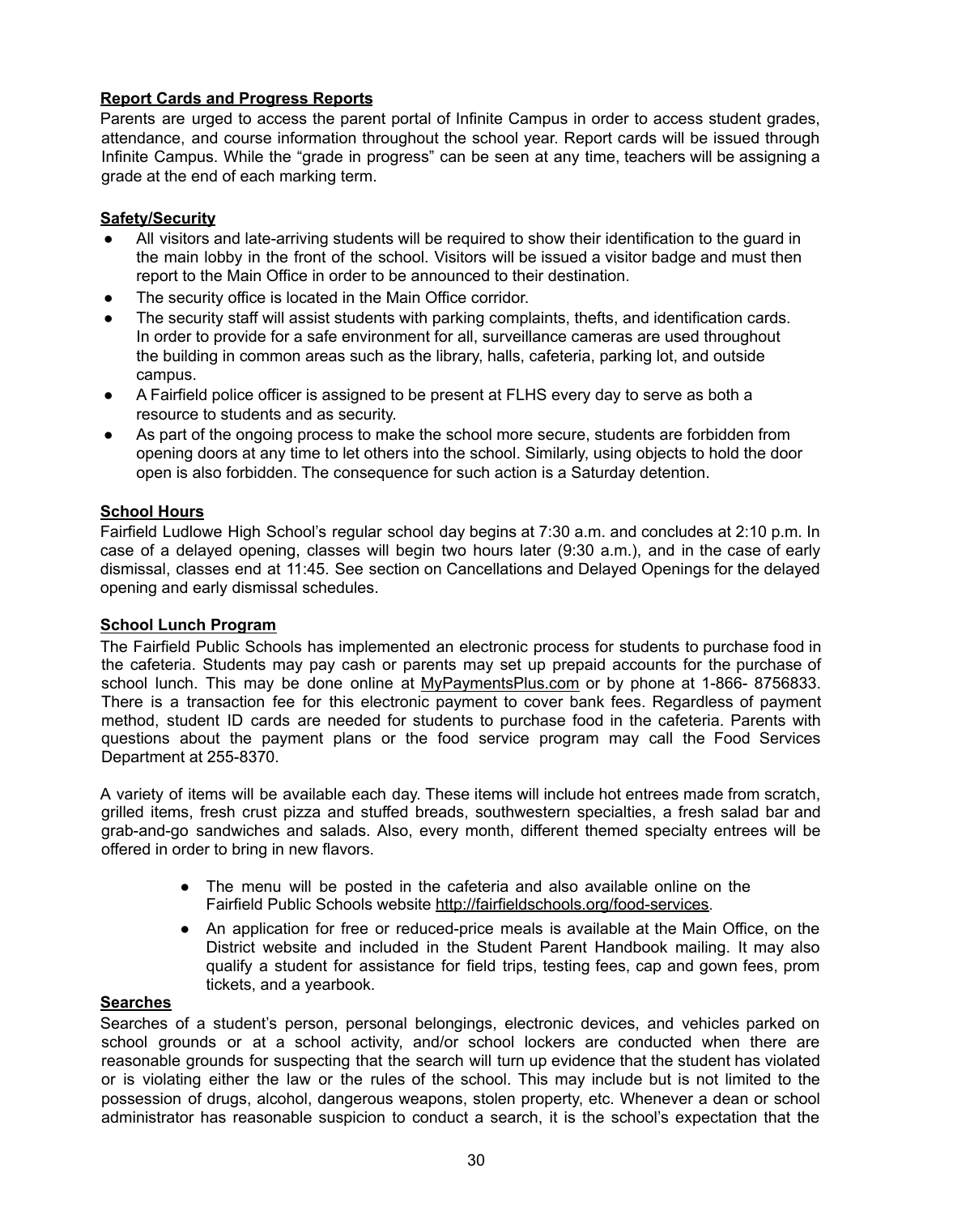**Report Cards and Progress Reports**

Parents are urged to access the parent portal of Infinite Campus in order to access student grades, attendance, and course information throughout the school year. Report cards will be issued through Infinite Campus. While the "grade in progress" can be seen at any time, teachers will be assigning a grade at the end of each marking term.

**Safety/Security**

- All visitors and late-arriving students will be required to show their identification to the guard in the main lobby in the front of the school. Visitors will be issued a visitor badge and must then report to the Main Office in order to be announced to their destination.
- The security office is located in the Main Office corridor.
- The security staff will assist students with parking complaints, thefts, and identification cards. In order to provide for a safe environment for all, surveillance cameras are used throughout the building in common areas such as the library, halls, cafeteria, parking lot, and outside campus.
- A Fairfield police officer is assigned to be present at FLHS every day to serve as both a resource to students and as security.
- As part of the ongoing process to make the school more secure, students are forbidden from opening doors at any time to let others into the school. Similarly, using objects to hold the door open is also forbidden. The consequence for such action is a Saturday detention.

**School Hours**

Fairfield Ludlowe High School's regular school day begins at 7:30 a.m. and concludes at 2:10 p.m. In case of a delayed opening, classes will begin two hours later (9:30 a.m.), and in the case of early dismissal, classes end at 11:45. See section on Cancellations and Delayed Openings for the delayed opening and early dismissal schedules.

**School Lunch Program**

The Fairfield Public Schools has implemented an electronic process for students to purchase food in the cafeteria. Students may pay cash or parents may set up prepaid accounts for the purchase of school lunch. This may be done online at MyPaymentsPlus.com or by phone at 1-866- 8756833. There is a transaction fee for this electronic payment to cover bank fees. Regardless of payment method, student ID cards are needed for students to purchase food in the cafeteria. Parents with questions about the payment plans or the food service program may call the Food Services Department at 255-8370.

A variety of items will be available each day. These items will include hot entrees made from scratch, grilled items, fresh crust pizza and stuffed breads, southwestern specialties, a fresh salad bar and grab-and-go sandwiches and salads. Also, every month, different themed specialty entrees will be offered in order to bring in new flavors.

- The menu will be posted in the cafeteria and also available online on the Fairfield Public Schools website http://fairfieldschools.org/food-services.
- An application for free or reduced-price meals is available at the Main Office, on the District website and included in the Student Parent Handbook mailing. It may also qualify a student for assistance for field trips, testing fees, cap and gown fees, prom tickets, and a yearbook.

**Searches**

Searches of a student's person, personal belongings, electronic devices, and vehicles parked on school grounds or at a school activity, and/or school lockers are conducted when there are reasonable grounds for suspecting that the search will turn up evidence that the student has violated or is violating either the law or the rules of the school. This may include but is not limited to the possession of drugs, alcohol, dangerous weapons, stolen property, etc. Whenever a dean or school administrator has reasonable suspicion to conduct a search, it is the school's expectation that the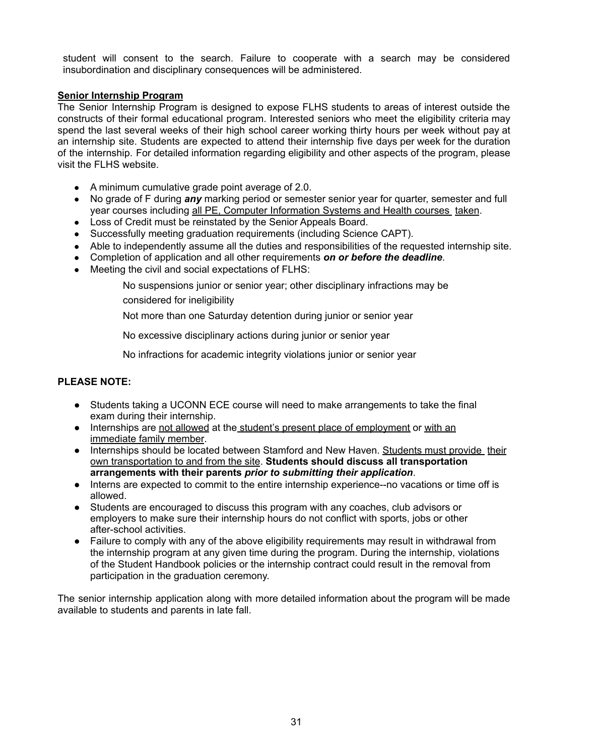student will consent to the search. Failure to cooperate with a search may be considered insubordination and disciplinary consequences will be administered.

**Senior Internship Program**

The Senior Internship Program is designed to expose FLHS students to areas of interest outside the constructs of their formal educational program. Interested seniors who meet the eligibility criteria may spend the last several weeks of their high school career working thirty hours per week without pay at an internship site. Students are expected to attend their internship five days per week for the duration of the internship. For detailed information regarding eligibility and other aspects of the program, please visit the FLHS website.

- A minimum cumulative grade point average of 2.0.
- No grade of F during ***any*** marking period or semester senior year for quarter, semester and full year courses including all PE, Computer Information Systems and Health courses taken.
- Loss of Credit must be reinstated by the Senior Appeals Board.
- Successfully meeting graduation requirements (including Science CAPT).
- Able to independently assume all the duties and responsibilities of the requested internship site.
- Completion of application and all other requirements ***on or before the deadline***.
- Meeting the civil and social expectations of FLHS:

  No suspensions junior or senior year; other disciplinary infractions may be considered for ineligibility

  Not more than one Saturday detention during junior or senior year

  No excessive disciplinary actions during junior or senior year

  No infractions for academic integrity violations junior or senior year

**PLEASE NOTE:**

- Students taking a UCONN ECE course will need to make arrangements to take the final exam during their internship.
- Internships are not allowed at the student's present place of employment or with an immediate family member.
- Internships should be located between Stamford and New Haven. Students must provide their own transportation to and from the site. **Students should discuss all transportation arrangements with their parents *prior to submitting their application***.
- Interns are expected to commit to the entire internship experience--no vacations or time off is allowed.
- Students are encouraged to discuss this program with any coaches, club advisors or employers to make sure their internship hours do not conflict with sports, jobs or other after-school activities.
- Failure to comply with any of the above eligibility requirements may result in withdrawal from the internship program at any given time during the program. During the internship, violations of the Student Handbook policies or the internship contract could result in the removal from participation in the graduation ceremony.

The senior internship application along with more detailed information about the program will be made available to students and parents in late fall.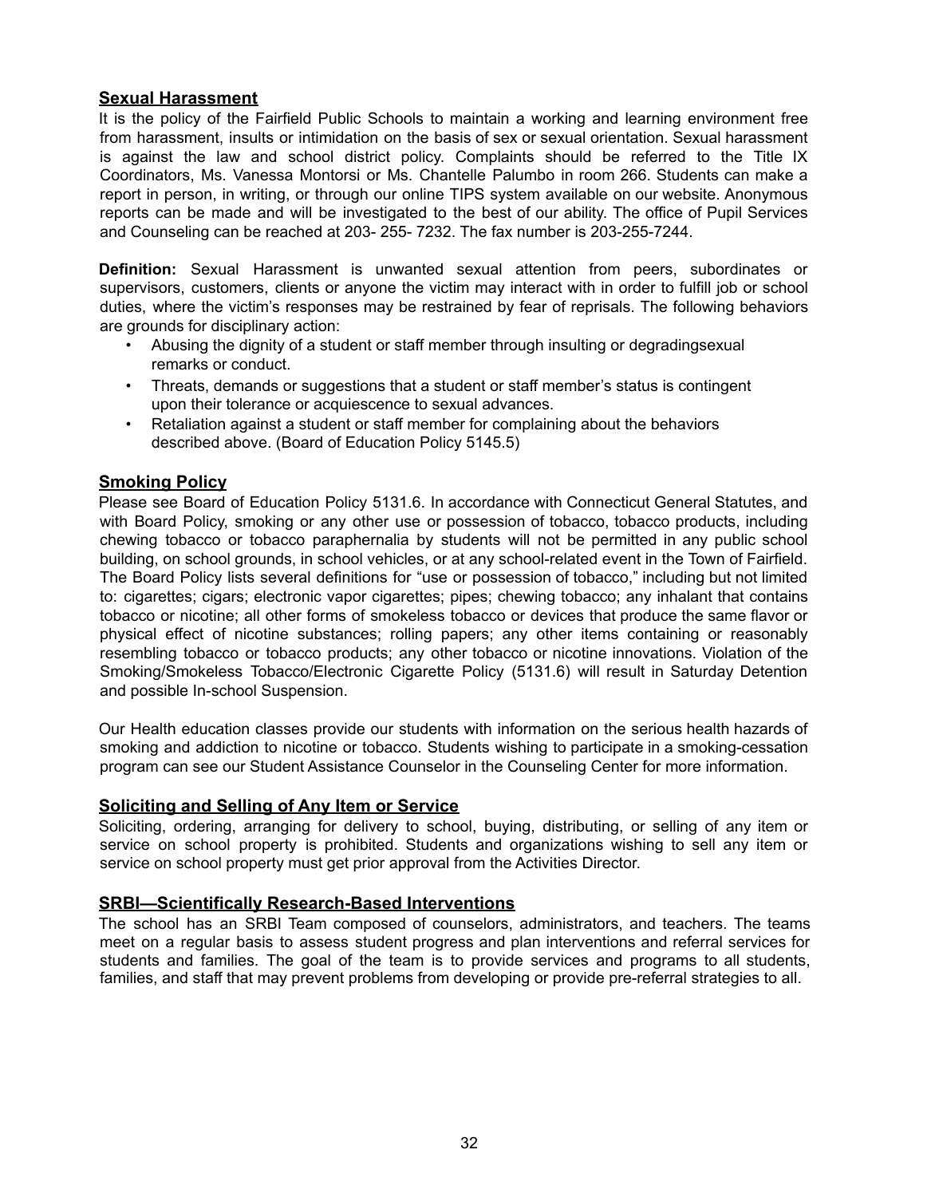## Sexual Harassment

It is the policy of the Fairfield Public Schools to maintain a working and learning environment free from harassment, insults or intimidation on the basis of sex or sexual orientation. Sexual harassment is against the law and school district policy. Complaints should be referred to the Title IX Coordinators, Ms. Vanessa Montorsi or Ms. Chantelle Palumbo in room 266. Students can make a report in person, in writing, or through our online TIPS system available on our website. Anonymous reports can be made and will be investigated to the best of our ability. The office of Pupil Services and Counseling can be reached at 203- 255- 7232. The fax number is 203-255-7244.

**Definition:** Sexual Harassment is unwanted sexual attention from peers, subordinates or supervisors, customers, clients or anyone the victim may interact with in order to fulfill job or school duties, where the victim's responses may be restrained by fear of reprisals. The following behaviors are grounds for disciplinary action:

- Abusing the dignity of a student or staff member through insulting or degradingsexual remarks or conduct.
- Threats, demands or suggestions that a student or staff member's status is contingent upon their tolerance or acquiescence to sexual advances.
- Retaliation against a student or staff member for complaining about the behaviors described above. (Board of Education Policy 5145.5)

## Smoking Policy

Please see Board of Education Policy 5131.6. In accordance with Connecticut General Statutes, and with Board Policy, smoking or any other use or possession of tobacco, tobacco products, including chewing tobacco or tobacco paraphernalia by students will not be permitted in any public school building, on school grounds, in school vehicles, or at any school-related event in the Town of Fairfield. The Board Policy lists several definitions for "use or possession of tobacco," including but not limited to: cigarettes; cigars; electronic vapor cigarettes; pipes; chewing tobacco; any inhalant that contains tobacco or nicotine; all other forms of smokeless tobacco or devices that produce the same flavor or physical effect of nicotine substances; rolling papers; any other items containing or reasonably resembling tobacco or tobacco products; any other tobacco or nicotine innovations. Violation of the Smoking/Smokeless Tobacco/Electronic Cigarette Policy (5131.6) will result in Saturday Detention and possible In-school Suspension.

Our Health education classes provide our students with information on the serious health hazards of smoking and addiction to nicotine or tobacco. Students wishing to participate in a smoking-cessation program can see our Student Assistance Counselor in the Counseling Center for more information.

## Soliciting and Selling of Any Item or Service

Soliciting, ordering, arranging for delivery to school, buying, distributing, or selling of any item or service on school property is prohibited. Students and organizations wishing to sell any item or service on school property must get prior approval from the Activities Director.

## SRBI—Scientifically Research-Based Interventions

The school has an SRBI Team composed of counselors, administrators, and teachers. The teams meet on a regular basis to assess student progress and plan interventions and referral services for students and families. The goal of the team is to provide services and programs to all students, families, and staff that may prevent problems from developing or provide pre-referral strategies to all.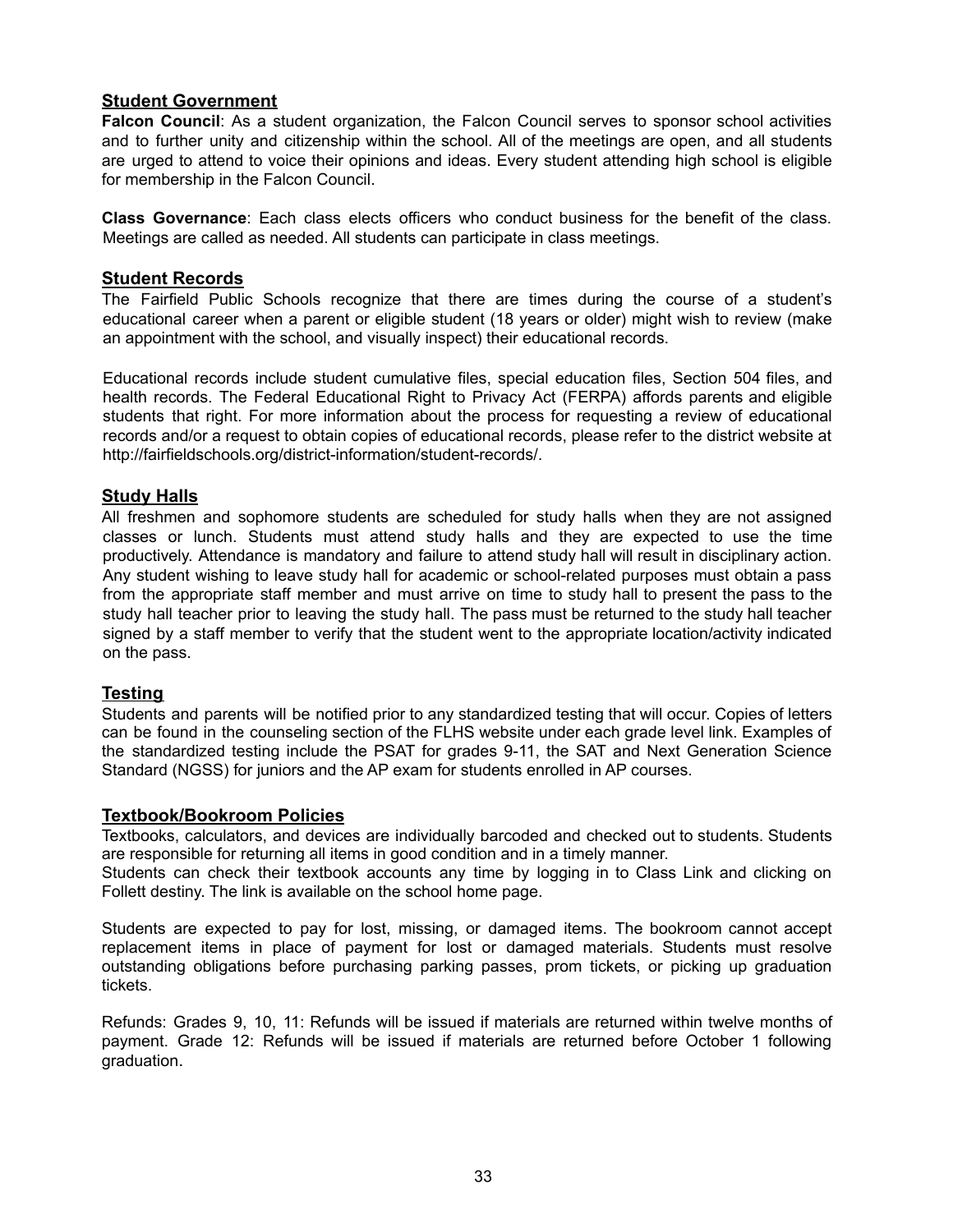## Student Government

**Falcon Council**: As a student organization, the Falcon Council serves to sponsor school activities and to further unity and citizenship within the school. All of the meetings are open, and all students are urged to attend to voice their opinions and ideas. Every student attending high school is eligible for membership in the Falcon Council.

**Class Governance**: Each class elects officers who conduct business for the benefit of the class. Meetings are called as needed. All students can participate in class meetings.

## Student Records

The Fairfield Public Schools recognize that there are times during the course of a student's educational career when a parent or eligible student (18 years or older) might wish to review (make an appointment with the school, and visually inspect) their educational records.

Educational records include student cumulative files, special education files, Section 504 files, and health records. The Federal Educational Right to Privacy Act (FERPA) affords parents and eligible students that right. For more information about the process for requesting a review of educational records and/or a request to obtain copies of educational records, please refer to the district website at http://fairfieldschools.org/district-information/student-records/.

## Study Halls

All freshmen and sophomore students are scheduled for study halls when they are not assigned classes or lunch. Students must attend study halls and they are expected to use the time productively. Attendance is mandatory and failure to attend study hall will result in disciplinary action. Any student wishing to leave study hall for academic or school-related purposes must obtain a pass from the appropriate staff member and must arrive on time to study hall to present the pass to the study hall teacher prior to leaving the study hall. The pass must be returned to the study hall teacher signed by a staff member to verify that the student went to the appropriate location/activity indicated on the pass.

## Testing

Students and parents will be notified prior to any standardized testing that will occur. Copies of letters can be found in the counseling section of the FLHS website under each grade level link. Examples of the standardized testing include the PSAT for grades 9-11, the SAT and Next Generation Science Standard (NGSS) for juniors and the AP exam for students enrolled in AP courses.

## Textbook/Bookroom Policies

Textbooks, calculators, and devices are individually barcoded and checked out to students. Students are responsible for returning all items in good condition and in a timely manner.
Students can check their textbook accounts any time by logging in to Class Link and clicking on Follett destiny. The link is available on the school home page.

Students are expected to pay for lost, missing, or damaged items. The bookroom cannot accept replacement items in place of payment for lost or damaged materials. Students must resolve outstanding obligations before purchasing parking passes, prom tickets, or picking up graduation tickets.

Refunds: Grades 9, 10, 11: Refunds will be issued if materials are returned within twelve months of payment. Grade 12: Refunds will be issued if materials are returned before October 1 following graduation.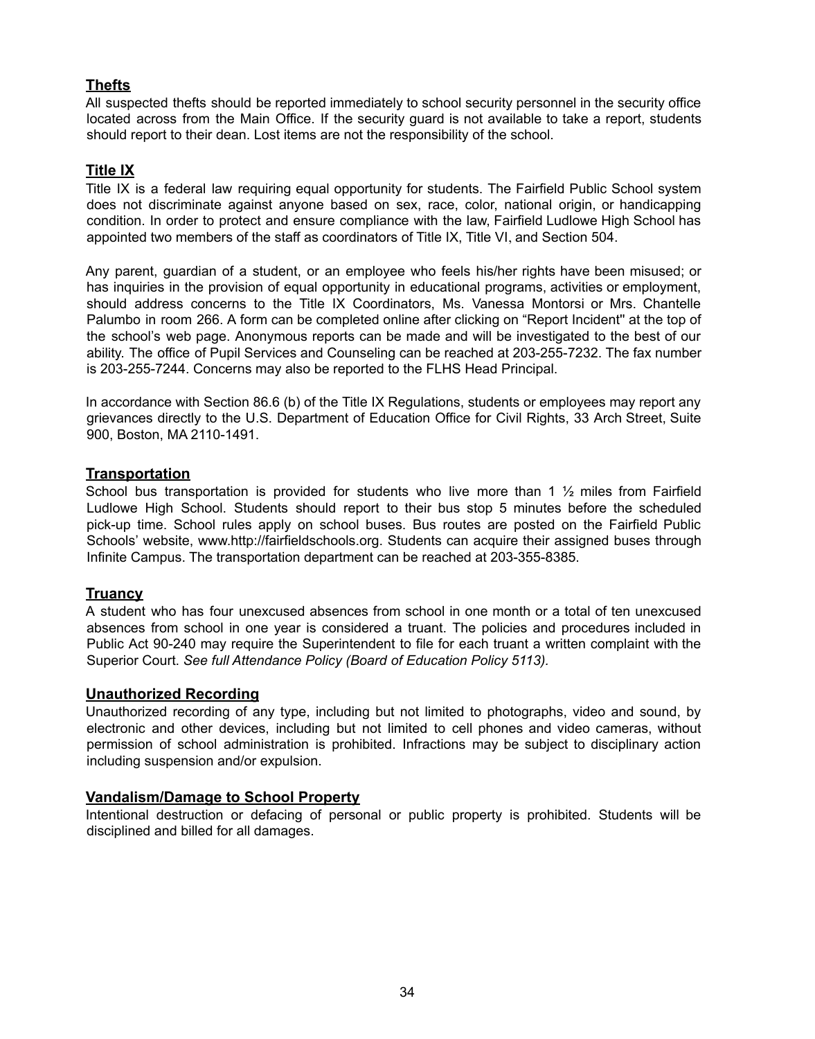## Thefts

All suspected thefts should be reported immediately to school security personnel in the security office located across from the Main Office. If the security guard is not available to take a report, students should report to their dean. Lost items are not the responsibility of the school.

## Title IX

Title IX is a federal law requiring equal opportunity for students. The Fairfield Public School system does not discriminate against anyone based on sex, race, color, national origin, or handicapping condition. In order to protect and ensure compliance with the law, Fairfield Ludlowe High School has appointed two members of the staff as coordinators of Title IX, Title VI, and Section 504.

Any parent, guardian of a student, or an employee who feels his/her rights have been misused; or has inquiries in the provision of equal opportunity in educational programs, activities or employment, should address concerns to the Title IX Coordinators, Ms. Vanessa Montorsi or Mrs. Chantelle Palumbo in room 266. A form can be completed online after clicking on "Report Incident" at the top of the school's web page. Anonymous reports can be made and will be investigated to the best of our ability. The office of Pupil Services and Counseling can be reached at 203-255-7232. The fax number is 203-255-7244. Concerns may also be reported to the FLHS Head Principal.

In accordance with Section 86.6 (b) of the Title IX Regulations, students or employees may report any grievances directly to the U.S. Department of Education Office for Civil Rights, 33 Arch Street, Suite 900, Boston, MA 2110-1491.

## Transportation

School bus transportation is provided for students who live more than 1 ½ miles from Fairfield Ludlowe High School. Students should report to their bus stop 5 minutes before the scheduled pick-up time. School rules apply on school buses. Bus routes are posted on the Fairfield Public Schools' website, www.http://fairfieldschools.org. Students can acquire their assigned buses through Infinite Campus. The transportation department can be reached at 203-355-8385.

## Truancy

A student who has four unexcused absences from school in one month or a total of ten unexcused absences from school in one year is considered a truant. The policies and procedures included in Public Act 90-240 may require the Superintendent to file for each truant a written complaint with the Superior Court. *See full Attendance Policy (Board of Education Policy 5113).*

## Unauthorized Recording

Unauthorized recording of any type, including but not limited to photographs, video and sound, by electronic and other devices, including but not limited to cell phones and video cameras, without permission of school administration is prohibited. Infractions may be subject to disciplinary action including suspension and/or expulsion.

## Vandalism/Damage to School Property

Intentional destruction or defacing of personal or public property is prohibited. Students will be disciplined and billed for all damages.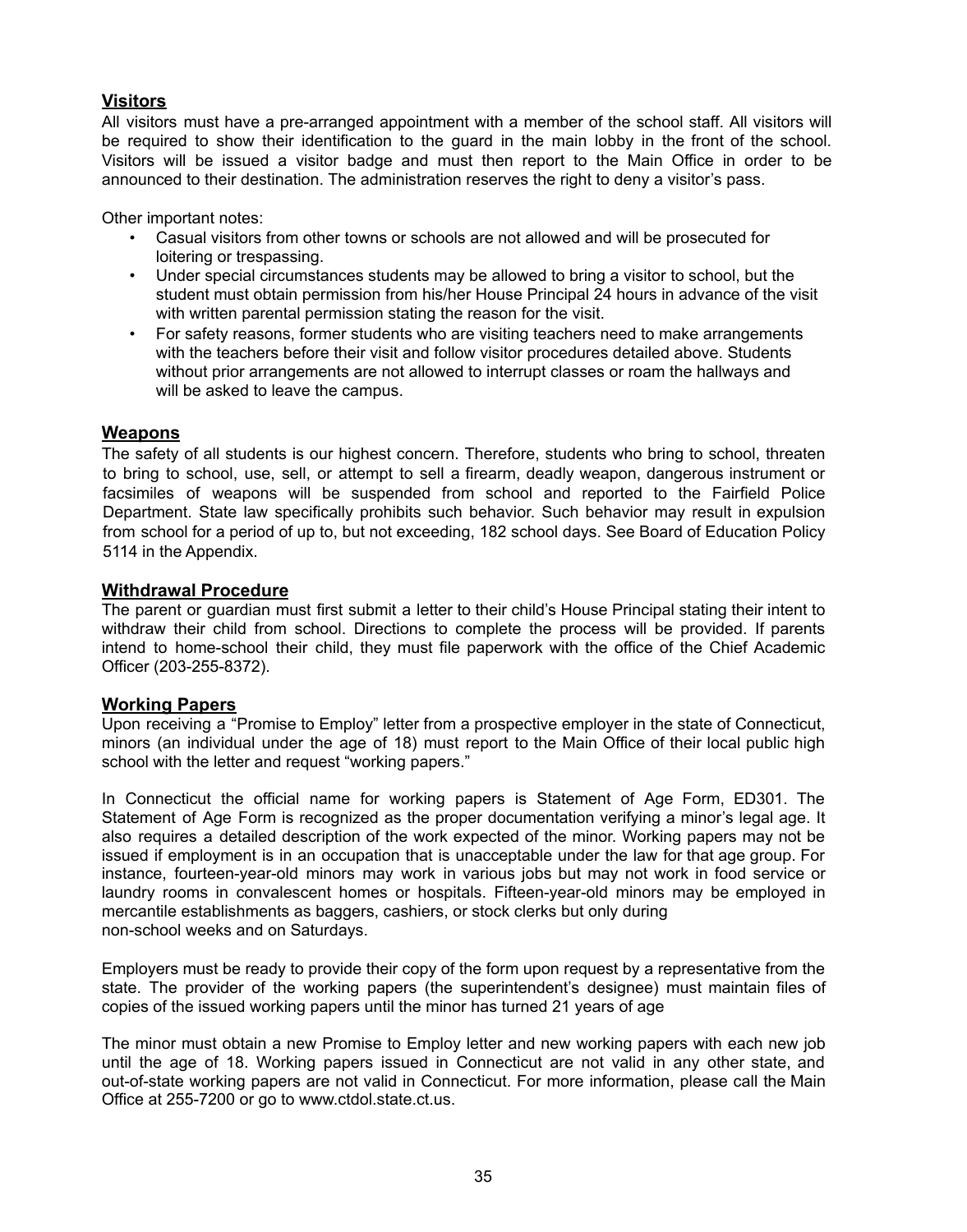## Visitors

All visitors must have a pre-arranged appointment with a member of the school staff. All visitors will be required to show their identification to the guard in the main lobby in the front of the school. Visitors will be issued a visitor badge and must then report to the Main Office in order to be announced to their destination. The administration reserves the right to deny a visitor's pass.

Other important notes:

- Casual visitors from other towns or schools are not allowed and will be prosecuted for loitering or trespassing.
- Under special circumstances students may be allowed to bring a visitor to school, but the student must obtain permission from his/her House Principal 24 hours in advance of the visit with written parental permission stating the reason for the visit.
- For safety reasons, former students who are visiting teachers need to make arrangements with the teachers before their visit and follow visitor procedures detailed above. Students without prior arrangements are not allowed to interrupt classes or roam the hallways and will be asked to leave the campus.

## Weapons

The safety of all students is our highest concern. Therefore, students who bring to school, threaten to bring to school, use, sell, or attempt to sell a firearm, deadly weapon, dangerous instrument or facsimiles of weapons will be suspended from school and reported to the Fairfield Police Department. State law specifically prohibits such behavior. Such behavior may result in expulsion from school for a period of up to, but not exceeding, 182 school days. See Board of Education Policy 5114 in the Appendix.

## Withdrawal Procedure

The parent or guardian must first submit a letter to their child's House Principal stating their intent to withdraw their child from school. Directions to complete the process will be provided. If parents intend to home-school their child, they must file paperwork with the office of the Chief Academic Officer (203-255-8372).

## Working Papers

Upon receiving a "Promise to Employ" letter from a prospective employer in the state of Connecticut, minors (an individual under the age of 18) must report to the Main Office of their local public high school with the letter and request "working papers."

In Connecticut the official name for working papers is Statement of Age Form, ED301. The Statement of Age Form is recognized as the proper documentation verifying a minor's legal age. It also requires a detailed description of the work expected of the minor. Working papers may not be issued if employment is in an occupation that is unacceptable under the law for that age group. For instance, fourteen-year-old minors may work in various jobs but may not work in food service or laundry rooms in convalescent homes or hospitals. Fifteen-year-old minors may be employed in mercantile establishments as baggers, cashiers, or stock clerks but only during non-school weeks and on Saturdays.

Employers must be ready to provide their copy of the form upon request by a representative from the state. The provider of the working papers (the superintendent's designee) must maintain files of copies of the issued working papers until the minor has turned 21 years of age

The minor must obtain a new Promise to Employ letter and new working papers with each new job until the age of 18. Working papers issued in Connecticut are not valid in any other state, and out-of-state working papers are not valid in Connecticut. For more information, please call the Main Office at 255-7200 or go to www.ctdol.state.ct.us.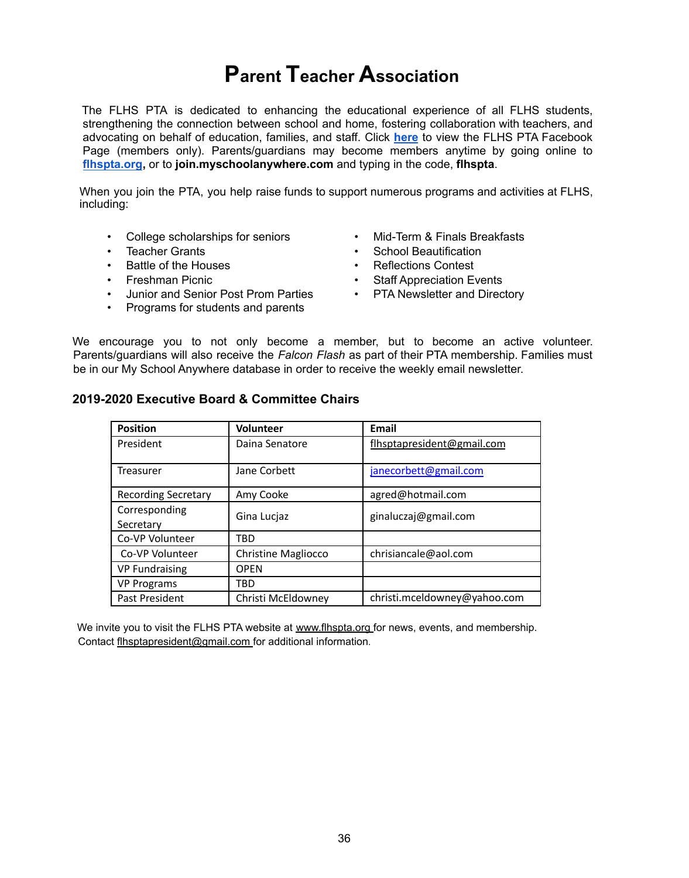# Parent Teacher Association

The FLHS PTA is dedicated to enhancing the educational experience of all FLHS students, strengthening the connection between school and home, fostering collaboration with teachers, and advocating on behalf of education, families, and staff. Click **here** to view the FLHS PTA Facebook Page (members only). Parents/guardians may become members anytime by going online to **flhspta.org**, or to **join.myschoolanywhere.com** and typing in the code, **flhspta**.

When you join the PTA, you help raise funds to support numerous programs and activities at FLHS, including:

- College scholarships for seniors
- Teacher Grants
- Battle of the Houses
- Freshman Picnic
- Junior and Senior Post Prom Parties
- Programs for students and parents
- Mid-Term & Finals Breakfasts
- School Beautification
- Reflections Contest
- Staff Appreciation Events
- PTA Newsletter and Directory

We encourage you to not only become a member, but to become an active volunteer. Parents/guardians will also receive the *Falcon Flash* as part of their PTA membership. Families must be in our My School Anywhere database in order to receive the weekly email newsletter.

### 2019-2020 Executive Board & Committee Chairs

| Position | Volunteer | Email |
|---|---|---|
| President | Daina Senatore | flhsptapresident@gmail.com |
| Treasurer | Jane Corbett | janecorbett@gmail.com |
| Recording Secretary | Amy Cooke | agred@hotmail.com |
| Corresponding Secretary | Gina Lucjaz | ginaluczaj@gmail.com |
| Co-VP Volunteer | TBD | |
| Co-VP Volunteer | Christine Magliocco | chrisiancale@aol.com |
| VP Fundraising | OPEN | |
| VP Programs | TBD | |
| Past President | Christi McEldowney | christi.mceldowney@yahoo.com |

We invite you to visit the FLHS PTA website at www.flhspta.org for news, events, and membership. Contact flhsptapresident@gmail.com for additional information.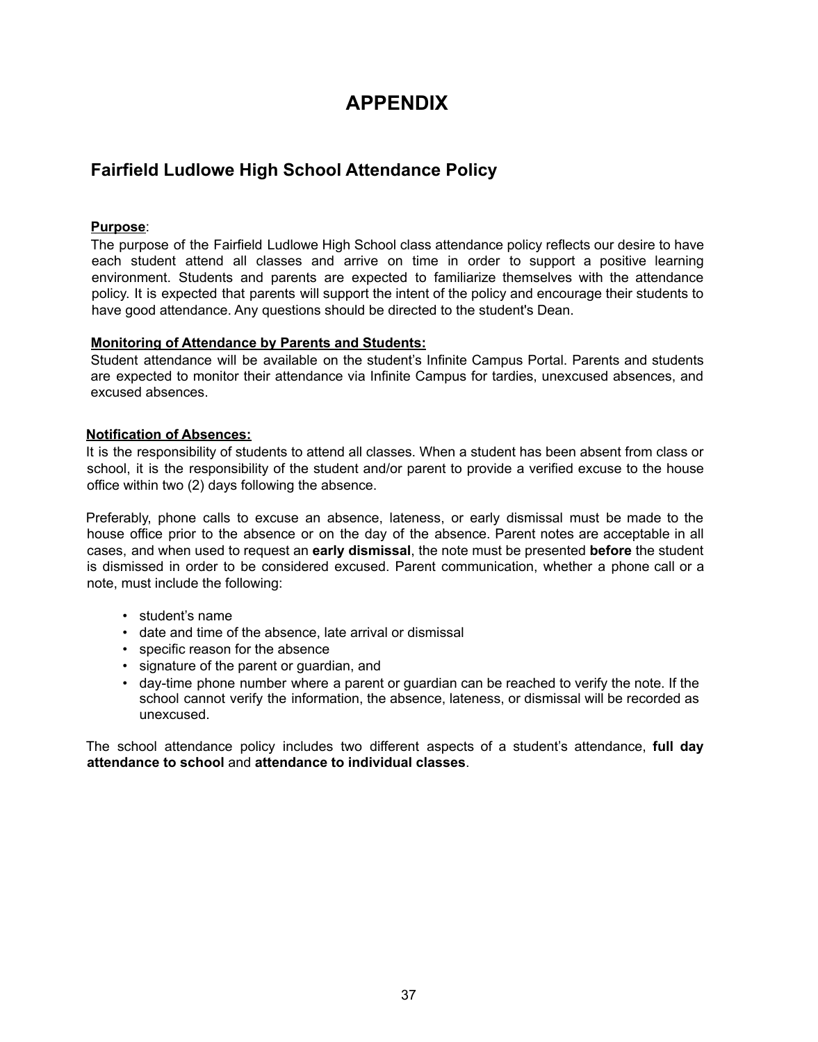# APPENDIX

## Fairfield Ludlowe High School Attendance Policy

**Purpose**:

The purpose of the Fairfield Ludlowe High School class attendance policy reflects our desire to have each student attend all classes and arrive on time in order to support a positive learning environment. Students and parents are expected to familiarize themselves with the attendance policy. It is expected that parents will support the intent of the policy and encourage their students to have good attendance. Any questions should be directed to the student's Dean.

**Monitoring of Attendance by Parents and Students:**

Student attendance will be available on the student's Infinite Campus Portal. Parents and students are expected to monitor their attendance via Infinite Campus for tardies, unexcused absences, and excused absences.

**Notification of Absences:**

It is the responsibility of students to attend all classes. When a student has been absent from class or school, it is the responsibility of the student and/or parent to provide a verified excuse to the house office within two (2) days following the absence.

Preferably, phone calls to excuse an absence, lateness, or early dismissal must be made to the house office prior to the absence or on the day of the absence. Parent notes are acceptable in all cases, and when used to request an **early dismissal**, the note must be presented **before** the student is dismissed in order to be considered excused. Parent communication, whether a phone call or a note, must include the following:

- student's name
- date and time of the absence, late arrival or dismissal
- specific reason for the absence
- signature of the parent or guardian, and
- day-time phone number where a parent or guardian can be reached to verify the note. If the school cannot verify the information, the absence, lateness, or dismissal will be recorded as unexcused.

The school attendance policy includes two different aspects of a student's attendance, **full day attendance to school** and **attendance to individual classes**.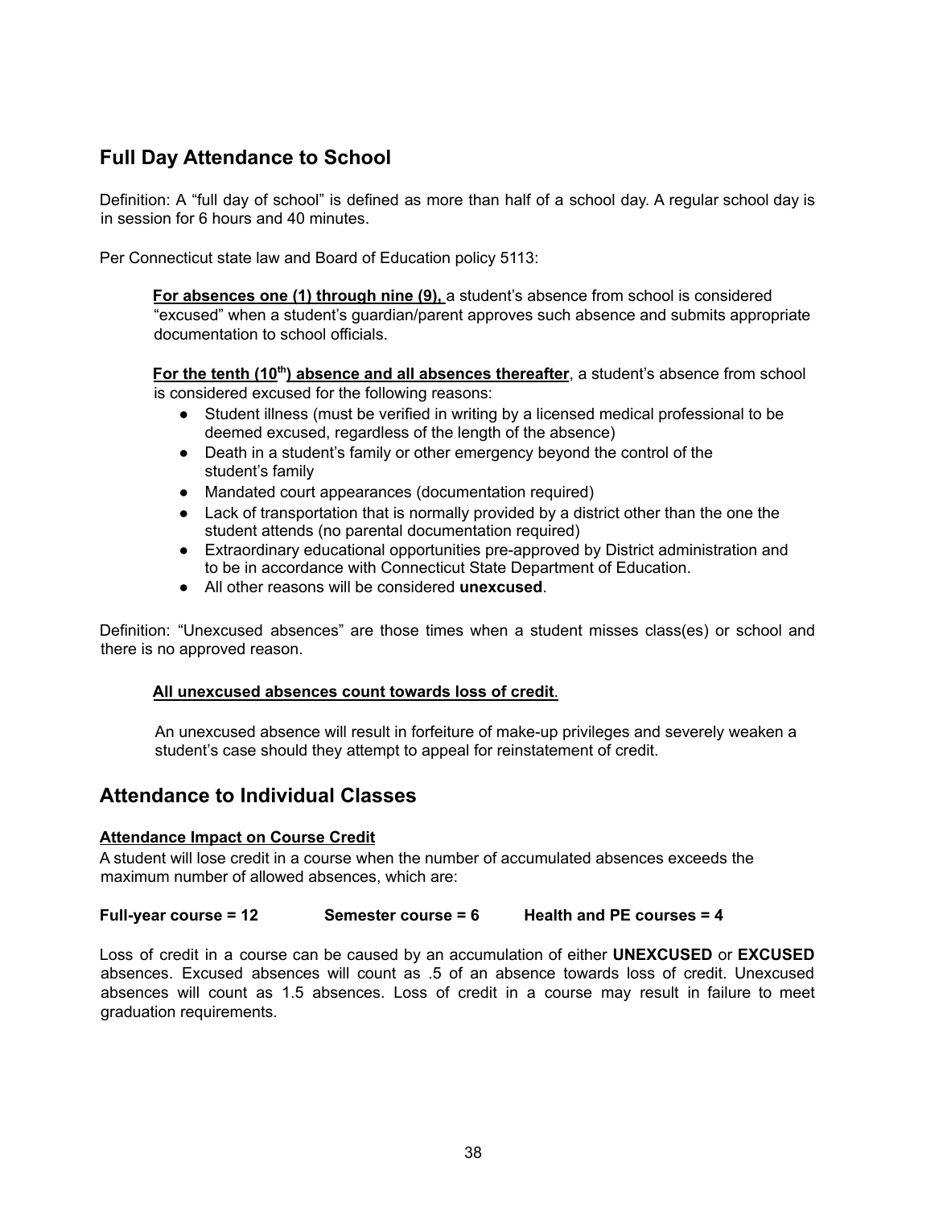## Full Day Attendance to School

Definition: A "full day of school" is defined as more than half of a school day. A regular school day is in session for 6 hours and 40 minutes.

Per Connecticut state law and Board of Education policy 5113:

**For absences one (1) through nine (9),** a student's absence from school is considered "excused" when a student's guardian/parent approves such absence and submits appropriate documentation to school officials.

**For the tenth (10th) absence and all absences thereafter**, a student's absence from school is considered excused for the following reasons:

- Student illness (must be verified in writing by a licensed medical professional to be deemed excused, regardless of the length of the absence)
- Death in a student's family or other emergency beyond the control of the student's family
- Mandated court appearances (documentation required)
- Lack of transportation that is normally provided by a district other than the one the student attends (no parental documentation required)
- Extraordinary educational opportunities pre-approved by District administration and to be in accordance with Connecticut State Department of Education.
- All other reasons will be considered **unexcused**.

Definition: "Unexcused absences" are those times when a student misses class(es) or school and there is no approved reason.

**All unexcused absences count towards loss of credit**.

An unexcused absence will result in forfeiture of make-up privileges and severely weaken a student's case should they attempt to appeal for reinstatement of credit.

## Attendance to Individual Classes

**Attendance Impact on Course Credit**

A student will lose credit in a course when the number of accumulated absences exceeds the maximum number of allowed absences, which are:

**Full-year course = 12** &nbsp;&nbsp;&nbsp; **Semester course = 6** &nbsp;&nbsp;&nbsp; **Health and PE courses = 4**

Loss of credit in a course can be caused by an accumulation of either **UNEXCUSED** or **EXCUSED** absences. Excused absences will count as .5 of an absence towards loss of credit. Unexcused absences will count as 1.5 absences. Loss of credit in a course may result in failure to meet graduation requirements.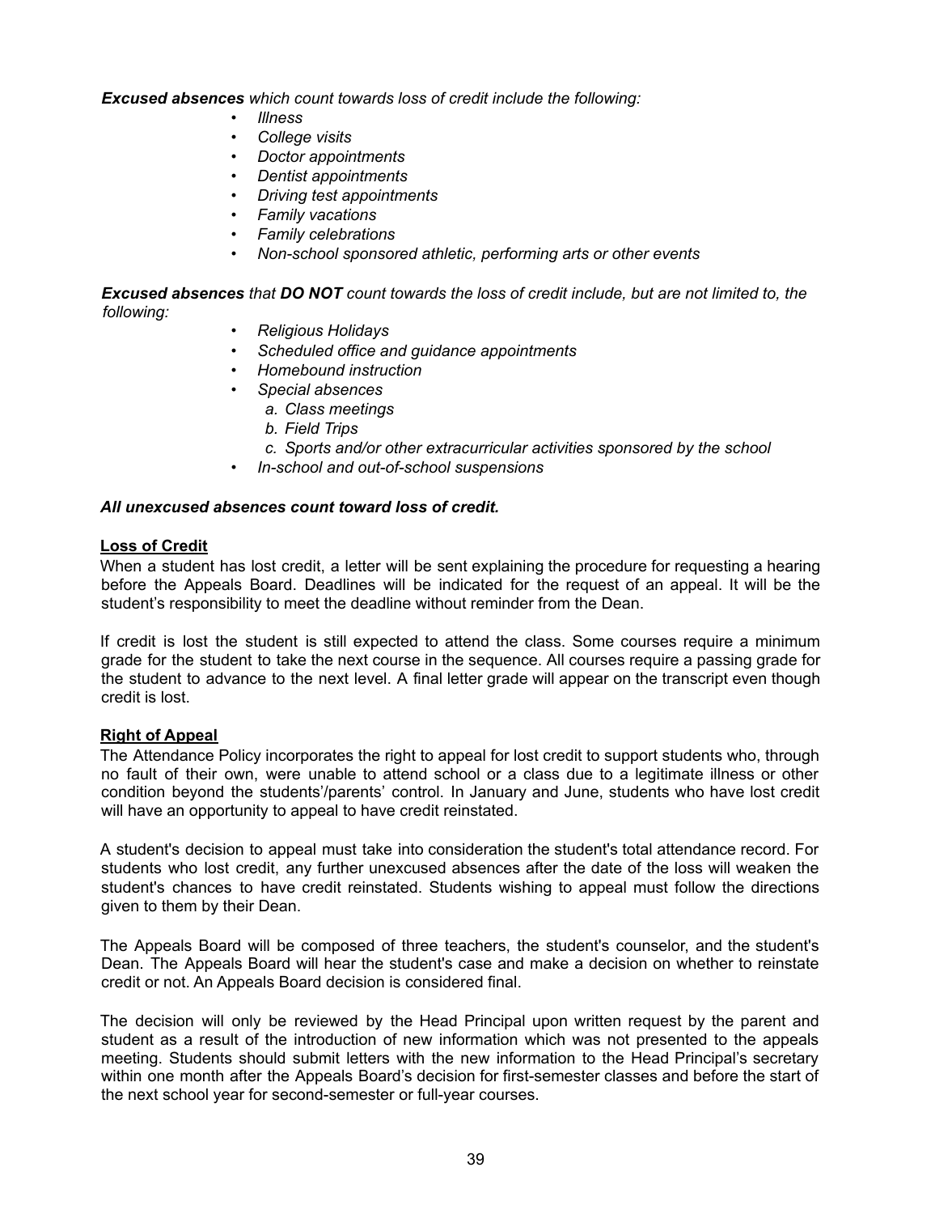***Excused absences** which count towards loss of credit include the following:*

- *Illness*
- *College visits*
- *Doctor appointments*
- *Dentist appointments*
- *Driving test appointments*
- *Family vacations*
- *Family celebrations*
- *Non-school sponsored athletic, performing arts or other events*

***Excused absences** that **DO NOT** count towards the loss of credit include, but are not limited to, the following:*

- *Religious Holidays*
- *Scheduled office and guidance appointments*
- *Homebound instruction*
- *Special absences*
    - *a. Class meetings*
    - *b. Field Trips*
    - *c. Sports and/or other extracurricular activities sponsored by the school*
- *In-school and out-of-school suspensions*

***All unexcused absences count toward loss of credit.***

**Loss of Credit**

When a student has lost credit, a letter will be sent explaining the procedure for requesting a hearing before the Appeals Board. Deadlines will be indicated for the request of an appeal. It will be the student's responsibility to meet the deadline without reminder from the Dean.

If credit is lost the student is still expected to attend the class. Some courses require a minimum grade for the student to take the next course in the sequence. All courses require a passing grade for the student to advance to the next level. A final letter grade will appear on the transcript even though credit is lost.

**Right of Appeal**

The Attendance Policy incorporates the right to appeal for lost credit to support students who, through no fault of their own, were unable to attend school or a class due to a legitimate illness or other condition beyond the students'/parents' control. In January and June, students who have lost credit will have an opportunity to appeal to have credit reinstated.

A student's decision to appeal must take into consideration the student's total attendance record. For students who lost credit, any further unexcused absences after the date of the loss will weaken the student's chances to have credit reinstated. Students wishing to appeal must follow the directions given to them by their Dean.

The Appeals Board will be composed of three teachers, the student's counselor, and the student's Dean. The Appeals Board will hear the student's case and make a decision on whether to reinstate credit or not. An Appeals Board decision is considered final.

The decision will only be reviewed by the Head Principal upon written request by the parent and student as a result of the introduction of new information which was not presented to the appeals meeting. Students should submit letters with the new information to the Head Principal's secretary within one month after the Appeals Board's decision for first-semester classes and before the start of the next school year for second-semester or full-year courses.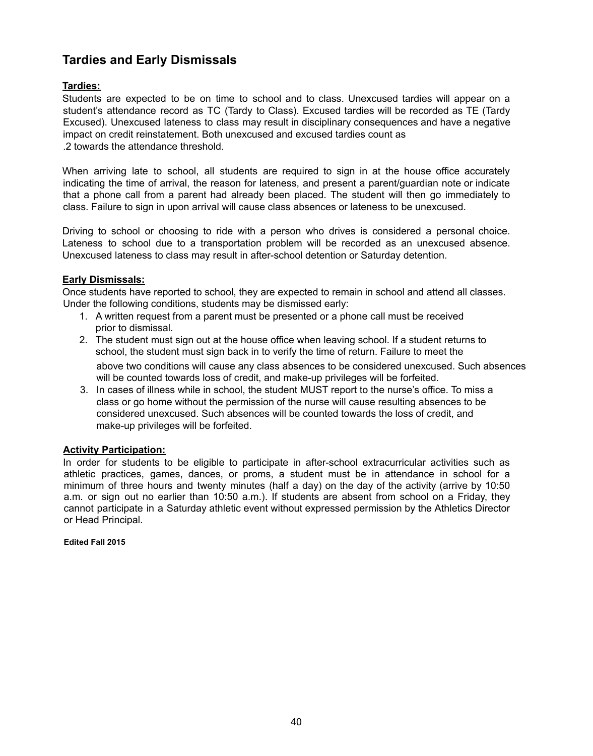## Tardies and Early Dismissals

**Tardies:**

Students are expected to be on time to school and to class. Unexcused tardies will appear on a student's attendance record as TC (Tardy to Class). Excused tardies will be recorded as TE (Tardy Excused). Unexcused lateness to class may result in disciplinary consequences and have a negative impact on credit reinstatement. Both unexcused and excused tardies count as .2 towards the attendance threshold.

When arriving late to school, all students are required to sign in at the house office accurately indicating the time of arrival, the reason for lateness, and present a parent/guardian note or indicate that a phone call from a parent had already been placed. The student will then go immediately to class. Failure to sign in upon arrival will cause class absences or lateness to be unexcused.

Driving to school or choosing to ride with a person who drives is considered a personal choice. Lateness to school due to a transportation problem will be recorded as an unexcused absence. Unexcused lateness to class may result in after-school detention or Saturday detention.

**Early Dismissals:**

Once students have reported to school, they are expected to remain in school and attend all classes. Under the following conditions, students may be dismissed early:

1. A written request from a parent must be presented or a phone call must be received prior to dismissal.
2. The student must sign out at the house office when leaving school. If a student returns to school, the student must sign back in to verify the time of return. Failure to meet the above two conditions will cause any class absences to be considered unexcused. Such absences will be counted towards loss of credit, and make-up privileges will be forfeited.
3. In cases of illness while in school, the student MUST report to the nurse's office. To miss a class or go home without the permission of the nurse will cause resulting absences to be considered unexcused. Such absences will be counted towards the loss of credit, and make-up privileges will be forfeited.

**Activity Participation:**

In order for students to be eligible to participate in after-school extracurricular activities such as athletic practices, games, dances, or proms, a student must be in attendance in school for a minimum of three hours and twenty minutes (half a day) on the day of the activity (arrive by 10:50 a.m. or sign out no earlier than 10:50 a.m.). If students are absent from school on a Friday, they cannot participate in a Saturday athletic event without expressed permission by the Athletics Director or Head Principal.

**Edited Fall 2015**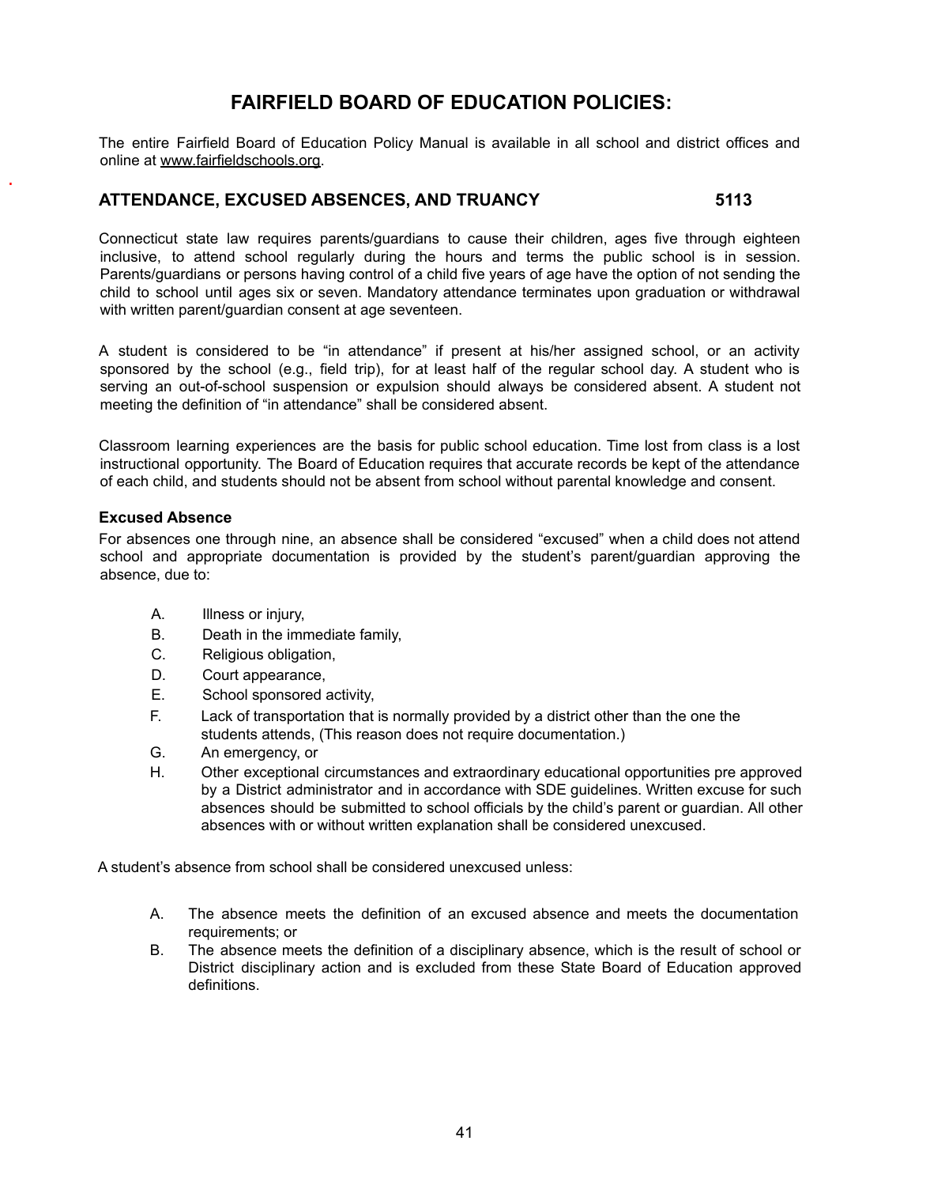# FAIRFIELD BOARD OF EDUCATION POLICIES:

The entire Fairfield Board of Education Policy Manual is available in all school and district offices and online at www.fairfieldschools.org.

## ATTENDANCE, EXCUSED ABSENCES, AND TRUANCY 5113

Connecticut state law requires parents/guardians to cause their children, ages five through eighteen inclusive, to attend school regularly during the hours and terms the public school is in session. Parents/guardians or persons having control of a child five years of age have the option of not sending the child to school until ages six or seven. Mandatory attendance terminates upon graduation or withdrawal with written parent/guardian consent at age seventeen.

A student is considered to be "in attendance" if present at his/her assigned school, or an activity sponsored by the school (e.g., field trip), for at least half of the regular school day. A student who is serving an out-of-school suspension or expulsion should always be considered absent. A student not meeting the definition of "in attendance" shall be considered absent.

Classroom learning experiences are the basis for public school education. Time lost from class is a lost instructional opportunity. The Board of Education requires that accurate records be kept of the attendance of each child, and students should not be absent from school without parental knowledge and consent.

### Excused Absence

For absences one through nine, an absence shall be considered "excused" when a child does not attend school and appropriate documentation is provided by the student's parent/guardian approving the absence, due to:

A. Illness or injury,
B. Death in the immediate family,
C. Religious obligation,
D. Court appearance,
E. School sponsored activity,
F. Lack of transportation that is normally provided by a district other than the one the students attends, (This reason does not require documentation.)
G. An emergency, or
H. Other exceptional circumstances and extraordinary educational opportunities pre approved by a District administrator and in accordance with SDE guidelines. Written excuse for such absences should be submitted to school officials by the child's parent or guardian. All other absences with or without written explanation shall be considered unexcused.

A student's absence from school shall be considered unexcused unless:

A. The absence meets the definition of an excused absence and meets the documentation requirements; or
B. The absence meets the definition of a disciplinary absence, which is the result of school or District disciplinary action and is excluded from these State Board of Education approved definitions.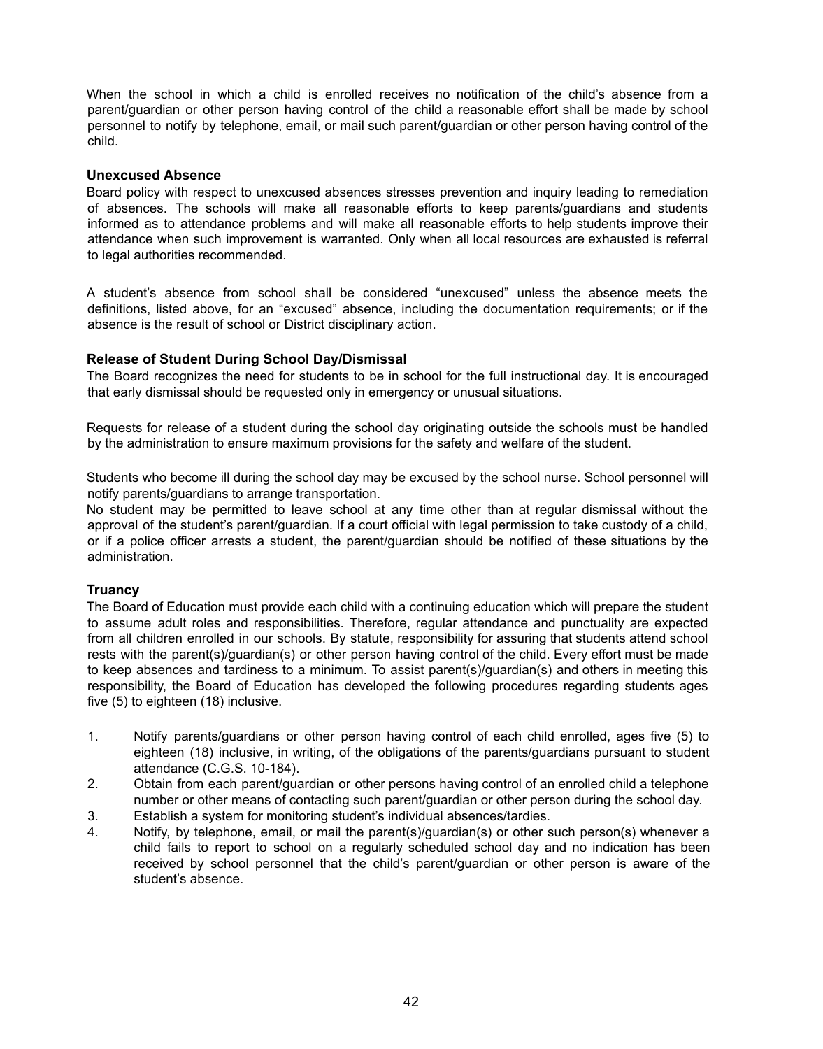When the school in which a child is enrolled receives no notification of the child's absence from a parent/guardian or other person having control of the child a reasonable effort shall be made by school personnel to notify by telephone, email, or mail such parent/guardian or other person having control of the child.

**Unexcused Absence**

Board policy with respect to unexcused absences stresses prevention and inquiry leading to remediation of absences. The schools will make all reasonable efforts to keep parents/guardians and students informed as to attendance problems and will make all reasonable efforts to help students improve their attendance when such improvement is warranted. Only when all local resources are exhausted is referral to legal authorities recommended.

A student's absence from school shall be considered "unexcused" unless the absence meets the definitions, listed above, for an "excused" absence, including the documentation requirements; or if the absence is the result of school or District disciplinary action.

**Release of Student During School Day/Dismissal**

The Board recognizes the need for students to be in school for the full instructional day. It is encouraged that early dismissal should be requested only in emergency or unusual situations.

Requests for release of a student during the school day originating outside the schools must be handled by the administration to ensure maximum provisions for the safety and welfare of the student.

Students who become ill during the school day may be excused by the school nurse. School personnel will notify parents/guardians to arrange transportation.

No student may be permitted to leave school at any time other than at regular dismissal without the approval of the student's parent/guardian. If a court official with legal permission to take custody of a child, or if a police officer arrests a student, the parent/guardian should be notified of these situations by the administration.

**Truancy**

The Board of Education must provide each child with a continuing education which will prepare the student to assume adult roles and responsibilities. Therefore, regular attendance and punctuality are expected from all children enrolled in our schools. By statute, responsibility for assuring that students attend school rests with the parent(s)/guardian(s) or other person having control of the child. Every effort must be made to keep absences and tardiness to a minimum. To assist parent(s)/guardian(s) and others in meeting this responsibility, the Board of Education has developed the following procedures regarding students ages five (5) to eighteen (18) inclusive.

1. Notify parents/guardians or other person having control of each child enrolled, ages five (5) to eighteen (18) inclusive, in writing, of the obligations of the parents/guardians pursuant to student attendance (C.G.S. 10-184).
2. Obtain from each parent/guardian or other persons having control of an enrolled child a telephone number or other means of contacting such parent/guardian or other person during the school day.
3. Establish a system for monitoring student's individual absences/tardies.
4. Notify, by telephone, email, or mail the parent(s)/guardian(s) or other such person(s) whenever a child fails to report to school on a regularly scheduled school day and no indication has been received by school personnel that the child's parent/guardian or other person is aware of the student's absence.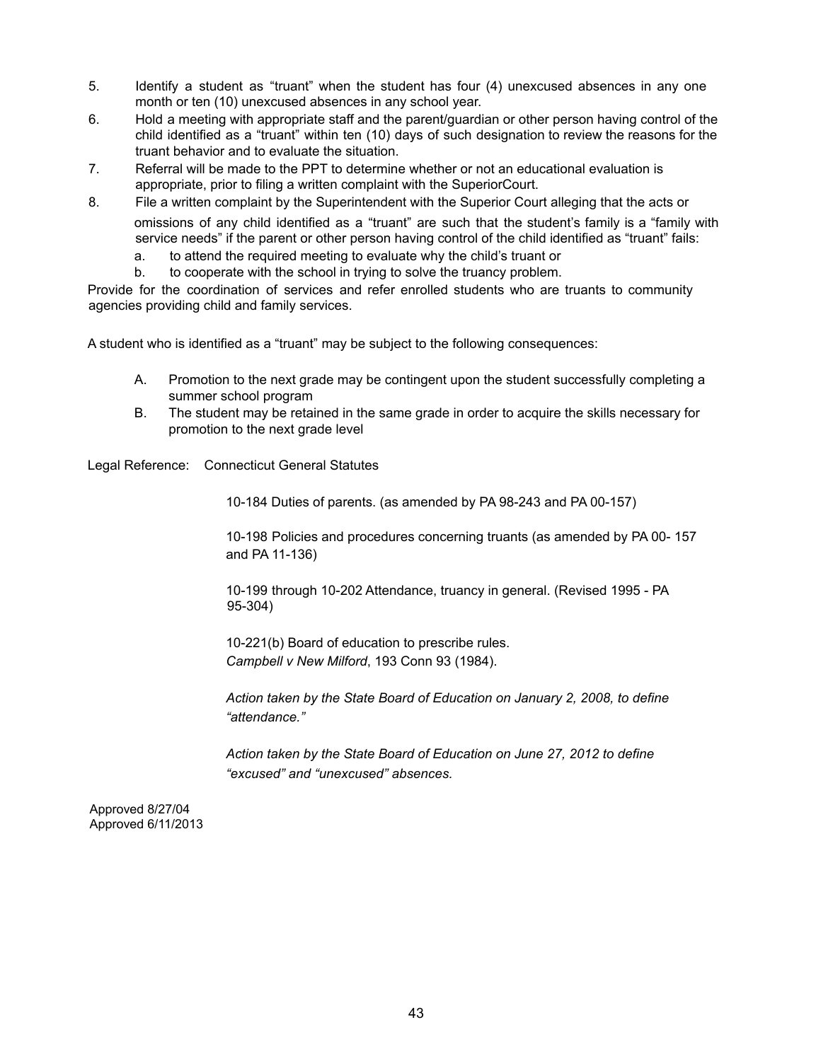5. Identify a student as "truant" when the student has four (4) unexcused absences in any one month or ten (10) unexcused absences in any school year.
6. Hold a meeting with appropriate staff and the parent/guardian or other person having control of the child identified as a "truant" within ten (10) days of such designation to review the reasons for the truant behavior and to evaluate the situation.
7. Referral will be made to the PPT to determine whether or not an educational evaluation is appropriate, prior to filing a written complaint with the SuperiorCourt.
8. File a written complaint by the Superintendent with the Superior Court alleging that the acts or omissions of any child identified as a "truant" are such that the student's family is a "family with service needs" if the parent or other person having control of the child identified as "truant" fails:
   a. to attend the required meeting to evaluate why the child's truant or
   b. to cooperate with the school in trying to solve the truancy problem.

Provide for the coordination of services and refer enrolled students who are truants to community agencies providing child and family services.

A student who is identified as a "truant" may be subject to the following consequences:

A. Promotion to the next grade may be contingent upon the student successfully completing a summer school program
B. The student may be retained in the same grade in order to acquire the skills necessary for promotion to the next grade level

Legal Reference: Connecticut General Statutes

10-184 Duties of parents. (as amended by PA 98-243 and PA 00-157)

10-198 Policies and procedures concerning truants (as amended by PA 00- 157 and PA 11-136)

10-199 through 10-202 Attendance, truancy in general. (Revised 1995 - PA 95-304)

10-221(b) Board of education to prescribe rules.
*Campbell v New Milford*, 193 Conn 93 (1984).

*Action taken by the State Board of Education on January 2, 2008, to define "attendance."*

*Action taken by the State Board of Education on June 27, 2012 to define "excused" and "unexcused" absences.*

Approved 8/27/04
Approved 6/11/2013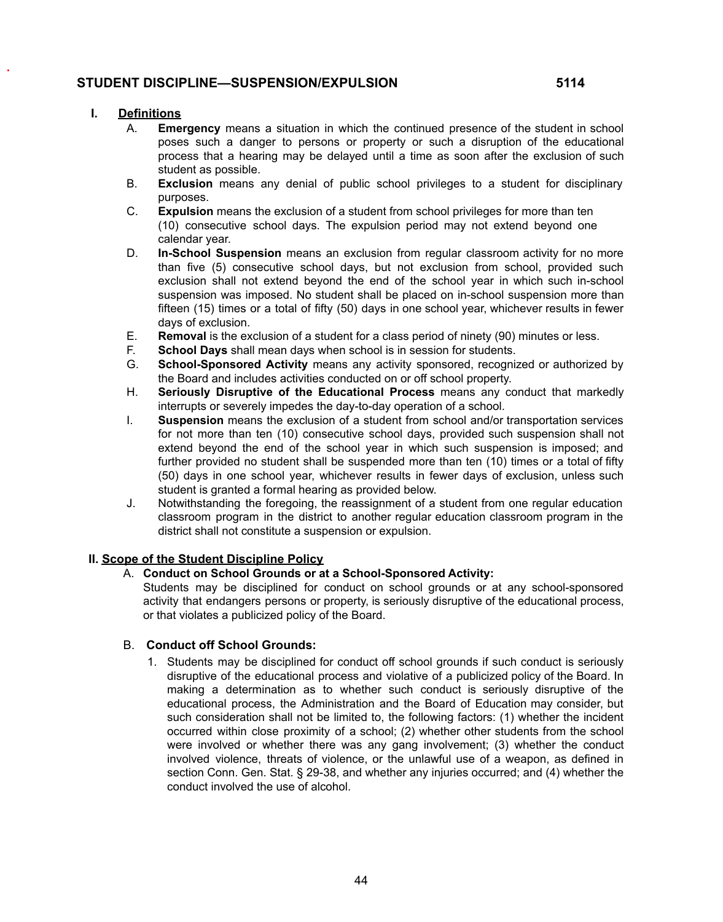## STUDENT DISCIPLINE—SUSPENSION/EXPULSION 5114

### I. Definitions

A. **Emergency** means a situation in which the continued presence of the student in school poses such a danger to persons or property or such a disruption of the educational process that a hearing may be delayed until a time as soon after the exclusion of such student as possible.

B. **Exclusion** means any denial of public school privileges to a student for disciplinary purposes.

C. **Expulsion** means the exclusion of a student from school privileges for more than ten (10) consecutive school days. The expulsion period may not extend beyond one calendar year.

D. **In-School Suspension** means an exclusion from regular classroom activity for no more than five (5) consecutive school days, but not exclusion from school, provided such exclusion shall not extend beyond the end of the school year in which such in-school suspension was imposed. No student shall be placed on in-school suspension more than fifteen (15) times or a total of fifty (50) days in one school year, whichever results in fewer days of exclusion.

E. **Removal** is the exclusion of a student for a class period of ninety (90) minutes or less.

F. **School Days** shall mean days when school is in session for students.

G. **School-Sponsored Activity** means any activity sponsored, recognized or authorized by the Board and includes activities conducted on or off school property.

H. **Seriously Disruptive of the Educational Process** means any conduct that markedly interrupts or severely impedes the day-to-day operation of a school.

I. **Suspension** means the exclusion of a student from school and/or transportation services for not more than ten (10) consecutive school days, provided such suspension shall not extend beyond the end of the school year in which such suspension is imposed; and further provided no student shall be suspended more than ten (10) times or a total of fifty (50) days in one school year, whichever results in fewer days of exclusion, unless such student is granted a formal hearing as provided below.

J. Notwithstanding the foregoing, the reassignment of a student from one regular education classroom program in the district to another regular education classroom program in the district shall not constitute a suspension or expulsion.

### II. Scope of the Student Discipline Policy

A. **Conduct on School Grounds or at a School-Sponsored Activity:**

Students may be disciplined for conduct on school grounds or at any school-sponsored activity that endangers persons or property, is seriously disruptive of the educational process, or that violates a publicized policy of the Board.

B. **Conduct off School Grounds:**

1. Students may be disciplined for conduct off school grounds if such conduct is seriously disruptive of the educational process and violative of a publicized policy of the Board. In making a determination as to whether such conduct is seriously disruptive of the educational process, the Administration and the Board of Education may consider, but such consideration shall not be limited to, the following factors: (1) whether the incident occurred within close proximity of a school; (2) whether other students from the school were involved or whether there was any gang involvement; (3) whether the conduct involved violence, threats of violence, or the unlawful use of a weapon, as defined in section Conn. Gen. Stat. § 29-38, and whether any injuries occurred; and (4) whether the conduct involved the use of alcohol.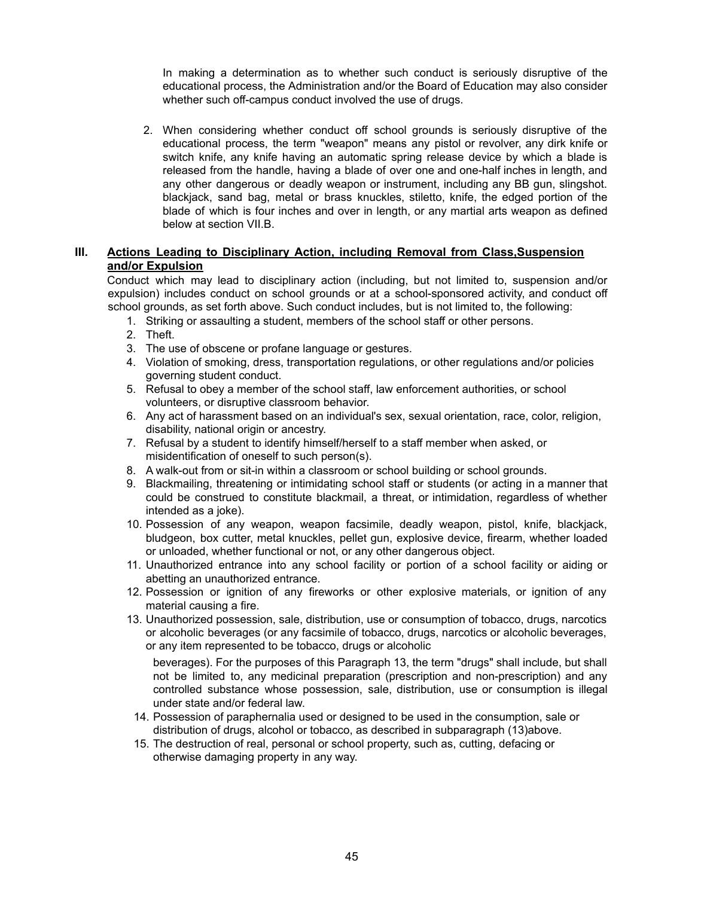In making a determination as to whether such conduct is seriously disruptive of the educational process, the Administration and/or the Board of Education may also consider whether such off-campus conduct involved the use of drugs.

2. When considering whether conduct off school grounds is seriously disruptive of the educational process, the term "weapon" means any pistol or revolver, any dirk knife or switch knife, any knife having an automatic spring release device by which a blade is released from the handle, having a blade of over one and one-half inches in length, and any other dangerous or deadly weapon or instrument, including any BB gun, slingshot. blackjack, sand bag, metal or brass knuckles, stiletto, knife, the edged portion of the blade of which is four inches and over in length, or any martial arts weapon as defined below at section VII.B.

## III. Actions Leading to Disciplinary Action, including Removal from Class,Suspension and/or Expulsion

Conduct which may lead to disciplinary action (including, but not limited to, suspension and/or expulsion) includes conduct on school grounds or at a school-sponsored activity, and conduct off school grounds, as set forth above. Such conduct includes, but is not limited to, the following:

1. Striking or assaulting a student, members of the school staff or other persons.
2. Theft.
3. The use of obscene or profane language or gestures.
4. Violation of smoking, dress, transportation regulations, or other regulations and/or policies governing student conduct.
5. Refusal to obey a member of the school staff, law enforcement authorities, or school volunteers, or disruptive classroom behavior.
6. Any act of harassment based on an individual's sex, sexual orientation, race, color, religion, disability, national origin or ancestry.
7. Refusal by a student to identify himself/herself to a staff member when asked, or misidentification of oneself to such person(s).
8. A walk-out from or sit-in within a classroom or school building or school grounds.
9. Blackmailing, threatening or intimidating school staff or students (or acting in a manner that could be construed to constitute blackmail, a threat, or intimidation, regardless of whether intended as a joke).
10. Possession of any weapon, weapon facsimile, deadly weapon, pistol, knife, blackjack, bludgeon, box cutter, metal knuckles, pellet gun, explosive device, firearm, whether loaded or unloaded, whether functional or not, or any other dangerous object.
11. Unauthorized entrance into any school facility or portion of a school facility or aiding or abetting an unauthorized entrance.
12. Possession or ignition of any fireworks or other explosive materials, or ignition of any material causing a fire.
13. Unauthorized possession, sale, distribution, use or consumption of tobacco, drugs, narcotics or alcoholic beverages (or any facsimile of tobacco, drugs, narcotics or alcoholic beverages, or any item represented to be tobacco, drugs or alcoholic beverages). For the purposes of this Paragraph 13, the term "drugs" shall include, but shall not be limited to, any medicinal preparation (prescription and non-prescription) and any controlled substance whose possession, sale, distribution, use or consumption is illegal under state and/or federal law.
14. Possession of paraphernalia used or designed to be used in the consumption, sale or distribution of drugs, alcohol or tobacco, as described in subparagraph (13)above.
15. The destruction of real, personal or school property, such as, cutting, defacing or otherwise damaging property in any way.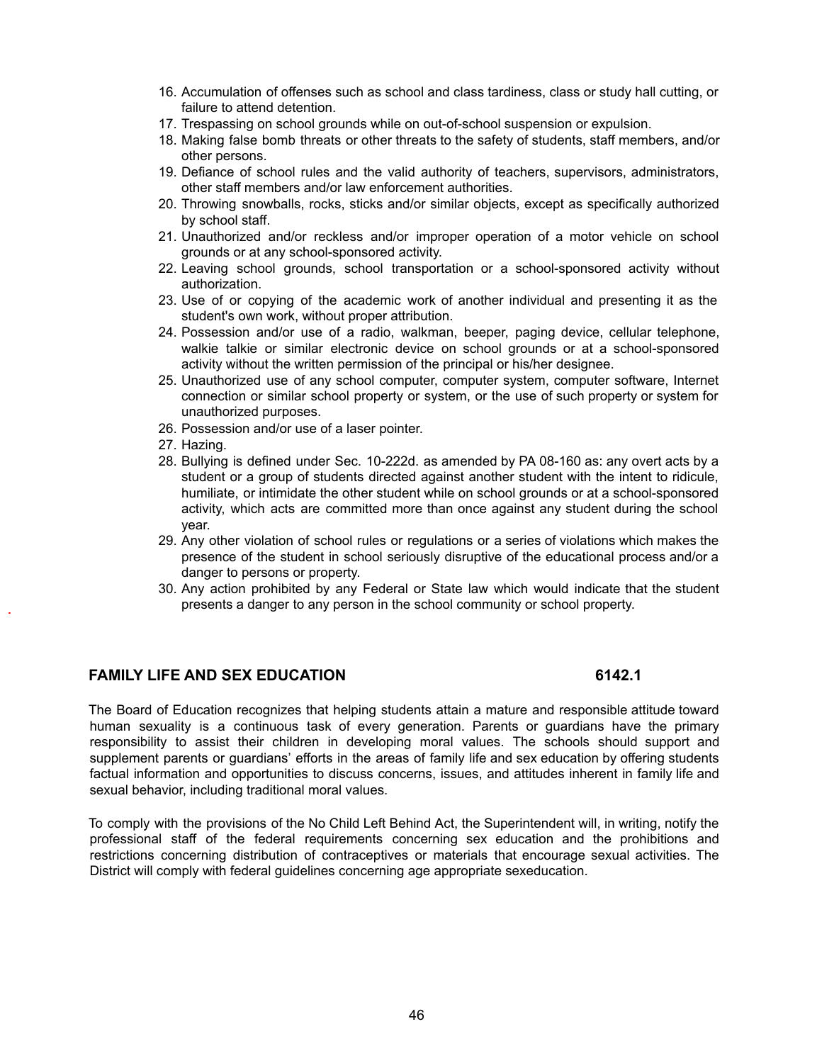16. Accumulation of offenses such as school and class tardiness, class or study hall cutting, or failure to attend detention.
17. Trespassing on school grounds while on out-of-school suspension or expulsion.
18. Making false bomb threats or other threats to the safety of students, staff members, and/or other persons.
19. Defiance of school rules and the valid authority of teachers, supervisors, administrators, other staff members and/or law enforcement authorities.
20. Throwing snowballs, rocks, sticks and/or similar objects, except as specifically authorized by school staff.
21. Unauthorized and/or reckless and/or improper operation of a motor vehicle on school grounds or at any school-sponsored activity.
22. Leaving school grounds, school transportation or a school-sponsored activity without authorization.
23. Use of or copying of the academic work of another individual and presenting it as the student's own work, without proper attribution.
24. Possession and/or use of a radio, walkman, beeper, paging device, cellular telephone, walkie talkie or similar electronic device on school grounds or at a school-sponsored activity without the written permission of the principal or his/her designee.
25. Unauthorized use of any school computer, computer system, computer software, Internet connection or similar school property or system, or the use of such property or system for unauthorized purposes.
26. Possession and/or use of a laser pointer.
27. Hazing.
28. Bullying is defined under Sec. 10-222d. as amended by PA 08-160 as: any overt acts by a student or a group of students directed against another student with the intent to ridicule, humiliate, or intimidate the other student while on school grounds or at a school-sponsored activity, which acts are committed more than once against any student during the school year.
29. Any other violation of school rules or regulations or a series of violations which makes the presence of the student in school seriously disruptive of the educational process and/or a danger to persons or property.
30. Any action prohibited by any Federal or State law which would indicate that the student presents a danger to any person in the school community or school property.

## FAMILY LIFE AND SEX EDUCATION 6142.1

The Board of Education recognizes that helping students attain a mature and responsible attitude toward human sexuality is a continuous task of every generation. Parents or guardians have the primary responsibility to assist their children in developing moral values. The schools should support and supplement parents or guardians' efforts in the areas of family life and sex education by offering students factual information and opportunities to discuss concerns, issues, and attitudes inherent in family life and sexual behavior, including traditional moral values.

To comply with the provisions of the No Child Left Behind Act, the Superintendent will, in writing, notify the professional staff of the federal requirements concerning sex education and the prohibitions and restrictions concerning distribution of contraceptives or materials that encourage sexual activities. The District will comply with federal guidelines concerning age appropriate sexeducation.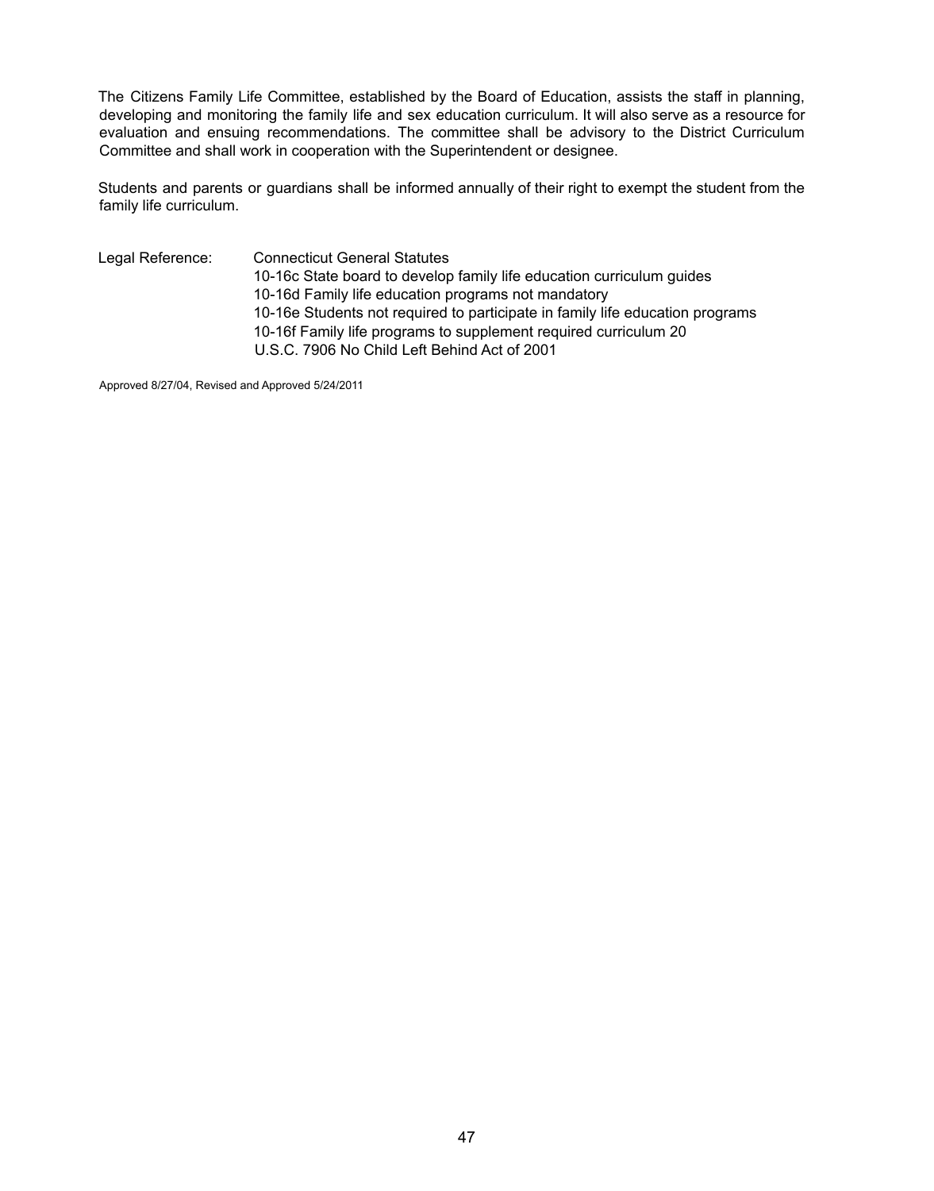The Citizens Family Life Committee, established by the Board of Education, assists the staff in planning, developing and monitoring the family life and sex education curriculum. It will also serve as a resource for evaluation and ensuing recommendations. The committee shall be advisory to the District Curriculum Committee and shall work in cooperation with the Superintendent or designee.

Students and parents or guardians shall be informed annually of their right to exempt the student from the family life curriculum.

Legal Reference: Connecticut General Statutes

10-16c State board to develop family life education curriculum guides

10-16d Family life education programs not mandatory

10-16e Students not required to participate in family life education programs

10-16f Family life programs to supplement required curriculum 20

U.S.C. 7906 No Child Left Behind Act of 2001

Approved 8/27/04, Revised and Approved 5/24/2011